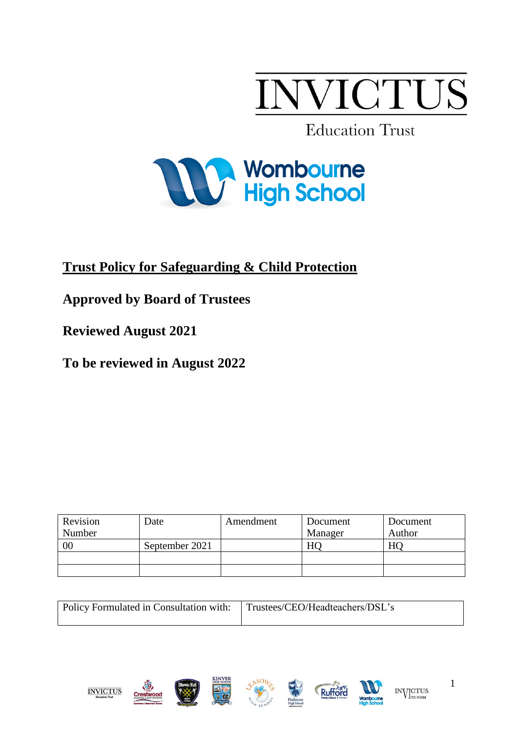# INVICTUS

Education Trust

Wombourne High School

## Trust Policy for Safeguarding & Child Protection

**Approved by Board of Trustees**

**Reviewed August 2021**

**To be reviewed in August 2022**

| Revision Number | Date | Amendment | Document Manager | Document Author |
|---|---|---|---|---|
| 00 | September 2021 | | HQ | HQ |
| | | | | |
| | | | | |

| Policy Formulated in Consultation with: | Trustees/CEO/Headteachers/DSL's |
|---|---|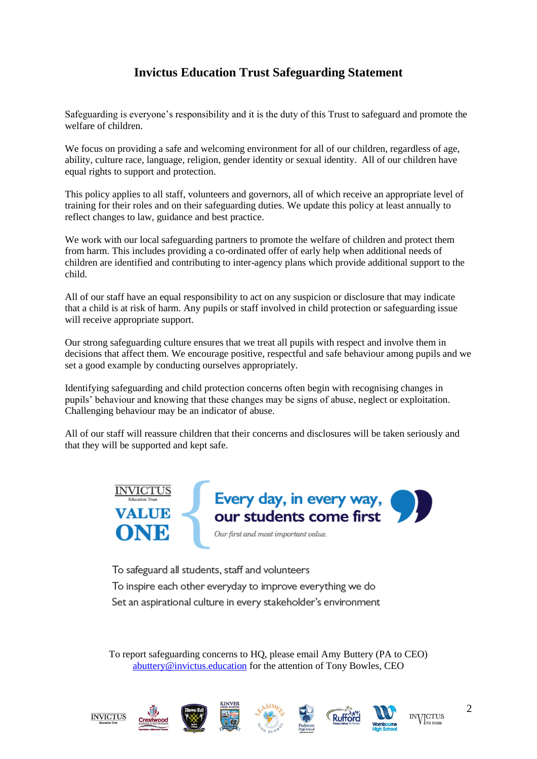# Invictus Education Trust Safeguarding Statement

Safeguarding is everyone's responsibility and it is the duty of this Trust to safeguard and promote the welfare of children.

We focus on providing a safe and welcoming environment for all of our children, regardless of age, ability, culture race, language, religion, gender identity or sexual identity. All of our children have equal rights to support and protection.

This policy applies to all staff, volunteers and governors, all of which receive an appropriate level of training for their roles and on their safeguarding duties. We update this policy at least annually to reflect changes to law, guidance and best practice.

We work with our local safeguarding partners to promote the welfare of children and protect them from harm. This includes providing a co-ordinated offer of early help when additional needs of children are identified and contributing to inter-agency plans which provide additional support to the child.

All of our staff have an equal responsibility to act on any suspicion or disclosure that may indicate that a child is at risk of harm. Any pupils or staff involved in child protection or safeguarding issue will receive appropriate support.

Our strong safeguarding culture ensures that we treat all pupils with respect and involve them in decisions that affect them. We encourage positive, respectful and safe behaviour among pupils and we set a good example by conducting ourselves appropriately.

Identifying safeguarding and child protection concerns often begin with recognising changes in pupils' behaviour and knowing that these changes may be signs of abuse, neglect or exploitation. Challenging behaviour may be an indicator of abuse.

All of our staff will reassure children that their concerns and disclosures will be taken seriously and that they will be supported and kept safe.

**INVICTUS** Education Trust **VALUE ONE**

**Every day, in every way, our students come first**

*Our first and most important value.*

To safeguard all students, staff and volunteers
To inspire each other everyday to improve everything we do
Set an aspirational culture in every stakeholder's environment

To report safeguarding concerns to HQ, please email Amy Buttery (PA to CEO) abuttery@invictus.education for the attention of Tony Bowles, CEO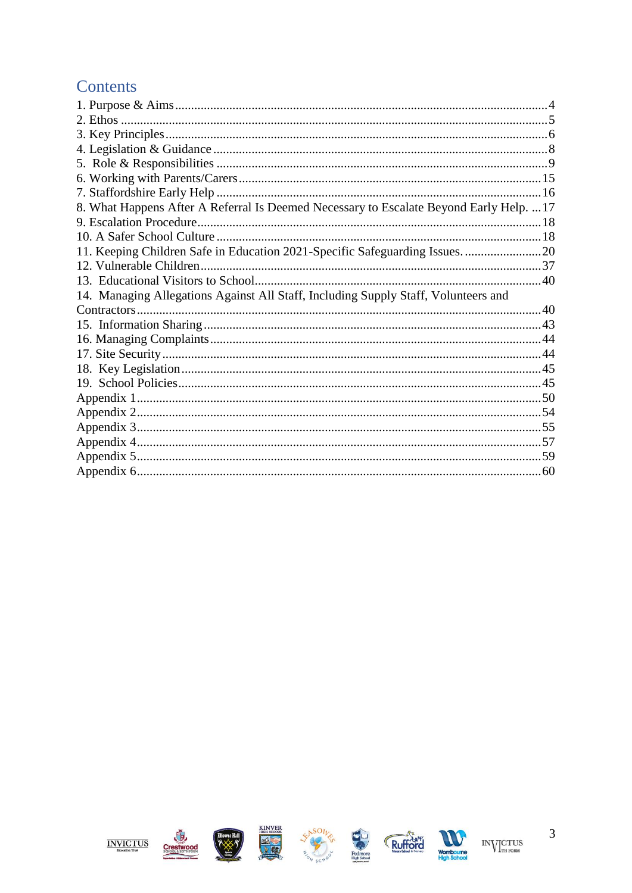## Contents

1. Purpose & Aims ........................................................................................................4
2. Ethos .......................................................................................................................5
3. Key Principles .........................................................................................................6
4. Legislation & Guidance ..........................................................................................8
5. Role & Responsibilities ..........................................................................................9
6. Working with Parents/Carers ...............................................................................15
7. Staffordshire Early Help ......................................................................................16
8. What Happens After A Referral Is Deemed Necessary to Escalate Beyond Early Help. ...17
9. Escalation Procedure ............................................................................................18
10. A Safer School Culture ......................................................................................18
11. Keeping Children Safe in Education 2021-Specific Safeguarding Issues. ..........20
12. Vulnerable Children ...........................................................................................37
13. Educational Visitors to School ...........................................................................40
14. Managing Allegations Against All Staff, Including Supply Staff, Volunteers and Contractors ................................................................................................................40
15. Information Sharing ...........................................................................................43
16. Managing Complaints .........................................................................................44
17. Site Security ........................................................................................................44
18. Key Legislation ...................................................................................................45
19. School Policies ....................................................................................................45

Appendix 1 ..................................................................................................................50
Appendix 2 ..................................................................................................................54
Appendix 3 ..................................................................................................................55
Appendix 4 ..................................................................................................................57
Appendix 5 ..................................................................................................................59
Appendix 6 ..................................................................................................................60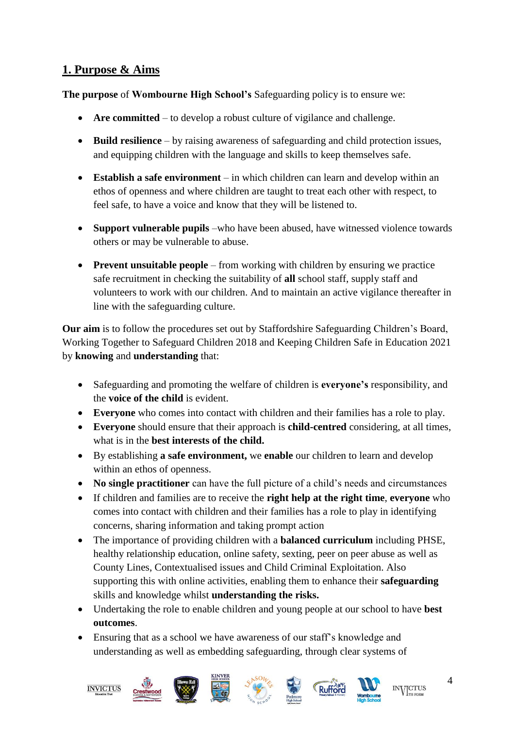## 1. Purpose & Aims

**The purpose** of **Wombourne High School's** Safeguarding policy is to ensure we:

- **Are committed** – to develop a robust culture of vigilance and challenge.
- **Build resilience** – by raising awareness of safeguarding and child protection issues, and equipping children with the language and skills to keep themselves safe.
- **Establish a safe environment** – in which children can learn and develop within an ethos of openness and where children are taught to treat each other with respect, to feel safe, to have a voice and know that they will be listened to.
- **Support vulnerable pupils** –who have been abused, have witnessed violence towards others or may be vulnerable to abuse.
- **Prevent unsuitable people** – from working with children by ensuring we practice safe recruitment in checking the suitability of **all** school staff, supply staff and volunteers to work with our children. And to maintain an active vigilance thereafter in line with the safeguarding culture.

**Our aim** is to follow the procedures set out by Staffordshire Safeguarding Children's Board, Working Together to Safeguard Children 2018 and Keeping Children Safe in Education 2021 by **knowing** and **understanding** that:

- Safeguarding and promoting the welfare of children is **everyone's** responsibility, and the **voice of the child** is evident.
- **Everyone** who comes into contact with children and their families has a role to play.
- **Everyone** should ensure that their approach is **child-centred** considering, at all times, what is in the **best interests of the child.**
- By establishing **a safe environment,** we **enable** our children to learn and develop within an ethos of openness.
- **No single practitioner** can have the full picture of a child's needs and circumstances
- If children and families are to receive the **right help at the right time**, **everyone** who comes into contact with children and their families has a role to play in identifying concerns, sharing information and taking prompt action
- The importance of providing children with a **balanced curriculum** including PHSE, healthy relationship education, online safety, sexting, peer on peer abuse as well as County Lines, Contextualised issues and Child Criminal Exploitation. Also supporting this with online activities, enabling them to enhance their **safeguarding** skills and knowledge whilst **understanding the risks.**
- Undertaking the role to enable children and young people at our school to have **best outcomes**.
- Ensuring that as a school we have awareness of our staff's knowledge and understanding as well as embedding safeguarding, through clear systems of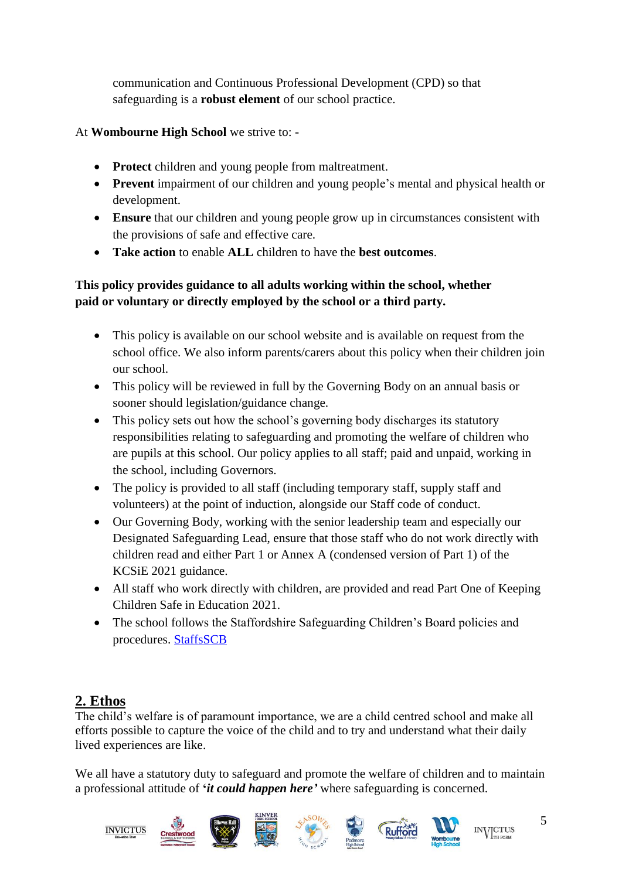communication and Continuous Professional Development (CPD) so that safeguarding is a **robust element** of our school practice.

At **Wombourne High School** we strive to: -

- **Protect** children and young people from maltreatment.
- **Prevent** impairment of our children and young people's mental and physical health or development.
- **Ensure** that our children and young people grow up in circumstances consistent with the provisions of safe and effective care.
- **Take action** to enable **ALL** children to have the **best outcomes**.

**This policy provides guidance to all adults working within the school, whether paid or voluntary or directly employed by the school or a third party.**

- This policy is available on our school website and is available on request from the school office. We also inform parents/carers about this policy when their children join our school.
- This policy will be reviewed in full by the Governing Body on an annual basis or sooner should legislation/guidance change.
- This policy sets out how the school's governing body discharges its statutory responsibilities relating to safeguarding and promoting the welfare of children who are pupils at this school. Our policy applies to all staff; paid and unpaid, working in the school, including Governors.
- The policy is provided to all staff (including temporary staff, supply staff and volunteers) at the point of induction, alongside our Staff code of conduct.
- Our Governing Body, working with the senior leadership team and especially our Designated Safeguarding Lead, ensure that those staff who do not work directly with children read and either Part 1 or Annex A (condensed version of Part 1) of the KCSiE 2021 guidance.
- All staff who work directly with children, are provided and read Part One of Keeping Children Safe in Education 2021.
- The school follows the Staffordshire Safeguarding Children's Board policies and procedures. StaffsSCB

## 2. Ethos

The child's welfare is of paramount importance, we are a child centred school and make all efforts possible to capture the voice of the child and to try and understand what their daily lived experiences are like.

We all have a statutory duty to safeguard and promote the welfare of children and to maintain a professional attitude of ***'it could happen here'*** where safeguarding is concerned.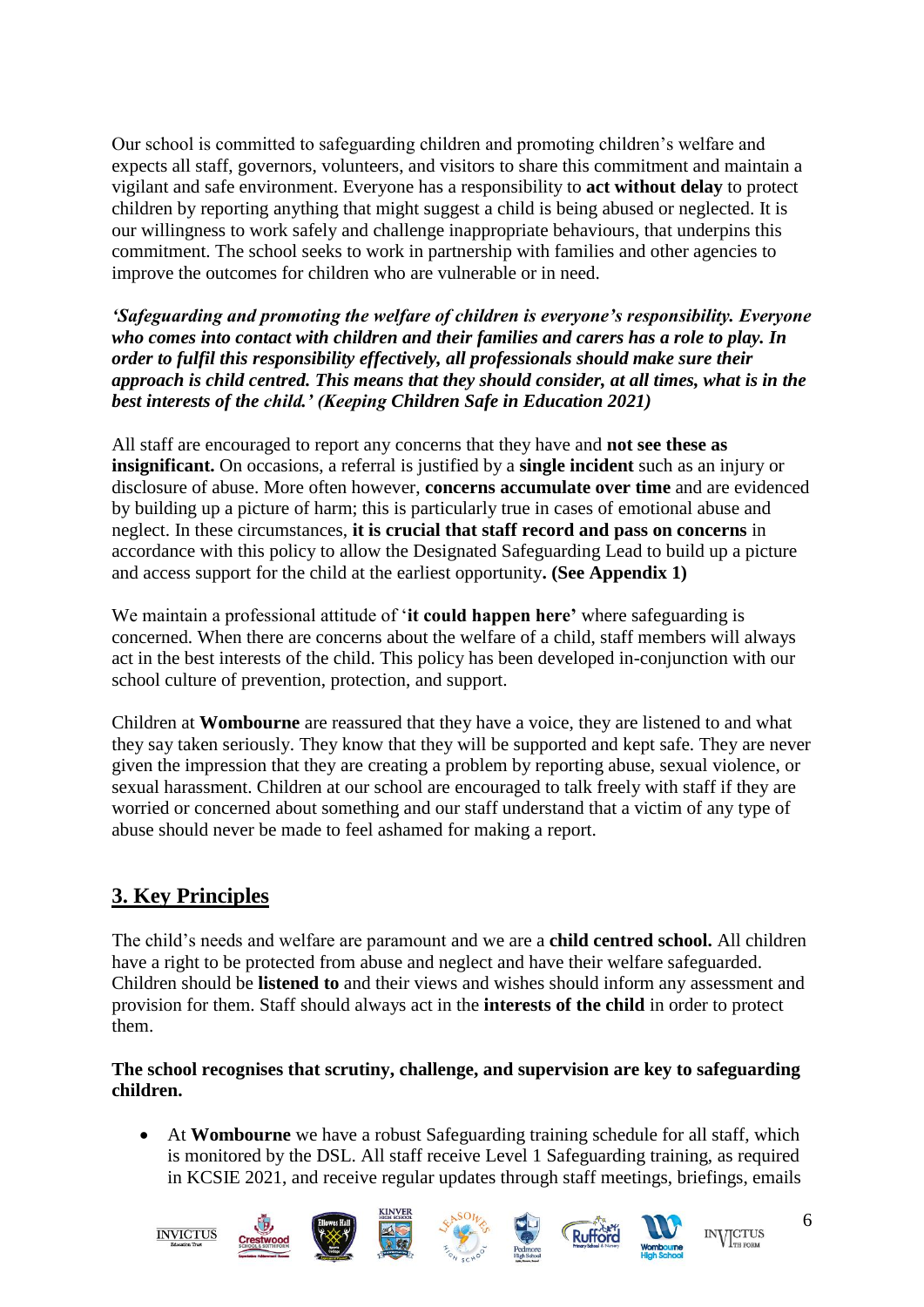Our school is committed to safeguarding children and promoting children's welfare and expects all staff, governors, volunteers, and visitors to share this commitment and maintain a vigilant and safe environment. Everyone has a responsibility to **act without delay** to protect children by reporting anything that might suggest a child is being abused or neglected. It is our willingness to work safely and challenge inappropriate behaviours, that underpins this commitment. The school seeks to work in partnership with families and other agencies to improve the outcomes for children who are vulnerable or in need.

***'Safeguarding and promoting the welfare of children is everyone's responsibility. Everyone who comes into contact with children and their families and carers has a role to play. In order to fulfil this responsibility effectively, all professionals should make sure their approach is child centred. This means that they should consider, at all times, what is in the best interests of the child.' (Keeping Children Safe in Education 2021)***

All staff are encouraged to report any concerns that they have and **not see these as insignificant.** On occasions, a referral is justified by a **single incident** such as an injury or disclosure of abuse. More often however, **concerns accumulate over time** and are evidenced by building up a picture of harm; this is particularly true in cases of emotional abuse and neglect. In these circumstances, **it is crucial that staff record and pass on concerns** in accordance with this policy to allow the Designated Safeguarding Lead to build up a picture and access support for the child at the earliest opportunity**. (See Appendix 1)**

We maintain a professional attitude of '**it could happen here'** where safeguarding is concerned. When there are concerns about the welfare of a child, staff members will always act in the best interests of the child. This policy has been developed in-conjunction with our school culture of prevention, protection, and support.

Children at **Wombourne** are reassured that they have a voice, they are listened to and what they say taken seriously. They know that they will be supported and kept safe. They are never given the impression that they are creating a problem by reporting abuse, sexual violence, or sexual harassment. Children at our school are encouraged to talk freely with staff if they are worried or concerned about something and our staff understand that a victim of any type of abuse should never be made to feel ashamed for making a report.

## 3. Key Principles

The child's needs and welfare are paramount and we are a **child centred school.** All children have a right to be protected from abuse and neglect and have their welfare safeguarded. Children should be **listened to** and their views and wishes should inform any assessment and provision for them. Staff should always act in the **interests of the child** in order to protect them.

**The school recognises that scrutiny, challenge, and supervision are key to safeguarding children.**

- At **Wombourne** we have a robust Safeguarding training schedule for all staff, which is monitored by the DSL. All staff receive Level 1 Safeguarding training, as required in KCSIE 2021, and receive regular updates through staff meetings, briefings, emails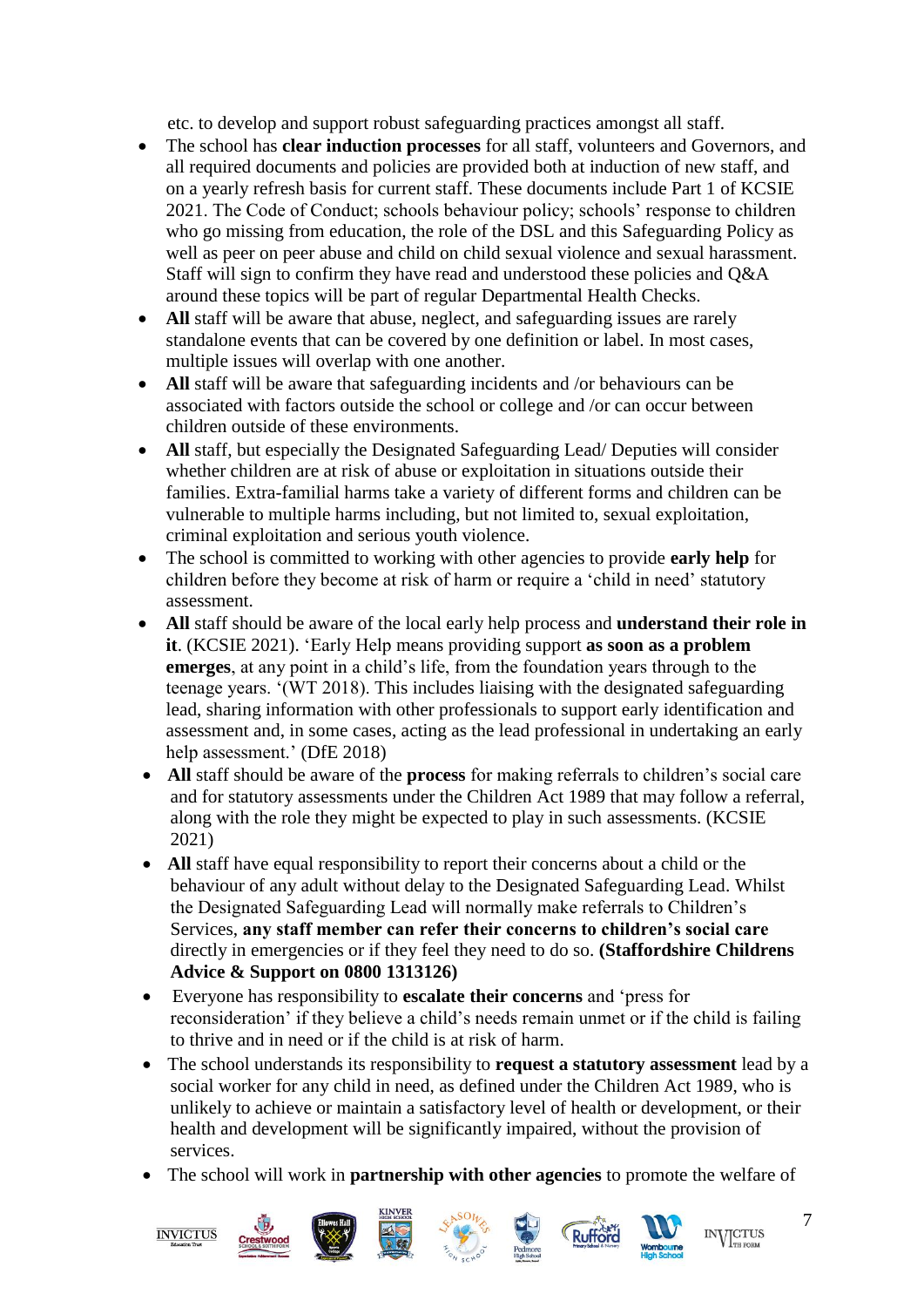etc. to develop and support robust safeguarding practices amongst all staff.

- The school has **clear induction processes** for all staff, volunteers and Governors, and all required documents and policies are provided both at induction of new staff, and on a yearly refresh basis for current staff. These documents include Part 1 of KCSIE 2021. The Code of Conduct; schools behaviour policy; schools' response to children who go missing from education, the role of the DSL and this Safeguarding Policy as well as peer on peer abuse and child on child sexual violence and sexual harassment. Staff will sign to confirm they have read and understood these policies and Q&A around these topics will be part of regular Departmental Health Checks.
- **All** staff will be aware that abuse, neglect, and safeguarding issues are rarely standalone events that can be covered by one definition or label. In most cases, multiple issues will overlap with one another.
- **All** staff will be aware that safeguarding incidents and /or behaviours can be associated with factors outside the school or college and /or can occur between children outside of these environments.
- **All** staff, but especially the Designated Safeguarding Lead/ Deputies will consider whether children are at risk of abuse or exploitation in situations outside their families. Extra-familial harms take a variety of different forms and children can be vulnerable to multiple harms including, but not limited to, sexual exploitation, criminal exploitation and serious youth violence.
- The school is committed to working with other agencies to provide **early help** for children before they become at risk of harm or require a 'child in need' statutory assessment.
- **All** staff should be aware of the local early help process and **understand their role in it**. (KCSIE 2021). 'Early Help means providing support **as soon as a problem emerges**, at any point in a child's life, from the foundation years through to the teenage years. '(WT 2018). This includes liaising with the designated safeguarding lead, sharing information with other professionals to support early identification and assessment and, in some cases, acting as the lead professional in undertaking an early help assessment.' (DfE 2018)
- **All** staff should be aware of the **process** for making referrals to children's social care and for statutory assessments under the Children Act 1989 that may follow a referral, along with the role they might be expected to play in such assessments. (KCSIE 2021)
- **All** staff have equal responsibility to report their concerns about a child or the behaviour of any adult without delay to the Designated Safeguarding Lead. Whilst the Designated Safeguarding Lead will normally make referrals to Children's Services, **any staff member can refer their concerns to children's social care** directly in emergencies or if they feel they need to do so. **(Staffordshire Childrens Advice & Support on 0800 1313126)**
- Everyone has responsibility to **escalate their concerns** and 'press for reconsideration' if they believe a child's needs remain unmet or if the child is failing to thrive and in need or if the child is at risk of harm.
- The school understands its responsibility to **request a statutory assessment** lead by a social worker for any child in need, as defined under the Children Act 1989, who is unlikely to achieve or maintain a satisfactory level of health or development, or their health and development will be significantly impaired, without the provision of services.
- The school will work in **partnership with other agencies** to promote the welfare of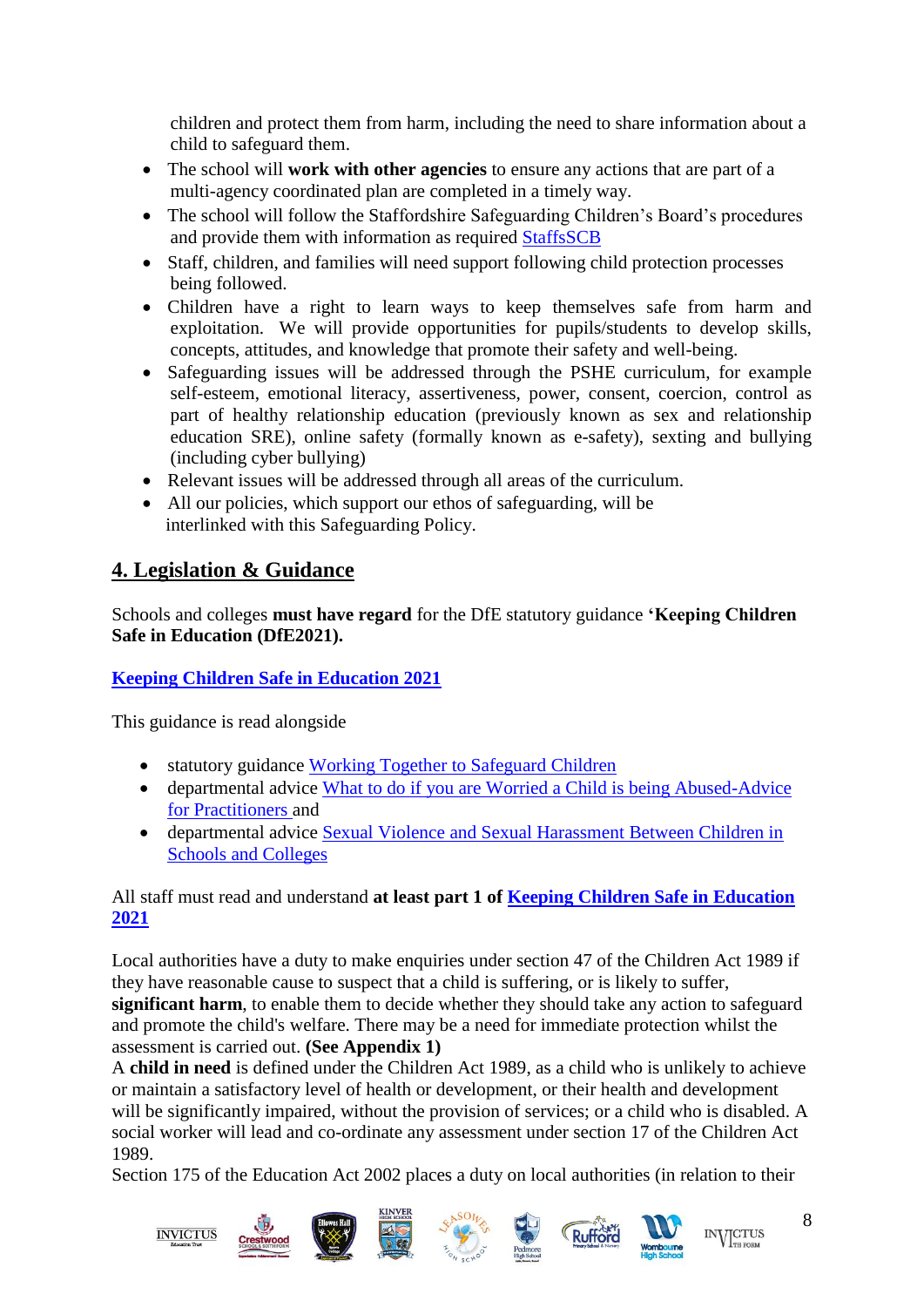children and protect them from harm, including the need to share information about a child to safeguard them.

- The school will **work with other agencies** to ensure any actions that are part of a multi-agency coordinated plan are completed in a timely way.
- The school will follow the Staffordshire Safeguarding Children's Board's procedures and provide them with information as required [StaffsSCB]
- Staff, children, and families will need support following child protection processes being followed.
- Children have a right to learn ways to keep themselves safe from harm and exploitation. We will provide opportunities for pupils/students to develop skills, concepts, attitudes, and knowledge that promote their safety and well-being.
- Safeguarding issues will be addressed through the PSHE curriculum, for example self-esteem, emotional literacy, assertiveness, power, consent, coercion, control as part of healthy relationship education (previously known as sex and relationship education SRE), online safety (formally known as e-safety), sexting and bullying (including cyber bullying)
- Relevant issues will be addressed through all areas of the curriculum.
- All our policies, which support our ethos of safeguarding, will be interlinked with this Safeguarding Policy.

## 4. Legislation & Guidance

Schools and colleges **must have regard** for the DfE statutory guidance **'Keeping Children Safe in Education (DfE2021).**

**Keeping Children Safe in Education 2021**

This guidance is read alongside

- statutory guidance Working Together to Safeguard Children
- departmental advice What to do if you are Worried a Child is being Abused-Advice for Practitioners and
- departmental advice Sexual Violence and Sexual Harassment Between Children in Schools and Colleges

All staff must read and understand **at least part 1 of Keeping Children Safe in Education 2021**

Local authorities have a duty to make enquiries under section 47 of the Children Act 1989 if they have reasonable cause to suspect that a child is suffering, or is likely to suffer, **significant harm**, to enable them to decide whether they should take any action to safeguard and promote the child's welfare. There may be a need for immediate protection whilst the assessment is carried out. **(See Appendix 1)**

A **child in need** is defined under the Children Act 1989, as a child who is unlikely to achieve or maintain a satisfactory level of health or development, or their health and development will be significantly impaired, without the provision of services; or a child who is disabled. A social worker will lead and co-ordinate any assessment under section 17 of the Children Act 1989.

Section 175 of the Education Act 2002 places a duty on local authorities (in relation to their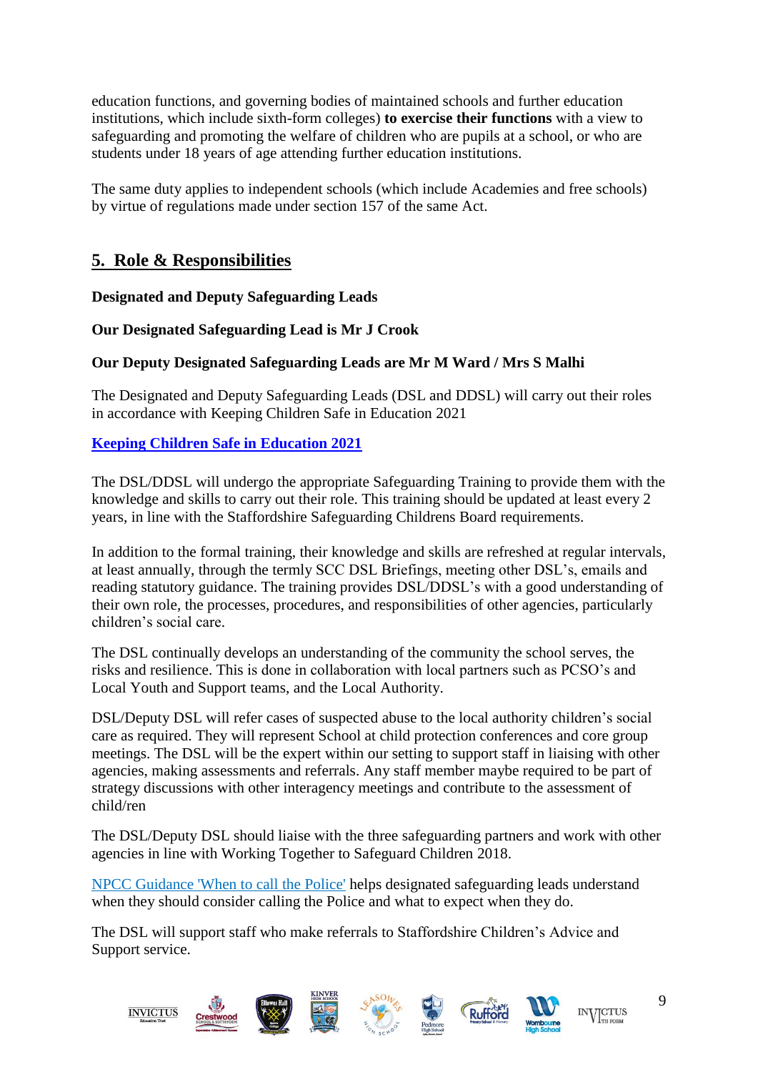education functions, and governing bodies of maintained schools and further education institutions, which include sixth-form colleges) **to exercise their functions** with a view to safeguarding and promoting the welfare of children who are pupils at a school, or who are students under 18 years of age attending further education institutions.

The same duty applies to independent schools (which include Academies and free schools) by virtue of regulations made under section 157 of the same Act.

## 5. Role & Responsibilities

**Designated and Deputy Safeguarding Leads**

**Our Designated Safeguarding Lead is Mr J Crook**

**Our Deputy Designated Safeguarding Leads are Mr M Ward / Mrs S Malhi**

The Designated and Deputy Safeguarding Leads (DSL and DDSL) will carry out their roles in accordance with Keeping Children Safe in Education 2021

**Keeping Children Safe in Education 2021**

The DSL/DDSL will undergo the appropriate Safeguarding Training to provide them with the knowledge and skills to carry out their role. This training should be updated at least every 2 years, in line with the Staffordshire Safeguarding Childrens Board requirements.

In addition to the formal training, their knowledge and skills are refreshed at regular intervals, at least annually, through the termly SCC DSL Briefings, meeting other DSL's, emails and reading statutory guidance. The training provides DSL/DDSL's with a good understanding of their own role, the processes, procedures, and responsibilities of other agencies, particularly children's social care.

The DSL continually develops an understanding of the community the school serves, the risks and resilience. This is done in collaboration with local partners such as PCSO's and Local Youth and Support teams, and the Local Authority.

DSL/Deputy DSL will refer cases of suspected abuse to the local authority children's social care as required. They will represent School at child protection conferences and core group meetings. The DSL will be the expert within our setting to support staff in liaising with other agencies, making assessments and referrals. Any staff member maybe required to be part of strategy discussions with other interagency meetings and contribute to the assessment of child/ren

The DSL/Deputy DSL should liaise with the three safeguarding partners and work with other agencies in line with Working Together to Safeguard Children 2018.

NPCC Guidance 'When to call the Police' helps designated safeguarding leads understand when they should consider calling the Police and what to expect when they do.

The DSL will support staff who make referrals to Staffordshire Children's Advice and Support service.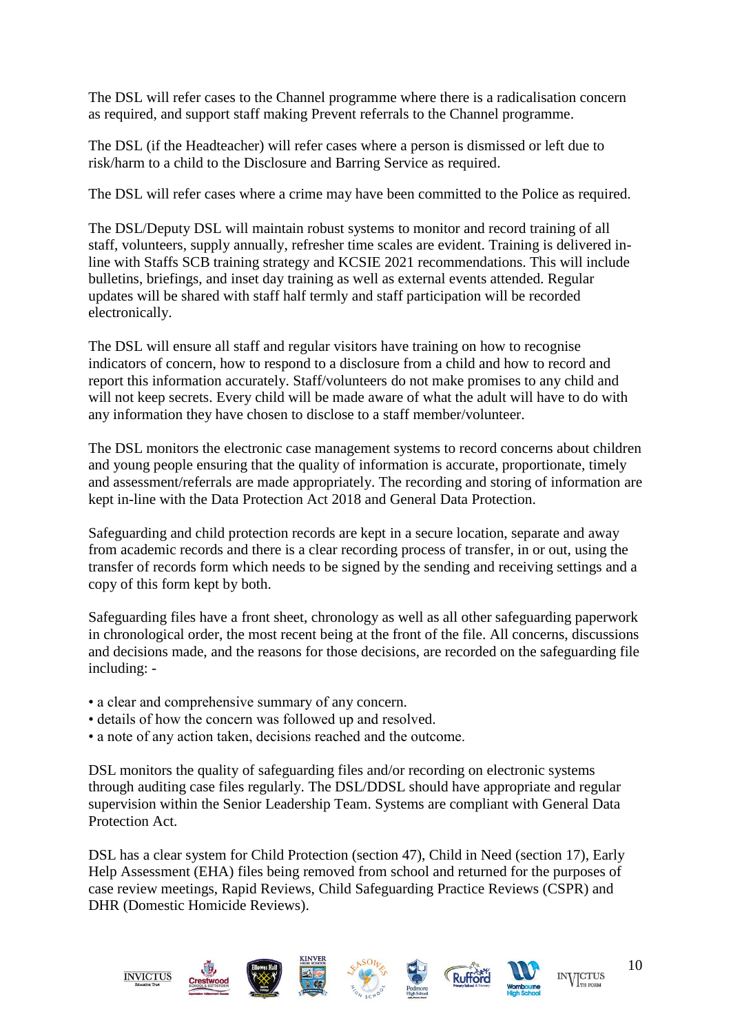The DSL will refer cases to the Channel programme where there is a radicalisation concern as required, and support staff making Prevent referrals to the Channel programme.

The DSL (if the Headteacher) will refer cases where a person is dismissed or left due to risk/harm to a child to the Disclosure and Barring Service as required.

The DSL will refer cases where a crime may have been committed to the Police as required.

The DSL/Deputy DSL will maintain robust systems to monitor and record training of all staff, volunteers, supply annually, refresher time scales are evident. Training is delivered in-line with Staffs SCB training strategy and KCSIE 2021 recommendations. This will include bulletins, briefings, and inset day training as well as external events attended. Regular updates will be shared with staff half termly and staff participation will be recorded electronically.

The DSL will ensure all staff and regular visitors have training on how to recognise indicators of concern, how to respond to a disclosure from a child and how to record and report this information accurately. Staff/volunteers do not make promises to any child and will not keep secrets. Every child will be made aware of what the adult will have to do with any information they have chosen to disclose to a staff member/volunteer.

The DSL monitors the electronic case management systems to record concerns about children and young people ensuring that the quality of information is accurate, proportionate, timely and assessment/referrals are made appropriately. The recording and storing of information are kept in-line with the Data Protection Act 2018 and General Data Protection.

Safeguarding and child protection records are kept in a secure location, separate and away from academic records and there is a clear recording process of transfer, in or out, using the transfer of records form which needs to be signed by the sending and receiving settings and a copy of this form kept by both.

Safeguarding files have a front sheet, chronology as well as all other safeguarding paperwork in chronological order, the most recent being at the front of the file. All concerns, discussions and decisions made, and the reasons for those decisions, are recorded on the safeguarding file including: -

- a clear and comprehensive summary of any concern.
- details of how the concern was followed up and resolved.
- a note of any action taken, decisions reached and the outcome.

DSL monitors the quality of safeguarding files and/or recording on electronic systems through auditing case files regularly. The DSL/DDSL should have appropriate and regular supervision within the Senior Leadership Team. Systems are compliant with General Data Protection Act.

DSL has a clear system for Child Protection (section 47), Child in Need (section 17), Early Help Assessment (EHA) files being removed from school and returned for the purposes of case review meetings, Rapid Reviews, Child Safeguarding Practice Reviews (CSPR) and DHR (Domestic Homicide Reviews).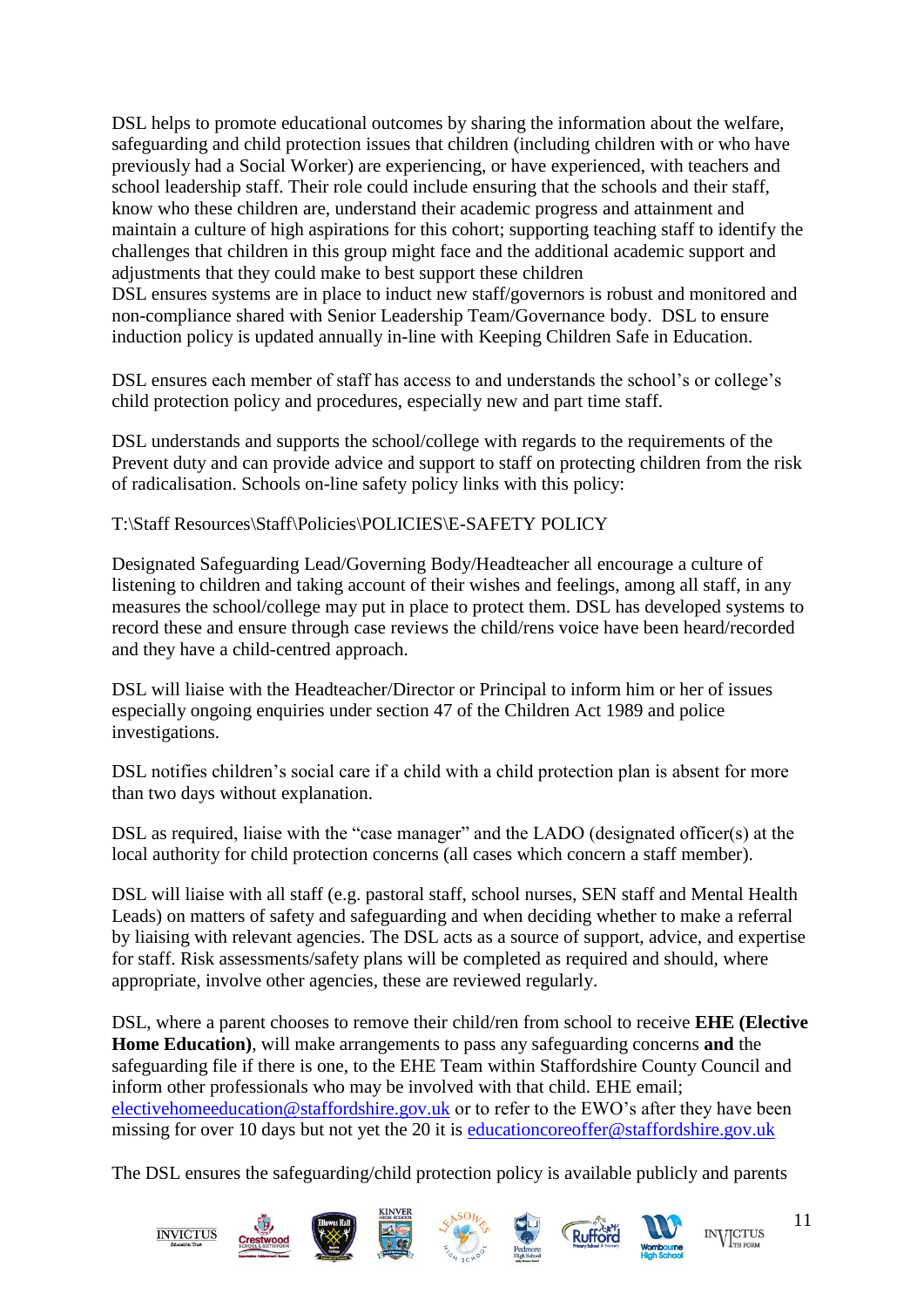DSL helps to promote educational outcomes by sharing the information about the welfare, safeguarding and child protection issues that children (including children with or who have previously had a Social Worker) are experiencing, or have experienced, with teachers and school leadership staff. Their role could include ensuring that the schools and their staff, know who these children are, understand their academic progress and attainment and maintain a culture of high aspirations for this cohort; supporting teaching staff to identify the challenges that children in this group might face and the additional academic support and adjustments that they could make to best support these children

DSL ensures systems are in place to induct new staff/governors is robust and monitored and non-compliance shared with Senior Leadership Team/Governance body. DSL to ensure induction policy is updated annually in-line with Keeping Children Safe in Education.

DSL ensures each member of staff has access to and understands the school's or college's child protection policy and procedures, especially new and part time staff.

DSL understands and supports the school/college with regards to the requirements of the Prevent duty and can provide advice and support to staff on protecting children from the risk of radicalisation. Schools on-line safety policy links with this policy:

T:\Staff Resources\Staff\Policies\POLICIES\E-SAFETY POLICY

Designated Safeguarding Lead/Governing Body/Headteacher all encourage a culture of listening to children and taking account of their wishes and feelings, among all staff, in any measures the school/college may put in place to protect them. DSL has developed systems to record these and ensure through case reviews the child/rens voice have been heard/recorded and they have a child-centred approach.

DSL will liaise with the Headteacher/Director or Principal to inform him or her of issues especially ongoing enquiries under section 47 of the Children Act 1989 and police investigations.

DSL notifies children's social care if a child with a child protection plan is absent for more than two days without explanation.

DSL as required, liaise with the "case manager" and the LADO (designated officer(s) at the local authority for child protection concerns (all cases which concern a staff member).

DSL will liaise with all staff (e.g. pastoral staff, school nurses, SEN staff and Mental Health Leads) on matters of safety and safeguarding and when deciding whether to make a referral by liaising with relevant agencies. The DSL acts as a source of support, advice, and expertise for staff. Risk assessments/safety plans will be completed as required and should, where appropriate, involve other agencies, these are reviewed regularly.

DSL, where a parent chooses to remove their child/ren from school to receive **EHE (Elective Home Education)**, will make arrangements to pass any safeguarding concerns **and** the safeguarding file if there is one, to the EHE Team within Staffordshire County Council and inform other professionals who may be involved with that child. EHE email; electivehomeeducation@staffordshire.gov.uk or to refer to the EWO's after they have been missing for over 10 days but not yet the 20 it is educationcoreoffer@staffordshire.gov.uk

The DSL ensures the safeguarding/child protection policy is available publicly and parents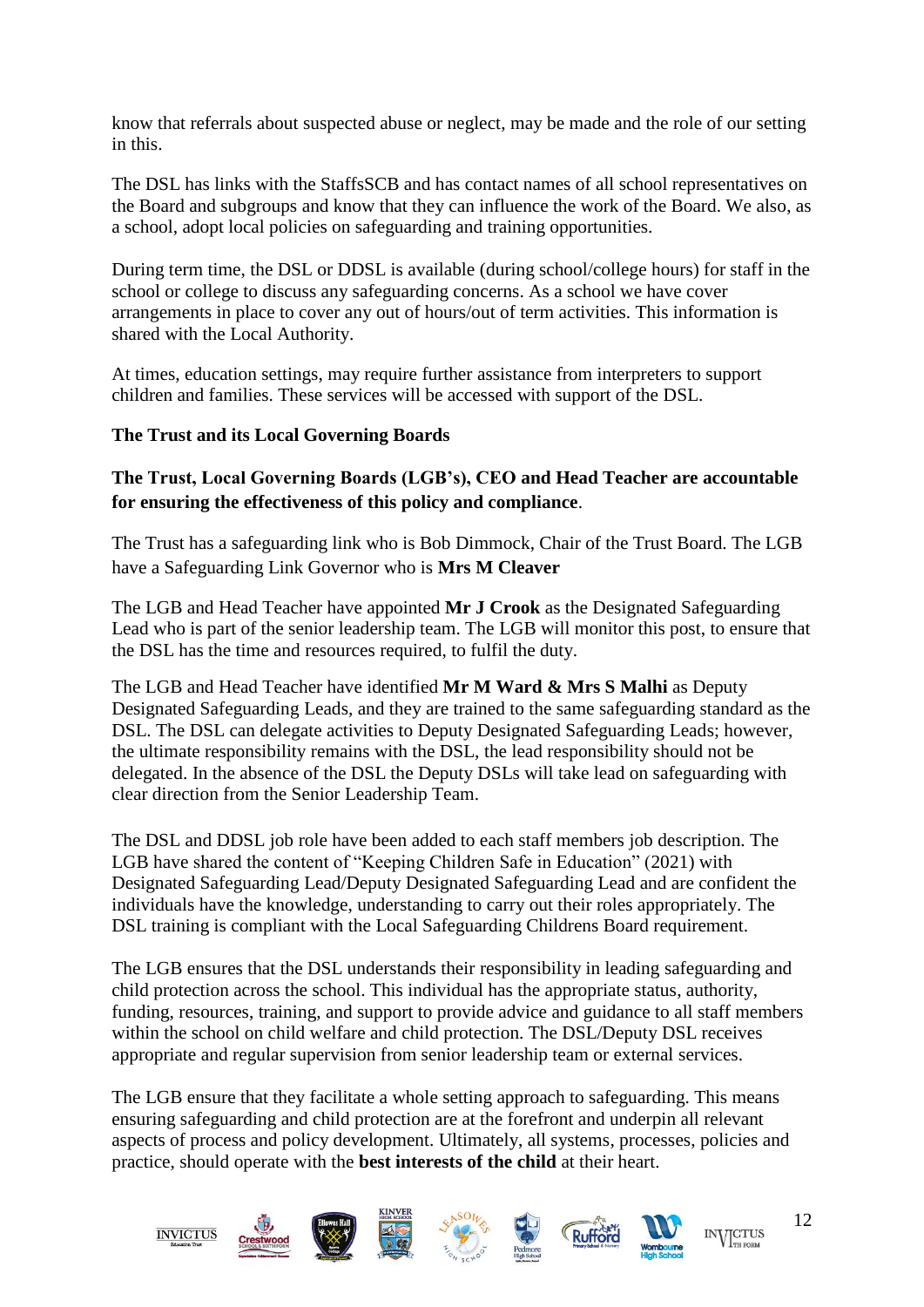know that referrals about suspected abuse or neglect, may be made and the role of our setting in this.

The DSL has links with the StaffsSCB and has contact names of all school representatives on the Board and subgroups and know that they can influence the work of the Board. We also, as a school, adopt local policies on safeguarding and training opportunities.

During term time, the DSL or DDSL is available (during school/college hours) for staff in the school or college to discuss any safeguarding concerns. As a school we have cover arrangements in place to cover any out of hours/out of term activities. This information is shared with the Local Authority.

At times, education settings, may require further assistance from interpreters to support children and families. These services will be accessed with support of the DSL.

**The Trust and its Local Governing Boards**

**The Trust, Local Governing Boards (LGB's), CEO and Head Teacher are accountable for ensuring the effectiveness of this policy and compliance**.

The Trust has a safeguarding link who is Bob Dimmock, Chair of the Trust Board. The LGB have a Safeguarding Link Governor who is **Mrs M Cleaver**

The LGB and Head Teacher have appointed **Mr J Crook** as the Designated Safeguarding Lead who is part of the senior leadership team. The LGB will monitor this post, to ensure that the DSL has the time and resources required, to fulfil the duty.

The LGB and Head Teacher have identified **Mr M Ward & Mrs S Malhi** as Deputy Designated Safeguarding Leads, and they are trained to the same safeguarding standard as the DSL. The DSL can delegate activities to Deputy Designated Safeguarding Leads; however, the ultimate responsibility remains with the DSL, the lead responsibility should not be delegated. In the absence of the DSL the Deputy DSLs will take lead on safeguarding with clear direction from the Senior Leadership Team.

The DSL and DDSL job role have been added to each staff members job description. The LGB have shared the content of "Keeping Children Safe in Education" (2021) with Designated Safeguarding Lead/Deputy Designated Safeguarding Lead and are confident the individuals have the knowledge, understanding to carry out their roles appropriately. The DSL training is compliant with the Local Safeguarding Childrens Board requirement.

The LGB ensures that the DSL understands their responsibility in leading safeguarding and child protection across the school. This individual has the appropriate status, authority, funding, resources, training, and support to provide advice and guidance to all staff members within the school on child welfare and child protection. The DSL/Deputy DSL receives appropriate and regular supervision from senior leadership team or external services.

The LGB ensure that they facilitate a whole setting approach to safeguarding. This means ensuring safeguarding and child protection are at the forefront and underpin all relevant aspects of process and policy development. Ultimately, all systems, processes, policies and practice, should operate with the **best interests of the child** at their heart.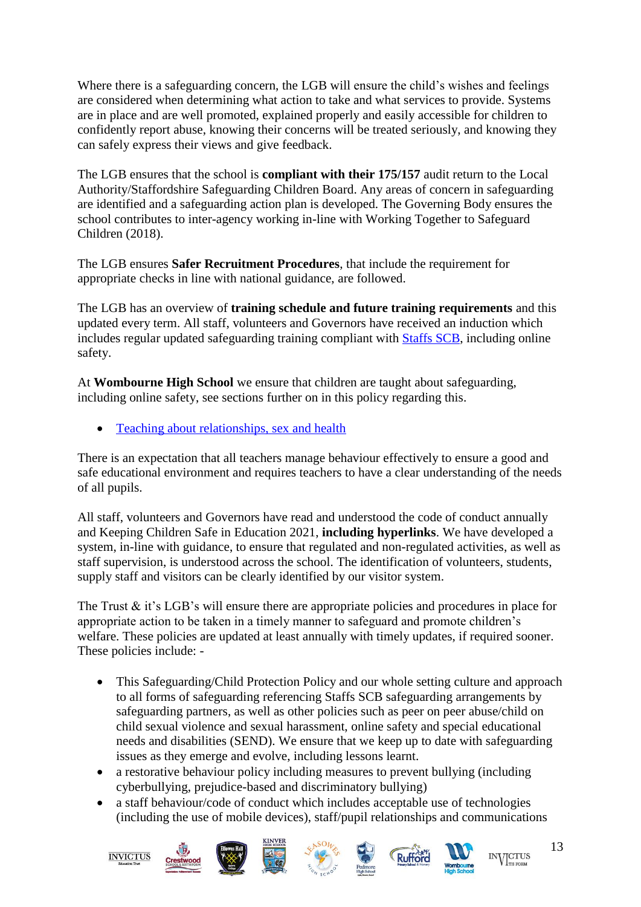Where there is a safeguarding concern, the LGB will ensure the child's wishes and feelings are considered when determining what action to take and what services to provide. Systems are in place and are well promoted, explained properly and easily accessible for children to confidently report abuse, knowing their concerns will be treated seriously, and knowing they can safely express their views and give feedback.

The LGB ensures that the school is **compliant with their 175/157** audit return to the Local Authority/Staffordshire Safeguarding Children Board. Any areas of concern in safeguarding are identified and a safeguarding action plan is developed. The Governing Body ensures the school contributes to inter-agency working in-line with Working Together to Safeguard Children (2018).

The LGB ensures **Safer Recruitment Procedures**, that include the requirement for appropriate checks in line with national guidance, are followed.

The LGB has an overview of **training schedule and future training requirements** and this updated every term. All staff, volunteers and Governors have received an induction which includes regular updated safeguarding training compliant with Staffs SCB, including online safety.

At **Wombourne High School** we ensure that children are taught about safeguarding, including online safety, see sections further on in this policy regarding this.

- Teaching about relationships, sex and health

There is an expectation that all teachers manage behaviour effectively to ensure a good and safe educational environment and requires teachers to have a clear understanding of the needs of all pupils.

All staff, volunteers and Governors have read and understood the code of conduct annually and Keeping Children Safe in Education 2021, **including hyperlinks**. We have developed a system, in-line with guidance, to ensure that regulated and non-regulated activities, as well as staff supervision, is understood across the school. The identification of volunteers, students, supply staff and visitors can be clearly identified by our visitor system.

The Trust & it's LGB's will ensure there are appropriate policies and procedures in place for appropriate action to be taken in a timely manner to safeguard and promote children's welfare. These policies are updated at least annually with timely updates, if required sooner. These policies include: -

- This Safeguarding/Child Protection Policy and our whole setting culture and approach to all forms of safeguarding referencing Staffs SCB safeguarding arrangements by safeguarding partners, as well as other policies such as peer on peer abuse/child on child sexual violence and sexual harassment, online safety and special educational needs and disabilities (SEND). We ensure that we keep up to date with safeguarding issues as they emerge and evolve, including lessons learnt.
- a restorative behaviour policy including measures to prevent bullying (including cyberbullying, prejudice-based and discriminatory bullying)
- a staff behaviour/code of conduct which includes acceptable use of technologies (including the use of mobile devices), staff/pupil relationships and communications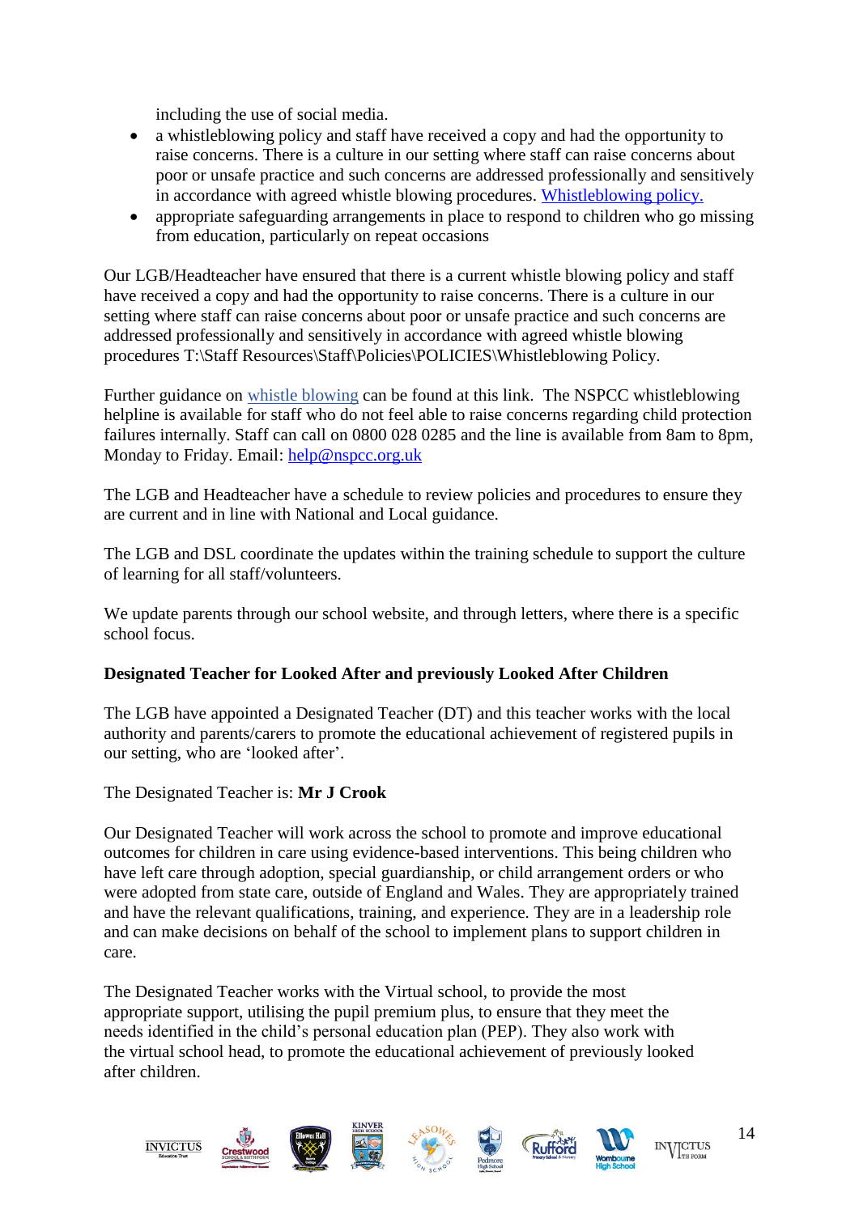including the use of social media.

- a whistleblowing policy and staff have received a copy and had the opportunity to raise concerns. There is a culture in our setting where staff can raise concerns about poor or unsafe practice and such concerns are addressed professionally and sensitively in accordance with agreed whistle blowing procedures. Whistleblowing policy.
- appropriate safeguarding arrangements in place to respond to children who go missing from education, particularly on repeat occasions

Our LGB/Headteacher have ensured that there is a current whistle blowing policy and staff have received a copy and had the opportunity to raise concerns. There is a culture in our setting where staff can raise concerns about poor or unsafe practice and such concerns are addressed professionally and sensitively in accordance with agreed whistle blowing procedures T:\Staff Resources\Staff\Policies\POLICIES\Whistleblowing Policy.

Further guidance on whistle blowing can be found at this link. The NSPCC whistleblowing helpline is available for staff who do not feel able to raise concerns regarding child protection failures internally. Staff can call on 0800 028 0285 and the line is available from 8am to 8pm, Monday to Friday. Email: help@nspcc.org.uk

The LGB and Headteacher have a schedule to review policies and procedures to ensure they are current and in line with National and Local guidance.

The LGB and DSL coordinate the updates within the training schedule to support the culture of learning for all staff/volunteers.

We update parents through our school website, and through letters, where there is a specific school focus.

**Designated Teacher for Looked After and previously Looked After Children**

The LGB have appointed a Designated Teacher (DT) and this teacher works with the local authority and parents/carers to promote the educational achievement of registered pupils in our setting, who are 'looked after'.

The Designated Teacher is: **Mr J Crook**

Our Designated Teacher will work across the school to promote and improve educational outcomes for children in care using evidence-based interventions. This being children who have left care through adoption, special guardianship, or child arrangement orders or who were adopted from state care, outside of England and Wales. They are appropriately trained and have the relevant qualifications, training, and experience. They are in a leadership role and can make decisions on behalf of the school to implement plans to support children in care.

The Designated Teacher works with the Virtual school, to provide the most appropriate support, utilising the pupil premium plus, to ensure that they meet the needs identified in the child's personal education plan (PEP). They also work with the virtual school head, to promote the educational achievement of previously looked after children.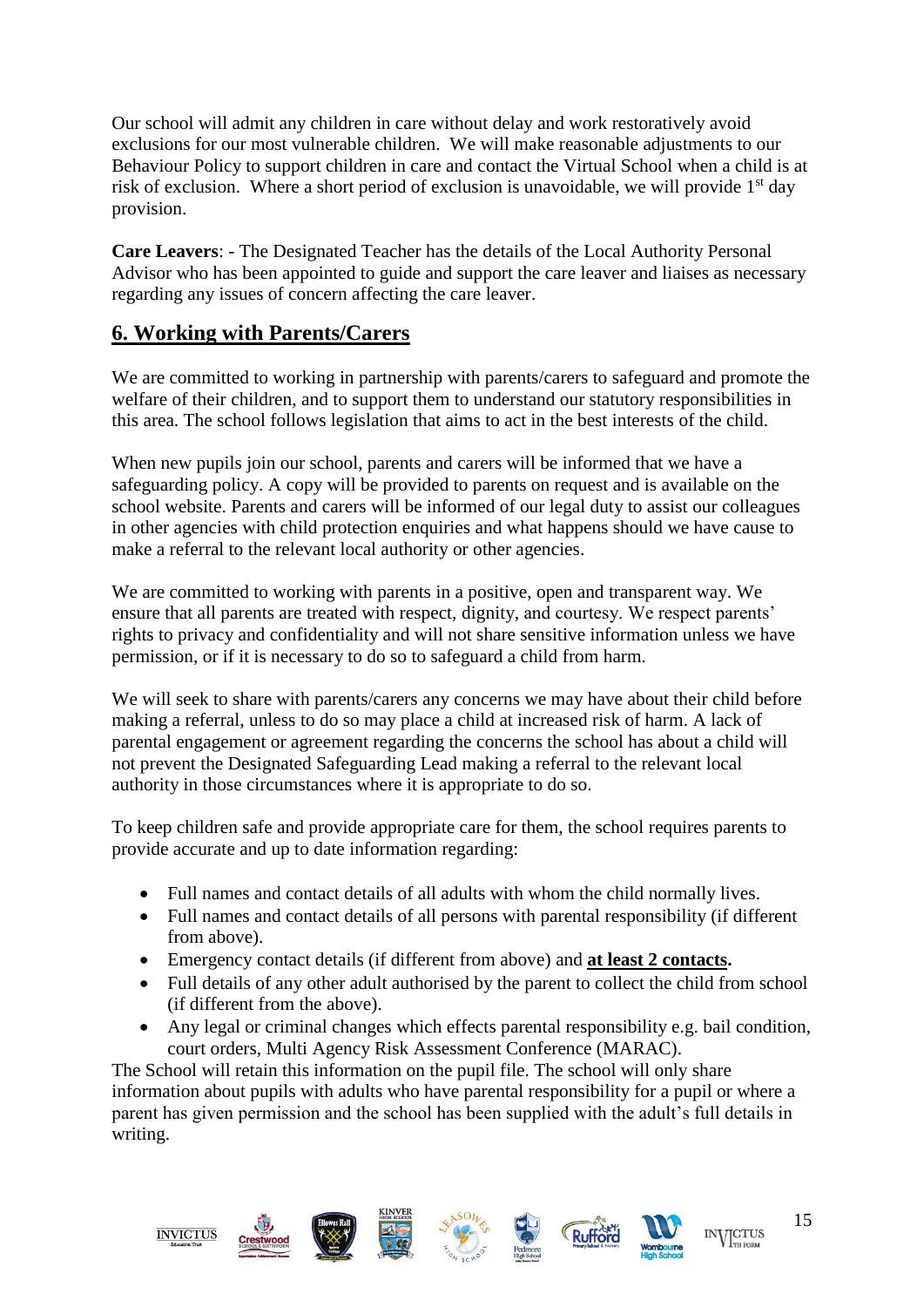Our school will admit any children in care without delay and work restoratively avoid exclusions for our most vulnerable children. We will make reasonable adjustments to our Behaviour Policy to support children in care and contact the Virtual School when a child is at risk of exclusion. Where a short period of exclusion is unavoidable, we will provide 1st day provision.

**Care Leavers**: - The Designated Teacher has the details of the Local Authority Personal Advisor who has been appointed to guide and support the care leaver and liaises as necessary regarding any issues of concern affecting the care leaver.

## 6. Working with Parents/Carers

We are committed to working in partnership with parents/carers to safeguard and promote the welfare of their children, and to support them to understand our statutory responsibilities in this area. The school follows legislation that aims to act in the best interests of the child.

When new pupils join our school, parents and carers will be informed that we have a safeguarding policy. A copy will be provided to parents on request and is available on the school website. Parents and carers will be informed of our legal duty to assist our colleagues in other agencies with child protection enquiries and what happens should we have cause to make a referral to the relevant local authority or other agencies.

We are committed to working with parents in a positive, open and transparent way. We ensure that all parents are treated with respect, dignity, and courtesy. We respect parents' rights to privacy and confidentiality and will not share sensitive information unless we have permission, or if it is necessary to do so to safeguard a child from harm.

We will seek to share with parents/carers any concerns we may have about their child before making a referral, unless to do so may place a child at increased risk of harm. A lack of parental engagement or agreement regarding the concerns the school has about a child will not prevent the Designated Safeguarding Lead making a referral to the relevant local authority in those circumstances where it is appropriate to do so.

To keep children safe and provide appropriate care for them, the school requires parents to provide accurate and up to date information regarding:

- Full names and contact details of all adults with whom the child normally lives.
- Full names and contact details of all persons with parental responsibility (if different from above).
- Emergency contact details (if different from above) and **at least 2 contacts.**
- Full details of any other adult authorised by the parent to collect the child from school (if different from the above).
- Any legal or criminal changes which effects parental responsibility e.g. bail condition, court orders, Multi Agency Risk Assessment Conference (MARAC).

The School will retain this information on the pupil file. The school will only share information about pupils with adults who have parental responsibility for a pupil or where a parent has given permission and the school has been supplied with the adult's full details in writing.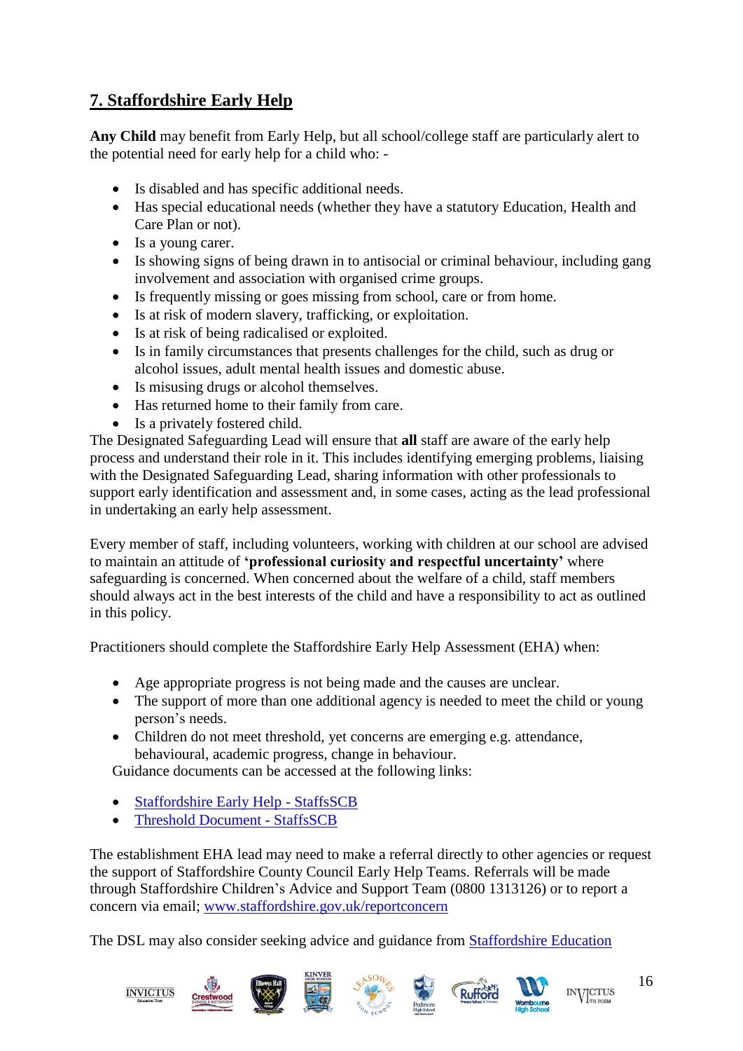## 7. Staffordshire Early Help

**Any Child** may benefit from Early Help, but all school/college staff are particularly alert to the potential need for early help for a child who: -

- Is disabled and has specific additional needs.
- Has special educational needs (whether they have a statutory Education, Health and Care Plan or not).
- Is a young carer.
- Is showing signs of being drawn in to antisocial or criminal behaviour, including gang involvement and association with organised crime groups.
- Is frequently missing or goes missing from school, care or from home.
- Is at risk of modern slavery, trafficking, or exploitation.
- Is at risk of being radicalised or exploited.
- Is in family circumstances that presents challenges for the child, such as drug or alcohol issues, adult mental health issues and domestic abuse.
- Is misusing drugs or alcohol themselves.
- Has returned home to their family from care.
- Is a privately fostered child.

The Designated Safeguarding Lead will ensure that **all** staff are aware of the early help process and understand their role in it. This includes identifying emerging problems, liaising with the Designated Safeguarding Lead, sharing information with other professionals to support early identification and assessment and, in some cases, acting as the lead professional in undertaking an early help assessment.

Every member of staff, including volunteers, working with children at our school are advised to maintain an attitude of **'professional curiosity and respectful uncertainty'** where safeguarding is concerned. When concerned about the welfare of a child, staff members should always act in the best interests of the child and have a responsibility to act as outlined in this policy.

Practitioners should complete the Staffordshire Early Help Assessment (EHA) when:

- Age appropriate progress is not being made and the causes are unclear.
- The support of more than one additional agency is needed to meet the child or young person's needs.
- Children do not meet threshold, yet concerns are emerging e.g. attendance, behavioural, academic progress, change in behaviour.

Guidance documents can be accessed at the following links:

- Staffordshire Early Help - StaffsSCB
- Threshold Document - StaffsSCB

The establishment EHA lead may need to make a referral directly to other agencies or request the support of Staffordshire County Council Early Help Teams. Referrals will be made through Staffordshire Children's Advice and Support Team (0800 1313126) or to report a concern via email; www.staffordshire.gov.uk/reportconcern

The DSL may also consider seeking advice and guidance from Staffordshire Education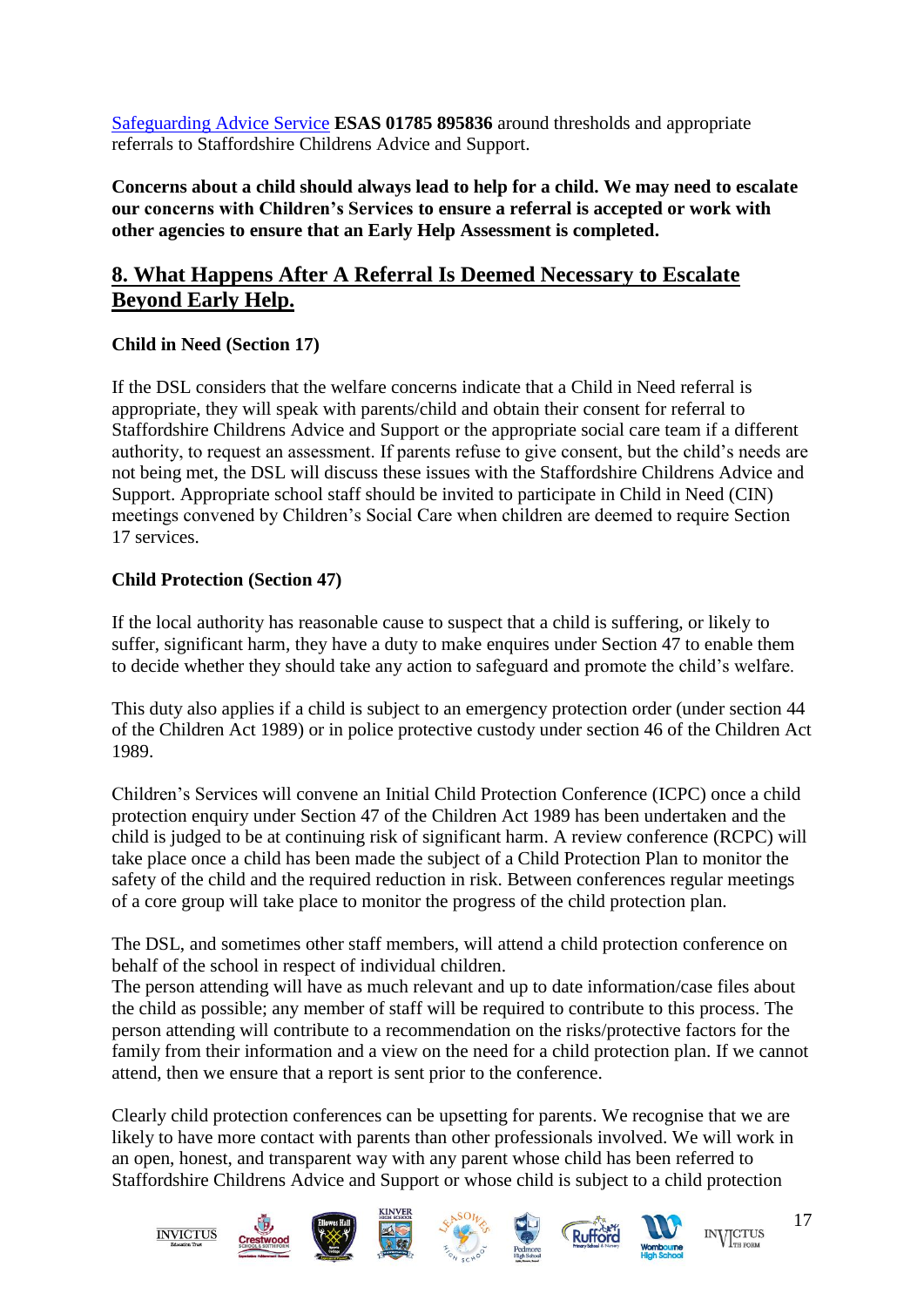[Safeguarding Advice Service] **ESAS 01785 895836** around thresholds and appropriate referrals to Staffordshire Childrens Advice and Support.

**Concerns about a child should always lead to help for a child. We may need to escalate our concerns with Children's Services to ensure a referral is accepted or work with other agencies to ensure that an Early Help Assessment is completed.**

## 8. What Happens After A Referral Is Deemed Necessary to Escalate Beyond Early Help.

**Child in Need (Section 17)**

If the DSL considers that the welfare concerns indicate that a Child in Need referral is appropriate, they will speak with parents/child and obtain their consent for referral to Staffordshire Childrens Advice and Support or the appropriate social care team if a different authority, to request an assessment. If parents refuse to give consent, but the child's needs are not being met, the DSL will discuss these issues with the Staffordshire Childrens Advice and Support. Appropriate school staff should be invited to participate in Child in Need (CIN) meetings convened by Children's Social Care when children are deemed to require Section 17 services.

**Child Protection (Section 47)**

If the local authority has reasonable cause to suspect that a child is suffering, or likely to suffer, significant harm, they have a duty to make enquires under Section 47 to enable them to decide whether they should take any action to safeguard and promote the child's welfare.

This duty also applies if a child is subject to an emergency protection order (under section 44 of the Children Act 1989) or in police protective custody under section 46 of the Children Act 1989.

Children's Services will convene an Initial Child Protection Conference (ICPC) once a child protection enquiry under Section 47 of the Children Act 1989 has been undertaken and the child is judged to be at continuing risk of significant harm. A review conference (RCPC) will take place once a child has been made the subject of a Child Protection Plan to monitor the safety of the child and the required reduction in risk. Between conferences regular meetings of a core group will take place to monitor the progress of the child protection plan.

The DSL, and sometimes other staff members, will attend a child protection conference on behalf of the school in respect of individual children.
The person attending will have as much relevant and up to date information/case files about the child as possible; any member of staff will be required to contribute to this process. The person attending will contribute to a recommendation on the risks/protective factors for the family from their information and a view on the need for a child protection plan. If we cannot attend, then we ensure that a report is sent prior to the conference.

Clearly child protection conferences can be upsetting for parents. We recognise that we are likely to have more contact with parents than other professionals involved. We will work in an open, honest, and transparent way with any parent whose child has been referred to Staffordshire Childrens Advice and Support or whose child is subject to a child protection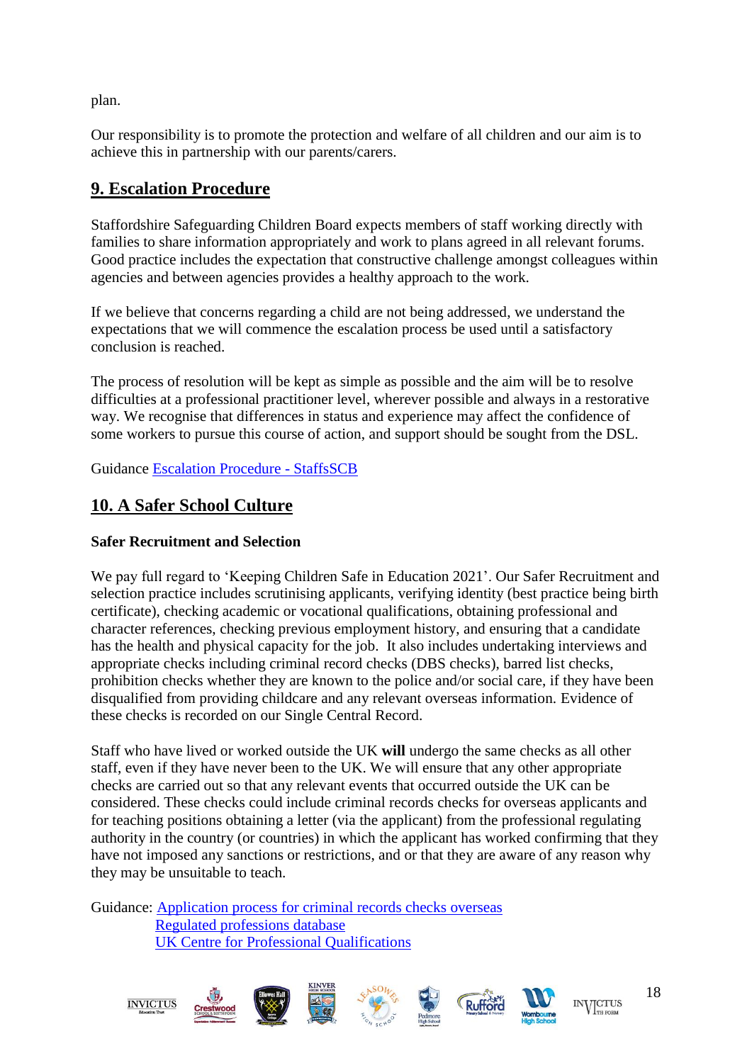plan.

Our responsibility is to promote the protection and welfare of all children and our aim is to achieve this in partnership with our parents/carers.

## 9. Escalation Procedure

Staffordshire Safeguarding Children Board expects members of staff working directly with families to share information appropriately and work to plans agreed in all relevant forums. Good practice includes the expectation that constructive challenge amongst colleagues within agencies and between agencies provides a healthy approach to the work.

If we believe that concerns regarding a child are not being addressed, we understand the expectations that we will commence the escalation process be used until a satisfactory conclusion is reached.

The process of resolution will be kept as simple as possible and the aim will be to resolve difficulties at a professional practitioner level, wherever possible and always in a restorative way. We recognise that differences in status and experience may affect the confidence of some workers to pursue this course of action, and support should be sought from the DSL.

Guidance [Escalation Procedure - StaffsSCB]

## 10. A Safer School Culture

**Safer Recruitment and Selection**

We pay full regard to 'Keeping Children Safe in Education 2021'. Our Safer Recruitment and selection practice includes scrutinising applicants, verifying identity (best practice being birth certificate), checking academic or vocational qualifications, obtaining professional and character references, checking previous employment history, and ensuring that a candidate has the health and physical capacity for the job. It also includes undertaking interviews and appropriate checks including criminal record checks (DBS checks), barred list checks, prohibition checks whether they are known to the police and/or social care, if they have been disqualified from providing childcare and any relevant overseas information. Evidence of these checks is recorded on our Single Central Record.

Staff who have lived or worked outside the UK **will** undergo the same checks as all other staff, even if they have never been to the UK. We will ensure that any other appropriate checks are carried out so that any relevant events that occurred outside the UK can be considered. These checks could include criminal records checks for overseas applicants and for teaching positions obtaining a letter (via the applicant) from the professional regulating authority in the country (or countries) in which the applicant has worked confirming that they have not imposed any sanctions or restrictions, and or that they are aware of any reason why they may be unsuitable to teach.

Guidance: [Application process for criminal records checks overseas]
[Regulated professions database]
[UK Centre for Professional Qualifications]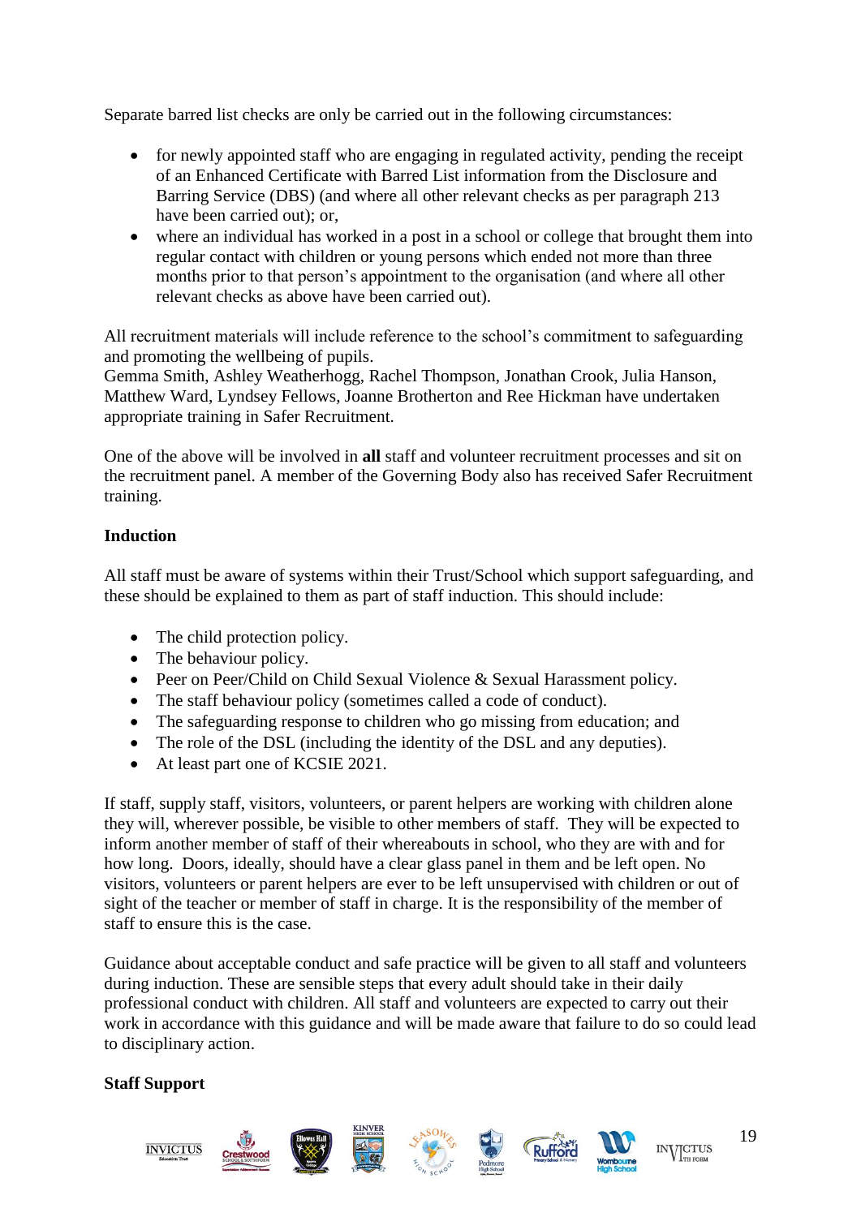Separate barred list checks are only be carried out in the following circumstances:

- for newly appointed staff who are engaging in regulated activity, pending the receipt of an Enhanced Certificate with Barred List information from the Disclosure and Barring Service (DBS) (and where all other relevant checks as per paragraph 213 have been carried out); or,
- where an individual has worked in a post in a school or college that brought them into regular contact with children or young persons which ended not more than three months prior to that person's appointment to the organisation (and where all other relevant checks as above have been carried out).

All recruitment materials will include reference to the school's commitment to safeguarding and promoting the wellbeing of pupils.
Gemma Smith, Ashley Weatherhogg, Rachel Thompson, Jonathan Crook, Julia Hanson, Matthew Ward, Lyndsey Fellows, Joanne Brotherton and Ree Hickman have undertaken appropriate training in Safer Recruitment.

One of the above will be involved in **all** staff and volunteer recruitment processes and sit on the recruitment panel. A member of the Governing Body also has received Safer Recruitment training.

**Induction**

All staff must be aware of systems within their Trust/School which support safeguarding, and these should be explained to them as part of staff induction. This should include:

- The child protection policy.
- The behaviour policy.
- Peer on Peer/Child on Child Sexual Violence & Sexual Harassment policy.
- The staff behaviour policy (sometimes called a code of conduct).
- The safeguarding response to children who go missing from education; and
- The role of the DSL (including the identity of the DSL and any deputies).
- At least part one of KCSIE 2021.

If staff, supply staff, visitors, volunteers, or parent helpers are working with children alone they will, wherever possible, be visible to other members of staff. They will be expected to inform another member of staff of their whereabouts in school, who they are with and for how long. Doors, ideally, should have a clear glass panel in them and be left open. No visitors, volunteers or parent helpers are ever to be left unsupervised with children or out of sight of the teacher or member of staff in charge. It is the responsibility of the member of staff to ensure this is the case.

Guidance about acceptable conduct and safe practice will be given to all staff and volunteers during induction. These are sensible steps that every adult should take in their daily professional conduct with children. All staff and volunteers are expected to carry out their work in accordance with this guidance and will be made aware that failure to do so could lead to disciplinary action.

**Staff Support**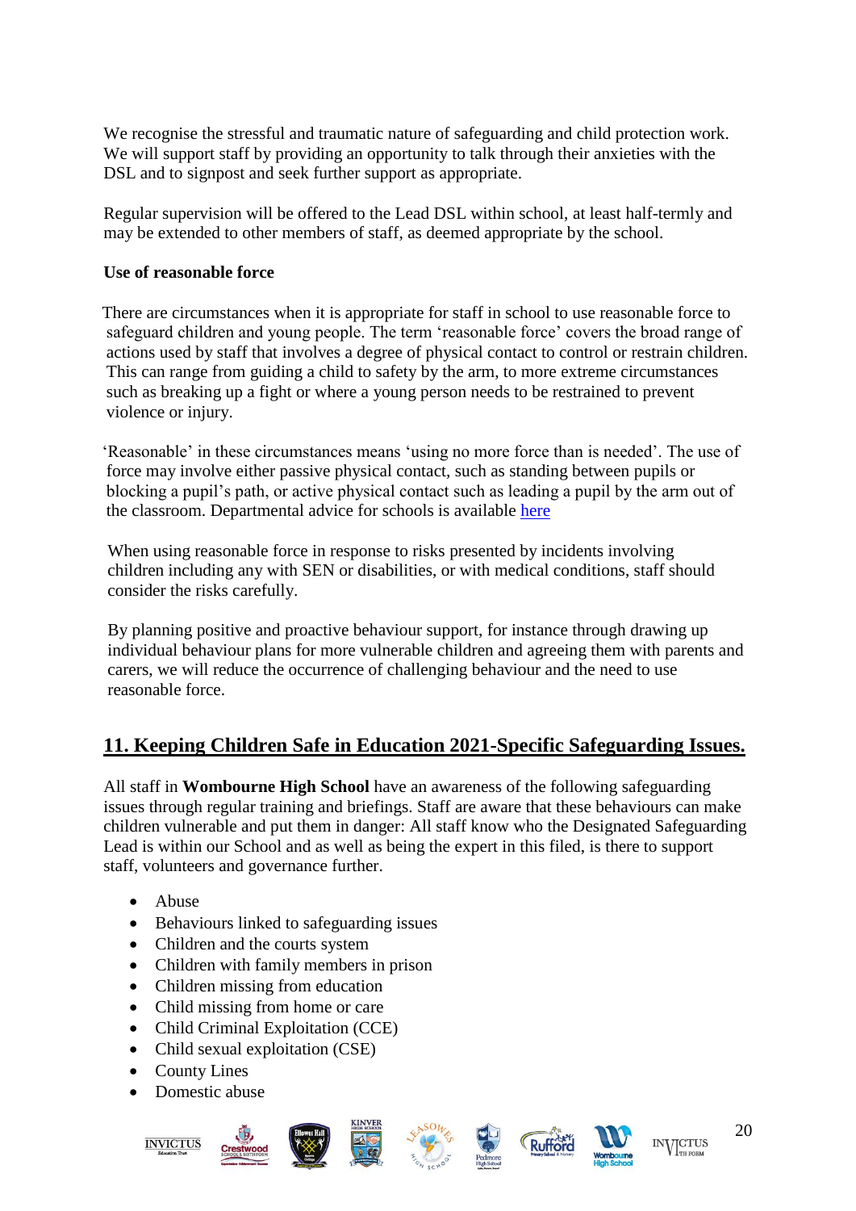We recognise the stressful and traumatic nature of safeguarding and child protection work. We will support staff by providing an opportunity to talk through their anxieties with the DSL and to signpost and seek further support as appropriate.

Regular supervision will be offered to the Lead DSL within school, at least half-termly and may be extended to other members of staff, as deemed appropriate by the school.

**Use of reasonable force**

There are circumstances when it is appropriate for staff in school to use reasonable force to safeguard children and young people. The term 'reasonable force' covers the broad range of actions used by staff that involves a degree of physical contact to control or restrain children. This can range from guiding a child to safety by the arm, to more extreme circumstances such as breaking up a fight or where a young person needs to be restrained to prevent violence or injury.

'Reasonable' in these circumstances means 'using no more force than is needed'. The use of force may involve either passive physical contact, such as standing between pupils or blocking a pupil's path, or active physical contact such as leading a pupil by the arm out of the classroom. Departmental advice for schools is available here

When using reasonable force in response to risks presented by incidents involving children including any with SEN or disabilities, or with medical conditions, staff should consider the risks carefully.

By planning positive and proactive behaviour support, for instance through drawing up individual behaviour plans for more vulnerable children and agreeing them with parents and carers, we will reduce the occurrence of challenging behaviour and the need to use reasonable force.

## 11. Keeping Children Safe in Education 2021-Specific Safeguarding Issues.

All staff in **Wombourne High School** have an awareness of the following safeguarding issues through regular training and briefings. Staff are aware that these behaviours can make children vulnerable and put them in danger: All staff know who the Designated Safeguarding Lead is within our School and as well as being the expert in this filed, is there to support staff, volunteers and governance further.

- Abuse
- Behaviours linked to safeguarding issues
- Children and the courts system
- Children with family members in prison
- Children missing from education
- Child missing from home or care
- Child Criminal Exploitation (CCE)
- Child sexual exploitation (CSE)
- County Lines
- Domestic abuse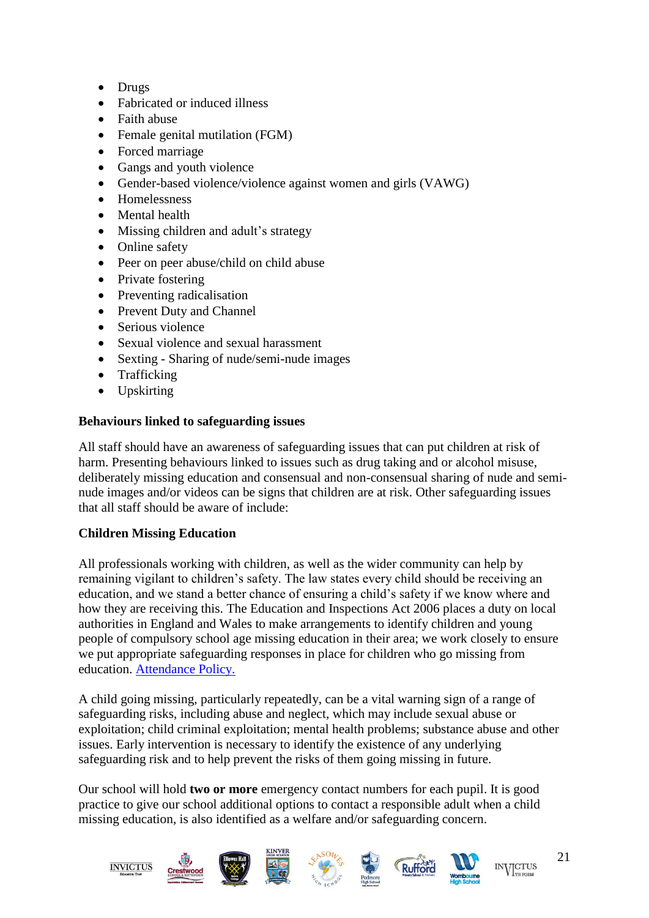- Drugs
- Fabricated or induced illness
- Faith abuse
- Female genital mutilation (FGM)
- Forced marriage
- Gangs and youth violence
- Gender-based violence/violence against women and girls (VAWG)
- Homelessness
- Mental health
- Missing children and adult's strategy
- Online safety
- Peer on peer abuse/child on child abuse
- Private fostering
- Preventing radicalisation
- Prevent Duty and Channel
- Serious violence
- Sexual violence and sexual harassment
- Sexting - Sharing of nude/semi-nude images
- Trafficking
- Upskirting

**Behaviours linked to safeguarding issues**

All staff should have an awareness of safeguarding issues that can put children at risk of harm. Presenting behaviours linked to issues such as drug taking and or alcohol misuse, deliberately missing education and consensual and non-consensual sharing of nude and semi-nude images and/or videos can be signs that children are at risk. Other safeguarding issues that all staff should be aware of include:

**Children Missing Education**

All professionals working with children, as well as the wider community can help by remaining vigilant to children's safety. The law states every child should be receiving an education, and we stand a better chance of ensuring a child's safety if we know where and how they are receiving this. The Education and Inspections Act 2006 places a duty on local authorities in England and Wales to make arrangements to identify children and young people of compulsory school age missing education in their area; we work closely to ensure we put appropriate safeguarding responses in place for children who go missing from education. [Attendance Policy.]

A child going missing, particularly repeatedly, can be a vital warning sign of a range of safeguarding risks, including abuse and neglect, which may include sexual abuse or exploitation; child criminal exploitation; mental health problems; substance abuse and other issues. Early intervention is necessary to identify the existence of any underlying safeguarding risk and to help prevent the risks of them going missing in future.

Our school will hold **two or more** emergency contact numbers for each pupil. It is good practice to give our school additional options to contact a responsible adult when a child missing education, is also identified as a welfare and/or safeguarding concern.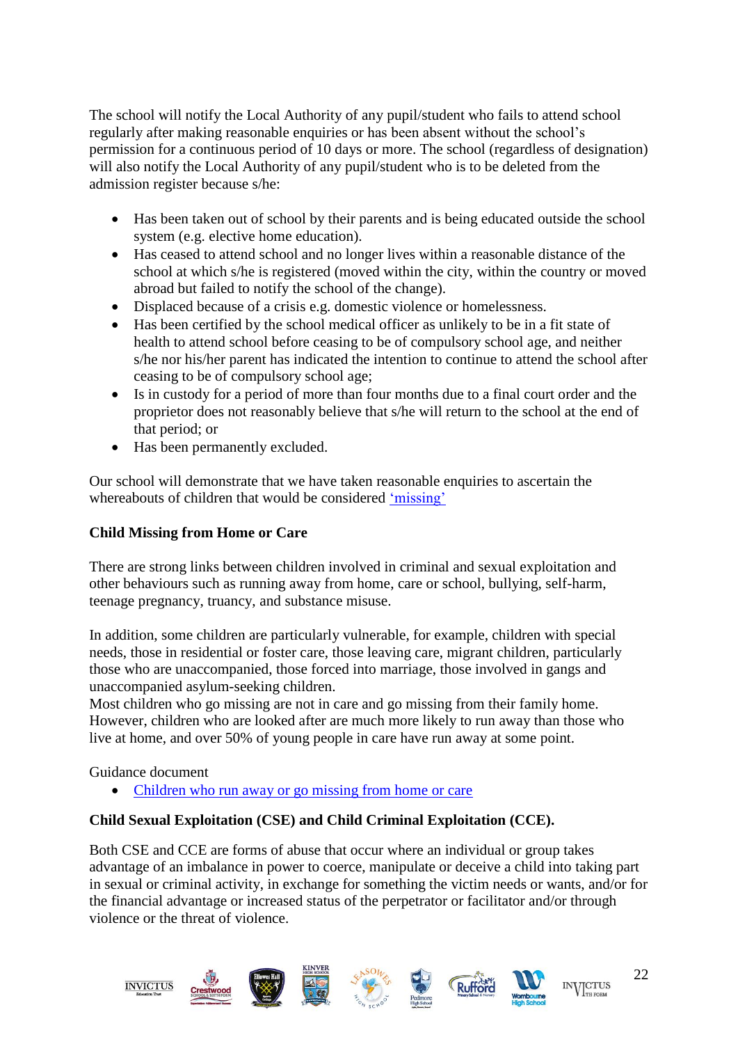The school will notify the Local Authority of any pupil/student who fails to attend school regularly after making reasonable enquiries or has been absent without the school's permission for a continuous period of 10 days or more. The school (regardless of designation) will also notify the Local Authority of any pupil/student who is to be deleted from the admission register because s/he:

- Has been taken out of school by their parents and is being educated outside the school system (e.g. elective home education).
- Has ceased to attend school and no longer lives within a reasonable distance of the school at which s/he is registered (moved within the city, within the country or moved abroad but failed to notify the school of the change).
- Displaced because of a crisis e.g. domestic violence or homelessness.
- Has been certified by the school medical officer as unlikely to be in a fit state of health to attend school before ceasing to be of compulsory school age, and neither s/he nor his/her parent has indicated the intention to continue to attend the school after ceasing to be of compulsory school age;
- Is in custody for a period of more than four months due to a final court order and the proprietor does not reasonably believe that s/he will return to the school at the end of that period; or
- Has been permanently excluded.

Our school will demonstrate that we have taken reasonable enquiries to ascertain the whereabouts of children that would be considered 'missing'

**Child Missing from Home or Care**

There are strong links between children involved in criminal and sexual exploitation and other behaviours such as running away from home, care or school, bullying, self-harm, teenage pregnancy, truancy, and substance misuse.

In addition, some children are particularly vulnerable, for example, children with special needs, those in residential or foster care, those leaving care, migrant children, particularly those who are unaccompanied, those forced into marriage, those involved in gangs and unaccompanied asylum-seeking children.
Most children who go missing are not in care and go missing from their family home. However, children who are looked after are much more likely to run away than those who live at home, and over 50% of young people in care have run away at some point.

Guidance document

- Children who run away or go missing from home or care

**Child Sexual Exploitation (CSE) and Child Criminal Exploitation (CCE).**

Both CSE and CCE are forms of abuse that occur where an individual or group takes advantage of an imbalance in power to coerce, manipulate or deceive a child into taking part in sexual or criminal activity, in exchange for something the victim needs or wants, and/or for the financial advantage or increased status of the perpetrator or facilitator and/or through violence or the threat of violence.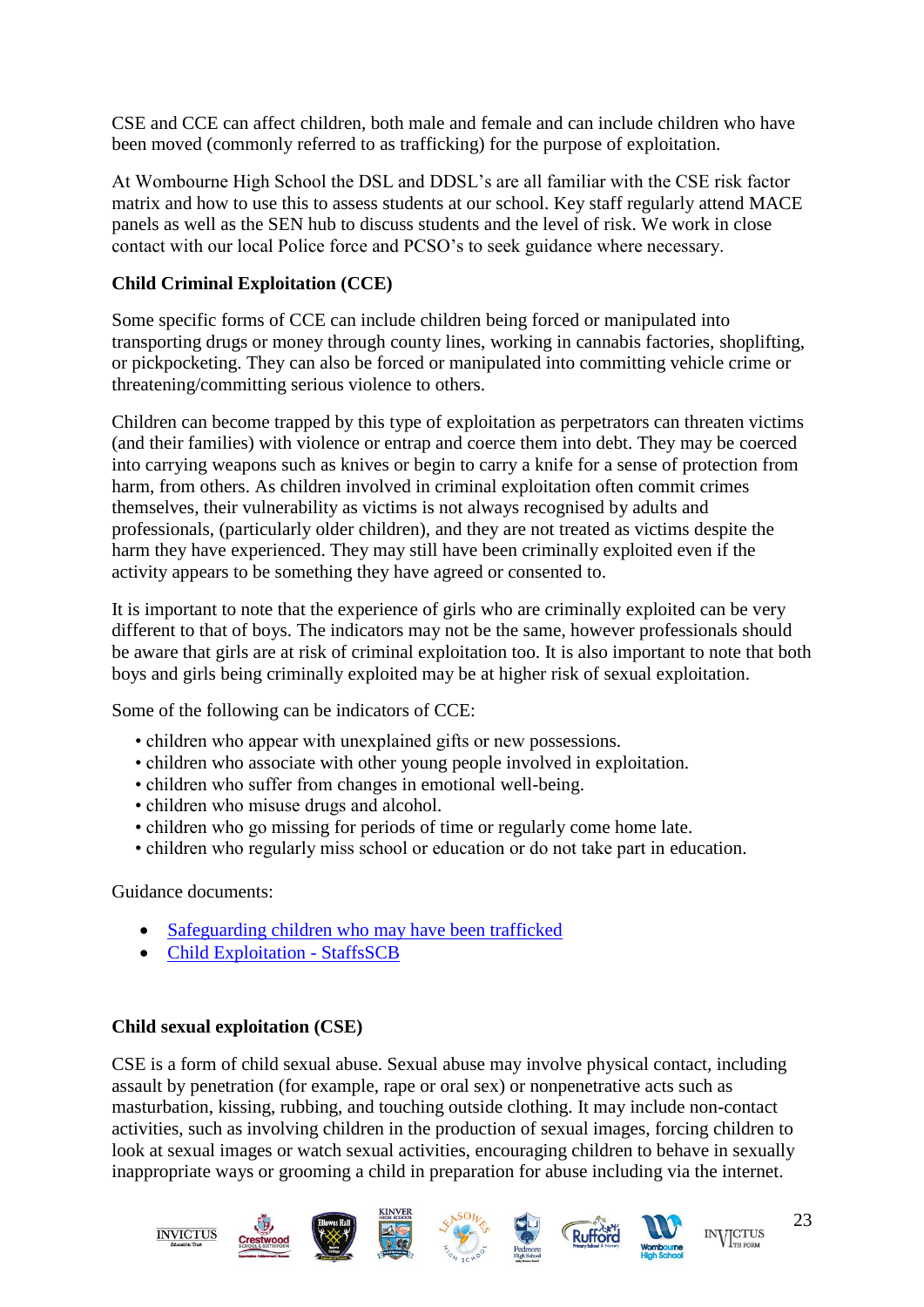CSE and CCE can affect children, both male and female and can include children who have been moved (commonly referred to as trafficking) for the purpose of exploitation.

At Wombourne High School the DSL and DDSL's are all familiar with the CSE risk factor matrix and how to use this to assess students at our school. Key staff regularly attend MACE panels as well as the SEN hub to discuss students and the level of risk. We work in close contact with our local Police force and PCSO's to seek guidance where necessary.

**Child Criminal Exploitation (CCE)**

Some specific forms of CCE can include children being forced or manipulated into transporting drugs or money through county lines, working in cannabis factories, shoplifting, or pickpocketing. They can also be forced or manipulated into committing vehicle crime or threatening/committing serious violence to others.

Children can become trapped by this type of exploitation as perpetrators can threaten victims (and their families) with violence or entrap and coerce them into debt. They may be coerced into carrying weapons such as knives or begin to carry a knife for a sense of protection from harm, from others. As children involved in criminal exploitation often commit crimes themselves, their vulnerability as victims is not always recognised by adults and professionals, (particularly older children), and they are not treated as victims despite the harm they have experienced. They may still have been criminally exploited even if the activity appears to be something they have agreed or consented to.

It is important to note that the experience of girls who are criminally exploited can be very different to that of boys. The indicators may not be the same, however professionals should be aware that girls are at risk of criminal exploitation too. It is also important to note that both boys and girls being criminally exploited may be at higher risk of sexual exploitation.

Some of the following can be indicators of CCE:

- children who appear with unexplained gifts or new possessions.
- children who associate with other young people involved in exploitation.
- children who suffer from changes in emotional well-being.
- children who misuse drugs and alcohol.
- children who go missing for periods of time or regularly come home late.
- children who regularly miss school or education or do not take part in education.

Guidance documents:

- Safeguarding children who may have been trafficked
- Child Exploitation - StaffsSCB

**Child sexual exploitation (CSE)**

CSE is a form of child sexual abuse. Sexual abuse may involve physical contact, including assault by penetration (for example, rape or oral sex) or nonpenetrative acts such as masturbation, kissing, rubbing, and touching outside clothing. It may include non-contact activities, such as involving children in the production of sexual images, forcing children to look at sexual images or watch sexual activities, encouraging children to behave in sexually inappropriate ways or grooming a child in preparation for abuse including via the internet.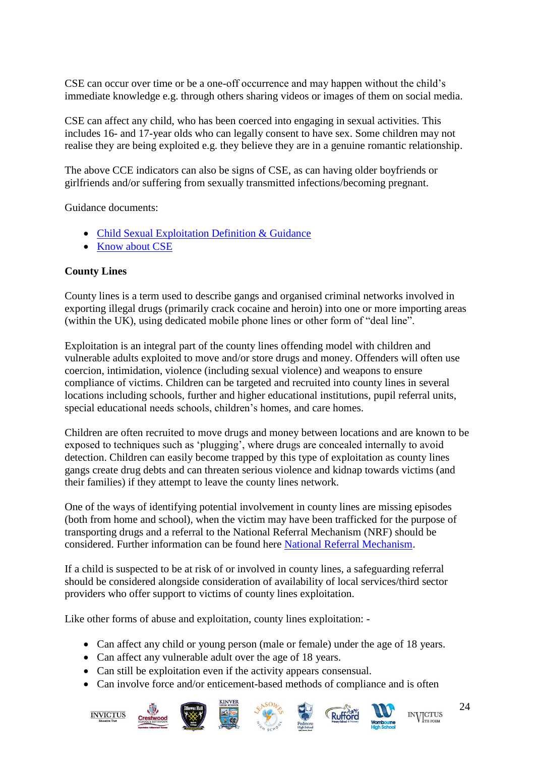CSE can occur over time or be a one-off occurrence and may happen without the child's immediate knowledge e.g. through others sharing videos or images of them on social media.

CSE can affect any child, who has been coerced into engaging in sexual activities. This includes 16- and 17-year olds who can legally consent to have sex. Some children may not realise they are being exploited e.g. they believe they are in a genuine romantic relationship.

The above CCE indicators can also be signs of CSE, as can having older boyfriends or girlfriends and/or suffering from sexually transmitted infections/becoming pregnant.

Guidance documents:

- Child Sexual Exploitation Definition & Guidance
- Know about CSE

**County Lines**

County lines is a term used to describe gangs and organised criminal networks involved in exporting illegal drugs (primarily crack cocaine and heroin) into one or more importing areas (within the UK), using dedicated mobile phone lines or other form of "deal line".

Exploitation is an integral part of the county lines offending model with children and vulnerable adults exploited to move and/or store drugs and money. Offenders will often use coercion, intimidation, violence (including sexual violence) and weapons to ensure compliance of victims. Children can be targeted and recruited into county lines in several locations including schools, further and higher educational institutions, pupil referral units, special educational needs schools, children's homes, and care homes.

Children are often recruited to move drugs and money between locations and are known to be exposed to techniques such as 'plugging', where drugs are concealed internally to avoid detection. Children can easily become trapped by this type of exploitation as county lines gangs create drug debts and can threaten serious violence and kidnap towards victims (and their families) if they attempt to leave the county lines network.

One of the ways of identifying potential involvement in county lines are missing episodes (both from home and school), when the victim may have been trafficked for the purpose of transporting drugs and a referral to the National Referral Mechanism (NRF) should be considered. Further information can be found here National Referral Mechanism.

If a child is suspected to be at risk of or involved in county lines, a safeguarding referral should be considered alongside consideration of availability of local services/third sector providers who offer support to victims of county lines exploitation.

Like other forms of abuse and exploitation, county lines exploitation: -

- Can affect any child or young person (male or female) under the age of 18 years.
- Can affect any vulnerable adult over the age of 18 years.
- Can still be exploitation even if the activity appears consensual.
- Can involve force and/or enticement-based methods of compliance and is often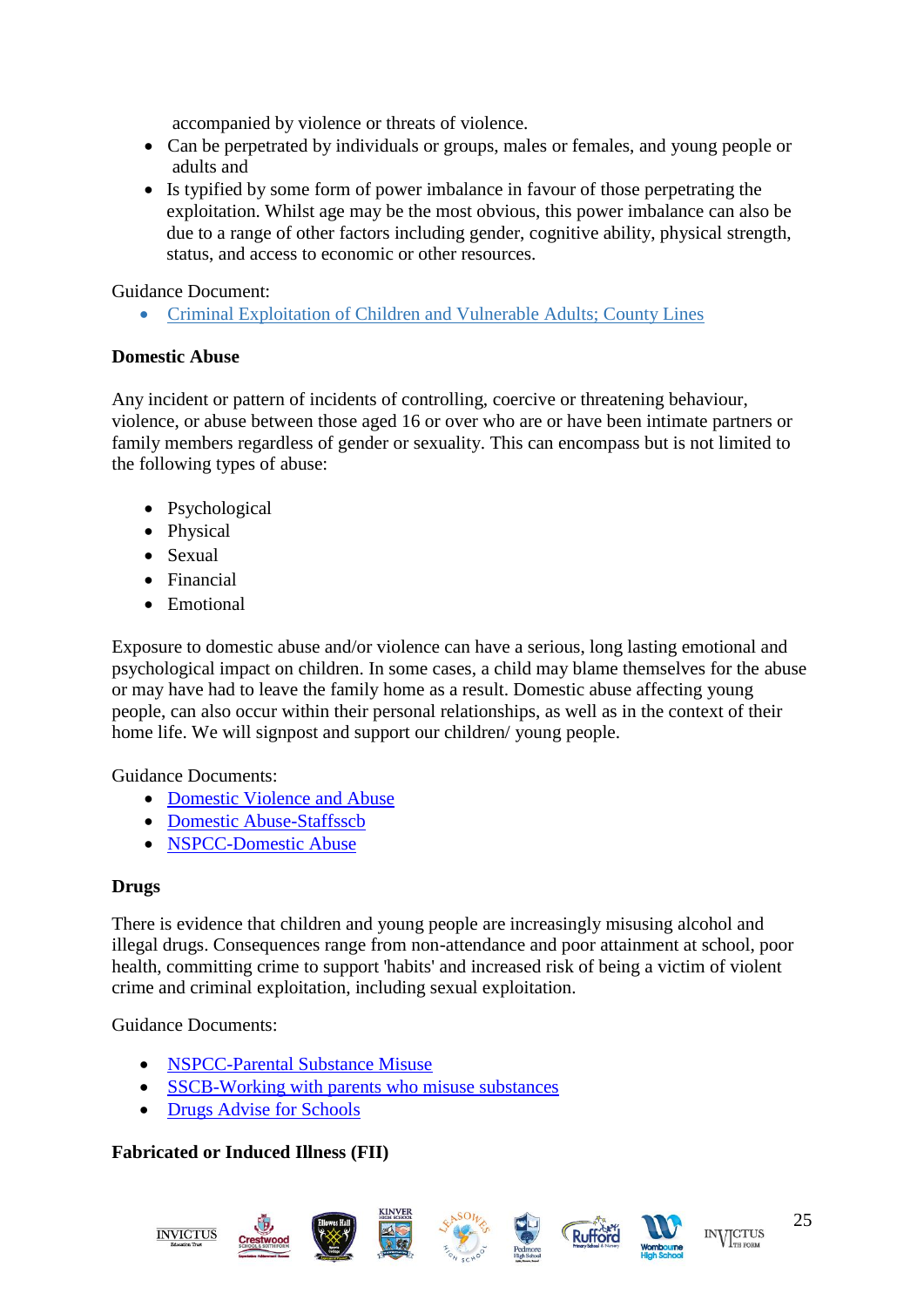accompanied by violence or threats of violence.

- Can be perpetrated by individuals or groups, males or females, and young people or adults and
- Is typified by some form of power imbalance in favour of those perpetrating the exploitation. Whilst age may be the most obvious, this power imbalance can also be due to a range of other factors including gender, cognitive ability, physical strength, status, and access to economic or other resources.

Guidance Document:

- Criminal Exploitation of Children and Vulnerable Adults; County Lines

**Domestic Abuse**

Any incident or pattern of incidents of controlling, coercive or threatening behaviour, violence, or abuse between those aged 16 or over who are or have been intimate partners or family members regardless of gender or sexuality. This can encompass but is not limited to the following types of abuse:

- Psychological
- Physical
- Sexual
- Financial
- Emotional

Exposure to domestic abuse and/or violence can have a serious, long lasting emotional and psychological impact on children. In some cases, a child may blame themselves for the abuse or may have had to leave the family home as a result. Domestic abuse affecting young people, can also occur within their personal relationships, as well as in the context of their home life. We will signpost and support our children/ young people.

Guidance Documents:

- Domestic Violence and Abuse
- Domestic Abuse-Staffsscb
- NSPCC-Domestic Abuse

**Drugs**

There is evidence that children and young people are increasingly misusing alcohol and illegal drugs. Consequences range from non-attendance and poor attainment at school, poor health, committing crime to support 'habits' and increased risk of being a victim of violent crime and criminal exploitation, including sexual exploitation.

Guidance Documents:

- NSPCC-Parental Substance Misuse
- SSCB-Working with parents who misuse substances
- Drugs Advise for Schools

**Fabricated or Induced Illness (FII)**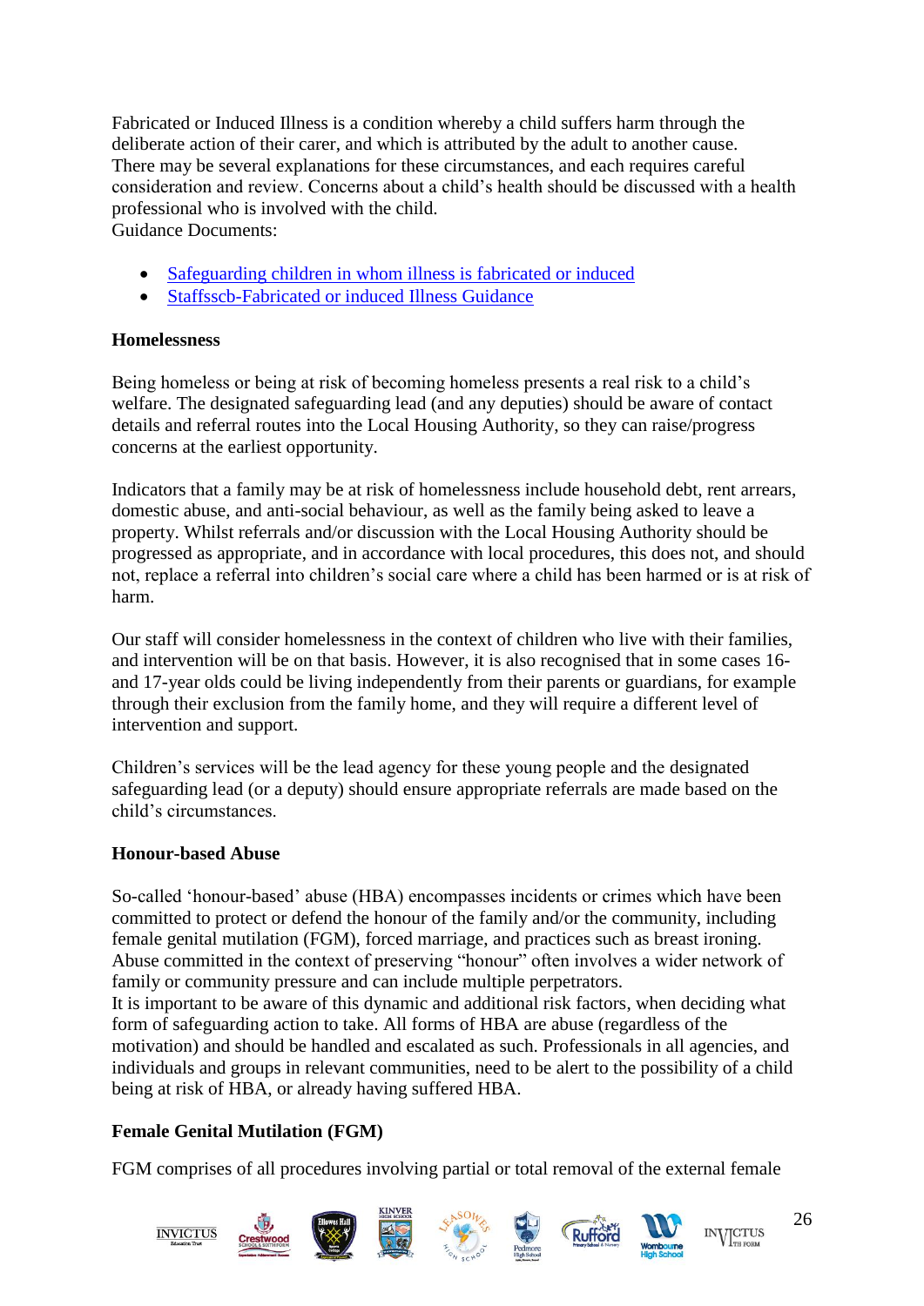Fabricated or Induced Illness is a condition whereby a child suffers harm through the deliberate action of their carer, and which is attributed by the adult to another cause. There may be several explanations for these circumstances, and each requires careful consideration and review. Concerns about a child's health should be discussed with a health professional who is involved with the child.
Guidance Documents:

- Safeguarding children in whom illness is fabricated or induced
- Staffsscb-Fabricated or induced Illness Guidance

**Homelessness**

Being homeless or being at risk of becoming homeless presents a real risk to a child's welfare. The designated safeguarding lead (and any deputies) should be aware of contact details and referral routes into the Local Housing Authority, so they can raise/progress concerns at the earliest opportunity.

Indicators that a family may be at risk of homelessness include household debt, rent arrears, domestic abuse, and anti-social behaviour, as well as the family being asked to leave a property. Whilst referrals and/or discussion with the Local Housing Authority should be progressed as appropriate, and in accordance with local procedures, this does not, and should not, replace a referral into children's social care where a child has been harmed or is at risk of harm.

Our staff will consider homelessness in the context of children who live with their families, and intervention will be on that basis. However, it is also recognised that in some cases 16- and 17-year olds could be living independently from their parents or guardians, for example through their exclusion from the family home, and they will require a different level of intervention and support.

Children's services will be the lead agency for these young people and the designated safeguarding lead (or a deputy) should ensure appropriate referrals are made based on the child's circumstances.

**Honour-based Abuse**

So-called 'honour-based' abuse (HBA) encompasses incidents or crimes which have been committed to protect or defend the honour of the family and/or the community, including female genital mutilation (FGM), forced marriage, and practices such as breast ironing. Abuse committed in the context of preserving "honour" often involves a wider network of family or community pressure and can include multiple perpetrators.
It is important to be aware of this dynamic and additional risk factors, when deciding what form of safeguarding action to take. All forms of HBA are abuse (regardless of the motivation) and should be handled and escalated as such. Professionals in all agencies, and individuals and groups in relevant communities, need to be alert to the possibility of a child being at risk of HBA, or already having suffered HBA.

**Female Genital Mutilation (FGM)**

FGM comprises of all procedures involving partial or total removal of the external female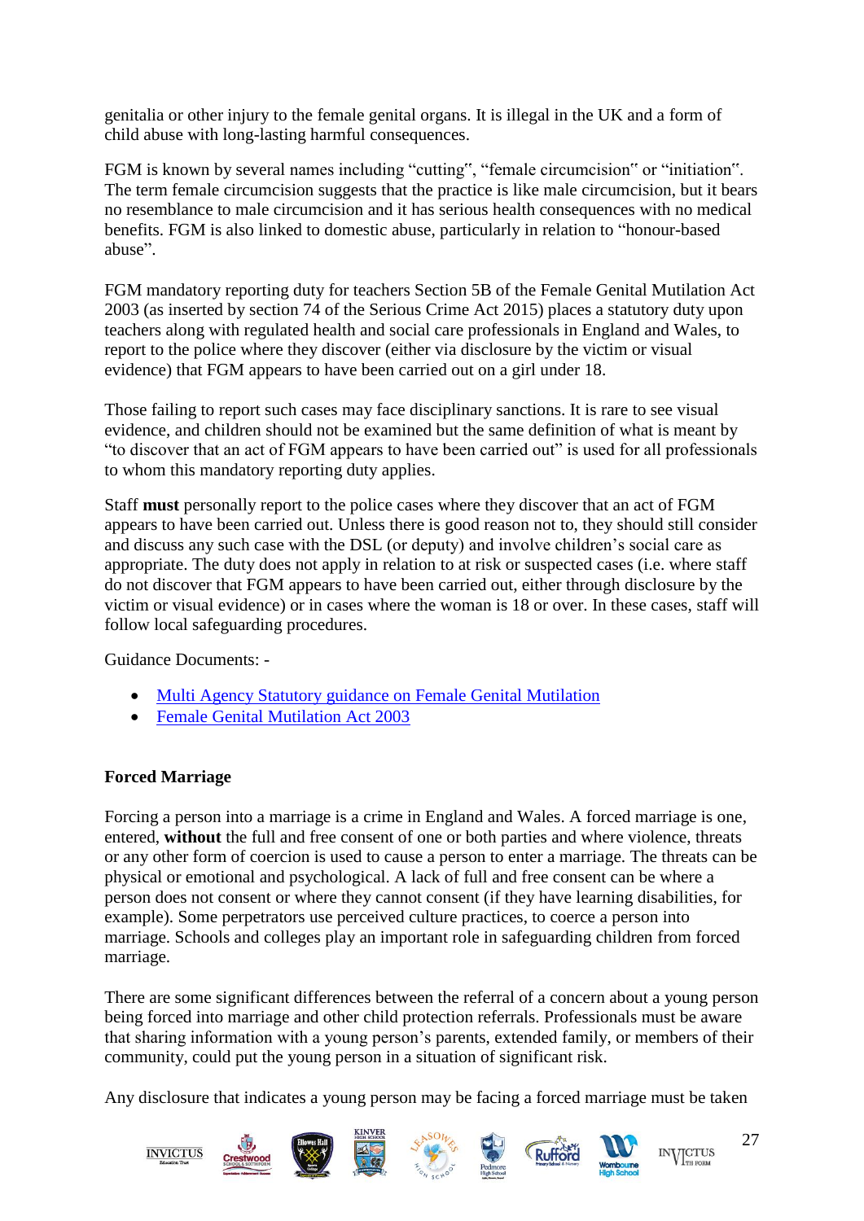genitalia or other injury to the female genital organs. It is illegal in the UK and a form of child abuse with long-lasting harmful consequences.

FGM is known by several names including "cutting", "female circumcision" or "initiation". The term female circumcision suggests that the practice is like male circumcision, but it bears no resemblance to male circumcision and it has serious health consequences with no medical benefits. FGM is also linked to domestic abuse, particularly in relation to "honour-based abuse".

FGM mandatory reporting duty for teachers Section 5B of the Female Genital Mutilation Act 2003 (as inserted by section 74 of the Serious Crime Act 2015) places a statutory duty upon teachers along with regulated health and social care professionals in England and Wales, to report to the police where they discover (either via disclosure by the victim or visual evidence) that FGM appears to have been carried out on a girl under 18.

Those failing to report such cases may face disciplinary sanctions. It is rare to see visual evidence, and children should not be examined but the same definition of what is meant by "to discover that an act of FGM appears to have been carried out" is used for all professionals to whom this mandatory reporting duty applies.

Staff **must** personally report to the police cases where they discover that an act of FGM appears to have been carried out. Unless there is good reason not to, they should still consider and discuss any such case with the DSL (or deputy) and involve children's social care as appropriate. The duty does not apply in relation to at risk or suspected cases (i.e. where staff do not discover that FGM appears to have been carried out, either through disclosure by the victim or visual evidence) or in cases where the woman is 18 or over. In these cases, staff will follow local safeguarding procedures.

Guidance Documents: -

- Multi Agency Statutory guidance on Female Genital Mutilation
- Female Genital Mutilation Act 2003

**Forced Marriage**

Forcing a person into a marriage is a crime in England and Wales. A forced marriage is one, entered, **without** the full and free consent of one or both parties and where violence, threats or any other form of coercion is used to cause a person to enter a marriage. The threats can be physical or emotional and psychological. A lack of full and free consent can be where a person does not consent or where they cannot consent (if they have learning disabilities, for example). Some perpetrators use perceived culture practices, to coerce a person into marriage. Schools and colleges play an important role in safeguarding children from forced marriage.

There are some significant differences between the referral of a concern about a young person being forced into marriage and other child protection referrals. Professionals must be aware that sharing information with a young person's parents, extended family, or members of their community, could put the young person in a situation of significant risk.

Any disclosure that indicates a young person may be facing a forced marriage must be taken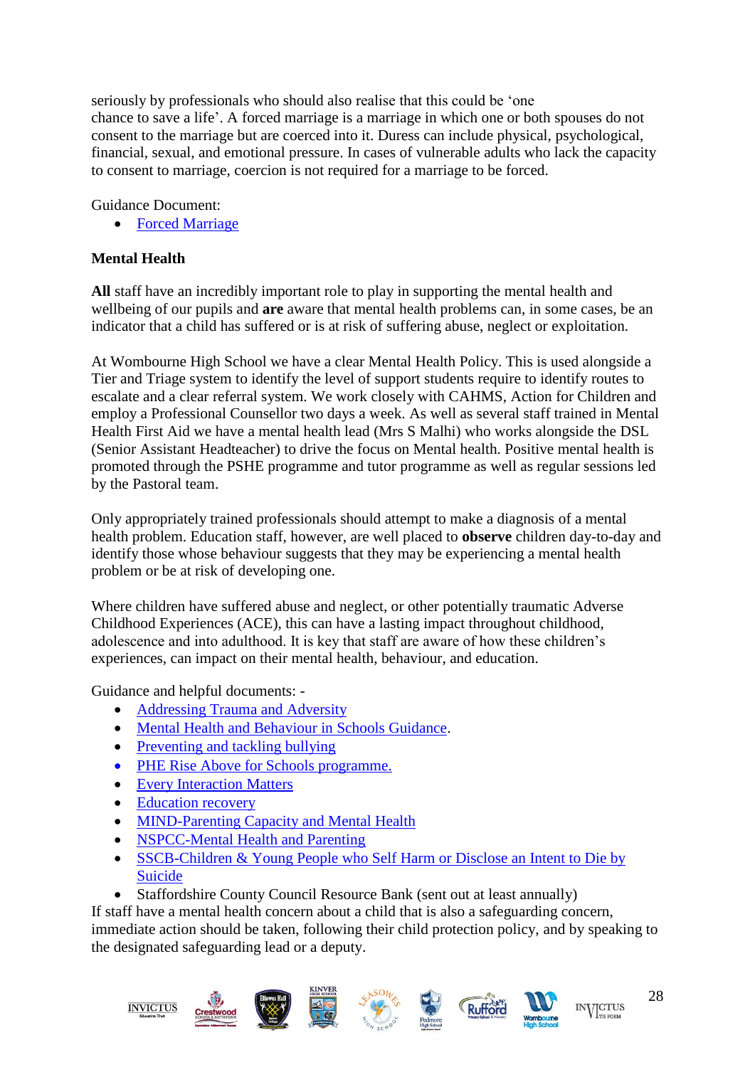seriously by professionals who should also realise that this could be 'one chance to save a life'. A forced marriage is a marriage in which one or both spouses do not consent to the marriage but are coerced into it. Duress can include physical, psychological, financial, sexual, and emotional pressure. In cases of vulnerable adults who lack the capacity to consent to marriage, coercion is not required for a marriage to be forced.

Guidance Document:

- Forced Marriage

**Mental Health**

**All** staff have an incredibly important role to play in supporting the mental health and wellbeing of our pupils and **are** aware that mental health problems can, in some cases, be an indicator that a child has suffered or is at risk of suffering abuse, neglect or exploitation.

At Wombourne High School we have a clear Mental Health Policy. This is used alongside a Tier and Triage system to identify the level of support students require to identify routes to escalate and a clear referral system. We work closely with CAHMS, Action for Children and employ a Professional Counsellor two days a week. As well as several staff trained in Mental Health First Aid we have a mental health lead (Mrs S Malhi) who works alongside the DSL (Senior Assistant Headteacher) to drive the focus on Mental health. Positive mental health is promoted through the PSHE programme and tutor programme as well as regular sessions led by the Pastoral team.

Only appropriately trained professionals should attempt to make a diagnosis of a mental health problem. Education staff, however, are well placed to **observe** children day-to-day and identify those whose behaviour suggests that they may be experiencing a mental health problem or be at risk of developing one.

Where children have suffered abuse and neglect, or other potentially traumatic Adverse Childhood Experiences (ACE), this can have a lasting impact throughout childhood, adolescence and into adulthood. It is key that staff are aware of how these children's experiences, can impact on their mental health, behaviour, and education.

Guidance and helpful documents: -

- Addressing Trauma and Adversity
- Mental Health and Behaviour in Schools Guidance.
- Preventing and tackling bullying
- PHE Rise Above for Schools programme.
- Every Interaction Matters
- Education recovery
- MIND-Parenting Capacity and Mental Health
- NSPCC-Mental Health and Parenting
- SSCB-Children & Young People who Self Harm or Disclose an Intent to Die by Suicide
- Staffordshire County Council Resource Bank (sent out at least annually)

If staff have a mental health concern about a child that is also a safeguarding concern, immediate action should be taken, following their child protection policy, and by speaking to the designated safeguarding lead or a deputy.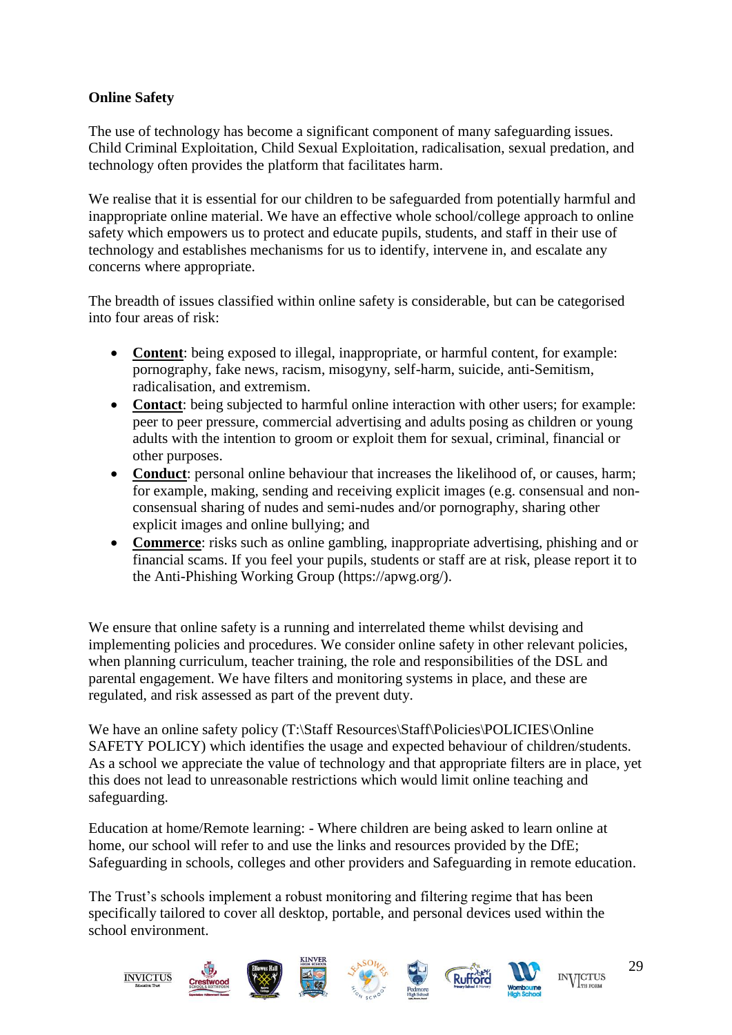**Online Safety**

The use of technology has become a significant component of many safeguarding issues. Child Criminal Exploitation, Child Sexual Exploitation, radicalisation, sexual predation, and technology often provides the platform that facilitates harm.

We realise that it is essential for our children to be safeguarded from potentially harmful and inappropriate online material. We have an effective whole school/college approach to online safety which empowers us to protect and educate pupils, students, and staff in their use of technology and establishes mechanisms for us to identify, intervene in, and escalate any concerns where appropriate.

The breadth of issues classified within online safety is considerable, but can be categorised into four areas of risk:

- **Content**: being exposed to illegal, inappropriate, or harmful content, for example: pornography, fake news, racism, misogyny, self-harm, suicide, anti-Semitism, radicalisation, and extremism.
- **Contact**: being subjected to harmful online interaction with other users; for example: peer to peer pressure, commercial advertising and adults posing as children or young adults with the intention to groom or exploit them for sexual, criminal, financial or other purposes.
- **Conduct**: personal online behaviour that increases the likelihood of, or causes, harm; for example, making, sending and receiving explicit images (e.g. consensual and non-consensual sharing of nudes and semi-nudes and/or pornography, sharing other explicit images and online bullying; and
- **Commerce**: risks such as online gambling, inappropriate advertising, phishing and or financial scams. If you feel your pupils, students or staff are at risk, please report it to the Anti-Phishing Working Group (https://apwg.org/).

We ensure that online safety is a running and interrelated theme whilst devising and implementing policies and procedures. We consider online safety in other relevant policies, when planning curriculum, teacher training, the role and responsibilities of the DSL and parental engagement. We have filters and monitoring systems in place, and these are regulated, and risk assessed as part of the prevent duty.

We have an online safety policy (T:\Staff Resources\Staff\Policies\POLICIES\Online SAFETY POLICY) which identifies the usage and expected behaviour of children/students. As a school we appreciate the value of technology and that appropriate filters are in place, yet this does not lead to unreasonable restrictions which would limit online teaching and safeguarding.

Education at home/Remote learning: - Where children are being asked to learn online at home, our school will refer to and use the links and resources provided by the DfE; Safeguarding in schools, colleges and other providers and Safeguarding in remote education.

The Trust's schools implement a robust monitoring and filtering regime that has been specifically tailored to cover all desktop, portable, and personal devices used within the school environment.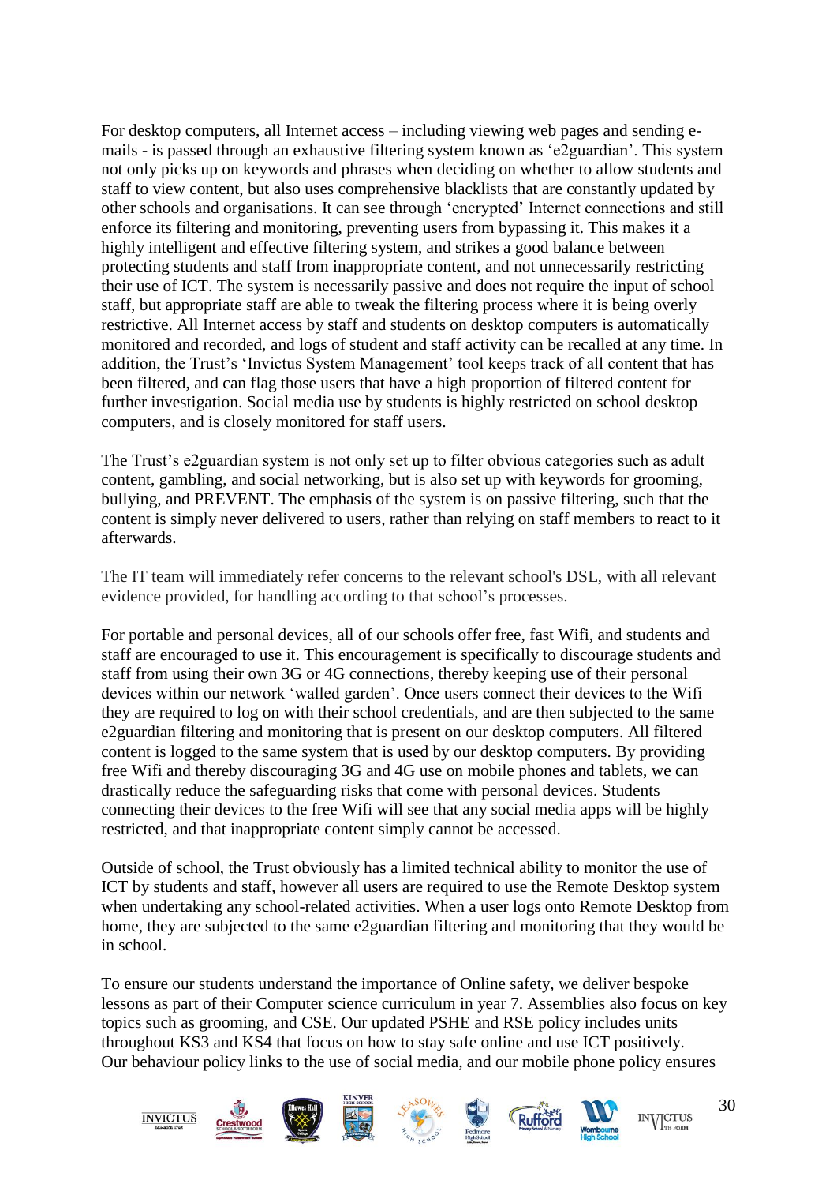For desktop computers, all Internet access – including viewing web pages and sending e-mails - is passed through an exhaustive filtering system known as 'e2guardian'. This system not only picks up on keywords and phrases when deciding on whether to allow students and staff to view content, but also uses comprehensive blacklists that are constantly updated by other schools and organisations. It can see through 'encrypted' Internet connections and still enforce its filtering and monitoring, preventing users from bypassing it. This makes it a highly intelligent and effective filtering system, and strikes a good balance between protecting students and staff from inappropriate content, and not unnecessarily restricting their use of ICT. The system is necessarily passive and does not require the input of school staff, but appropriate staff are able to tweak the filtering process where it is being overly restrictive. All Internet access by staff and students on desktop computers is automatically monitored and recorded, and logs of student and staff activity can be recalled at any time. In addition, the Trust's 'Invictus System Management' tool keeps track of all content that has been filtered, and can flag those users that have a high proportion of filtered content for further investigation. Social media use by students is highly restricted on school desktop computers, and is closely monitored for staff users.

The Trust's e2guardian system is not only set up to filter obvious categories such as adult content, gambling, and social networking, but is also set up with keywords for grooming, bullying, and PREVENT. The emphasis of the system is on passive filtering, such that the content is simply never delivered to users, rather than relying on staff members to react to it afterwards.

The IT team will immediately refer concerns to the relevant school's DSL, with all relevant evidence provided, for handling according to that school's processes.

For portable and personal devices, all of our schools offer free, fast Wifi, and students and staff are encouraged to use it. This encouragement is specifically to discourage students and staff from using their own 3G or 4G connections, thereby keeping use of their personal devices within our network 'walled garden'. Once users connect their devices to the Wifi they are required to log on with their school credentials, and are then subjected to the same e2guardian filtering and monitoring that is present on our desktop computers. All filtered content is logged to the same system that is used by our desktop computers. By providing free Wifi and thereby discouraging 3G and 4G use on mobile phones and tablets, we can drastically reduce the safeguarding risks that come with personal devices. Students connecting their devices to the free Wifi will see that any social media apps will be highly restricted, and that inappropriate content simply cannot be accessed.

Outside of school, the Trust obviously has a limited technical ability to monitor the use of ICT by students and staff, however all users are required to use the Remote Desktop system when undertaking any school-related activities. When a user logs onto Remote Desktop from home, they are subjected to the same e2guardian filtering and monitoring that they would be in school.

To ensure our students understand the importance of Online safety, we deliver bespoke lessons as part of their Computer science curriculum in year 7. Assemblies also focus on key topics such as grooming, and CSE. Our updated PSHE and RSE policy includes units throughout KS3 and KS4 that focus on how to stay safe online and use ICT positively. Our behaviour policy links to the use of social media, and our mobile phone policy ensures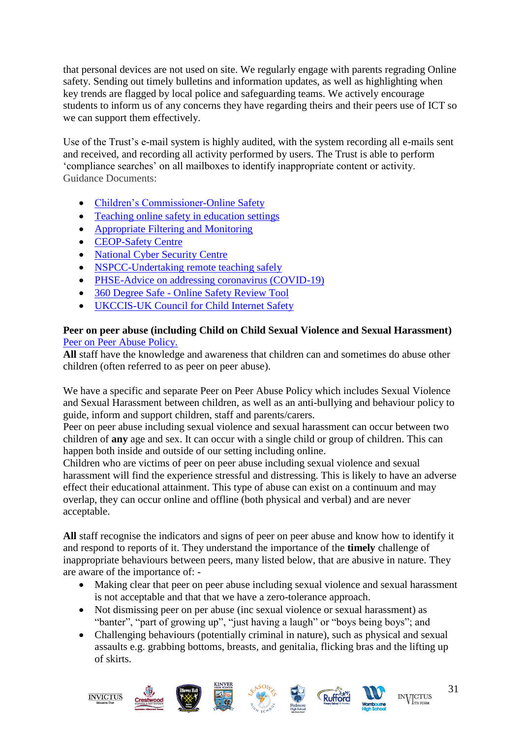that personal devices are not used on site. We regularly engage with parents regrading Online safety. Sending out timely bulletins and information updates, as well as highlighting when key trends are flagged by local police and safeguarding teams. We actively encourage students to inform us of any concerns they have regarding theirs and their peers use of ICT so we can support them effectively.

Use of the Trust's e-mail system is highly audited, with the system recording all e-mails sent and received, and recording all activity performed by users. The Trust is able to perform 'compliance searches' on all mailboxes to identify inappropriate content or activity.
Guidance Documents:

- Children's Commissioner-Online Safety
- Teaching online safety in education settings
- Appropriate Filtering and Monitoring
- CEOP-Safety Centre
- National Cyber Security Centre
- NSPCC-Undertaking remote teaching safely
- PHSE-Advice on addressing coronavirus (COVID-19)
- 360 Degree Safe - Online Safety Review Tool
- UKCCIS-UK Council for Child Internet Safety

**Peer on peer abuse (including Child on Child Sexual Violence and Sexual Harassment)**
Peer on Peer Abuse Policy.
**All** staff have the knowledge and awareness that children can and sometimes do abuse other children (often referred to as peer on peer abuse).

We have a specific and separate Peer on Peer Abuse Policy which includes Sexual Violence and Sexual Harassment between children, as well as an anti-bullying and behaviour policy to guide, inform and support children, staff and parents/carers.
Peer on peer abuse including sexual violence and sexual harassment can occur between two children of **any** age and sex. It can occur with a single child or group of children. This can happen both inside and outside of our setting including online.
Children who are victims of peer on peer abuse including sexual violence and sexual harassment will find the experience stressful and distressing. This is likely to have an adverse effect their educational attainment. This type of abuse can exist on a continuum and may overlap, they can occur online and offline (both physical and verbal) and are never acceptable.

**All** staff recognise the indicators and signs of peer on peer abuse and know how to identify it and respond to reports of it. They understand the importance of the **timely** challenge of inappropriate behaviours between peers, many listed below, that are abusive in nature. They are aware of the importance of: -

- Making clear that peer on peer abuse including sexual violence and sexual harassment is not acceptable and that that we have a zero-tolerance approach.
- Not dismissing peer on per abuse (inc sexual violence or sexual harassment) as "banter", "part of growing up", "just having a laugh" or "boys being boys"; and
- Challenging behaviours (potentially criminal in nature), such as physical and sexual assaults e.g. grabbing bottoms, breasts, and genitalia, flicking bras and the lifting up of skirts.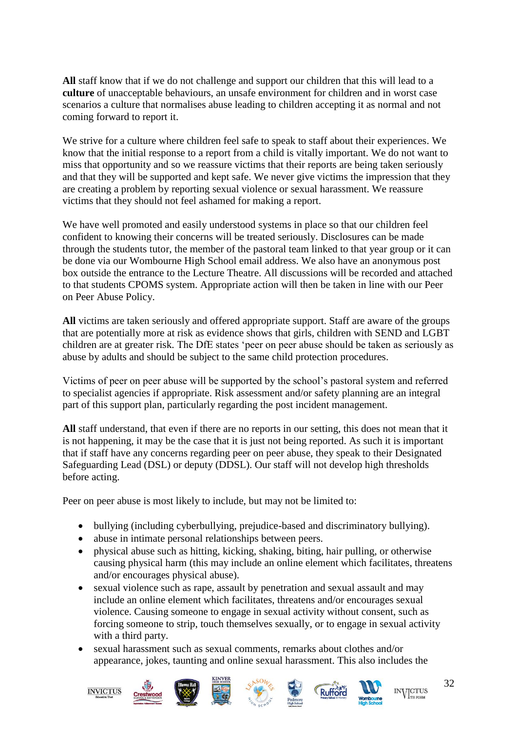**All** staff know that if we do not challenge and support our children that this will lead to a **culture** of unacceptable behaviours, an unsafe environment for children and in worst case scenarios a culture that normalises abuse leading to children accepting it as normal and not coming forward to report it.

We strive for a culture where children feel safe to speak to staff about their experiences. We know that the initial response to a report from a child is vitally important. We do not want to miss that opportunity and so we reassure victims that their reports are being taken seriously and that they will be supported and kept safe. We never give victims the impression that they are creating a problem by reporting sexual violence or sexual harassment. We reassure victims that they should not feel ashamed for making a report.

We have well promoted and easily understood systems in place so that our children feel confident to knowing their concerns will be treated seriously. Disclosures can be made through the students tutor, the member of the pastoral team linked to that year group or it can be done via our Wombourne High School email address. We also have an anonymous post box outside the entrance to the Lecture Theatre. All discussions will be recorded and attached to that students CPOMS system. Appropriate action will then be taken in line with our Peer on Peer Abuse Policy.

**All** victims are taken seriously and offered appropriate support. Staff are aware of the groups that are potentially more at risk as evidence shows that girls, children with SEND and LGBT children are at greater risk. The DfE states 'peer on peer abuse should be taken as seriously as abuse by adults and should be subject to the same child protection procedures.

Victims of peer on peer abuse will be supported by the school's pastoral system and referred to specialist agencies if appropriate. Risk assessment and/or safety planning are an integral part of this support plan, particularly regarding the post incident management.

**All** staff understand, that even if there are no reports in our setting, this does not mean that it is not happening, it may be the case that it is just not being reported. As such it is important that if staff have any concerns regarding peer on peer abuse, they speak to their Designated Safeguarding Lead (DSL) or deputy (DDSL). Our staff will not develop high thresholds before acting.

Peer on peer abuse is most likely to include, but may not be limited to:

- bullying (including cyberbullying, prejudice-based and discriminatory bullying).
- abuse in intimate personal relationships between peers.
- physical abuse such as hitting, kicking, shaking, biting, hair pulling, or otherwise causing physical harm (this may include an online element which facilitates, threatens and/or encourages physical abuse).
- sexual violence such as rape, assault by penetration and sexual assault and may include an online element which facilitates, threatens and/or encourages sexual violence. Causing someone to engage in sexual activity without consent, such as forcing someone to strip, touch themselves sexually, or to engage in sexual activity with a third party.
- sexual harassment such as sexual comments, remarks about clothes and/or appearance, jokes, taunting and online sexual harassment. This also includes the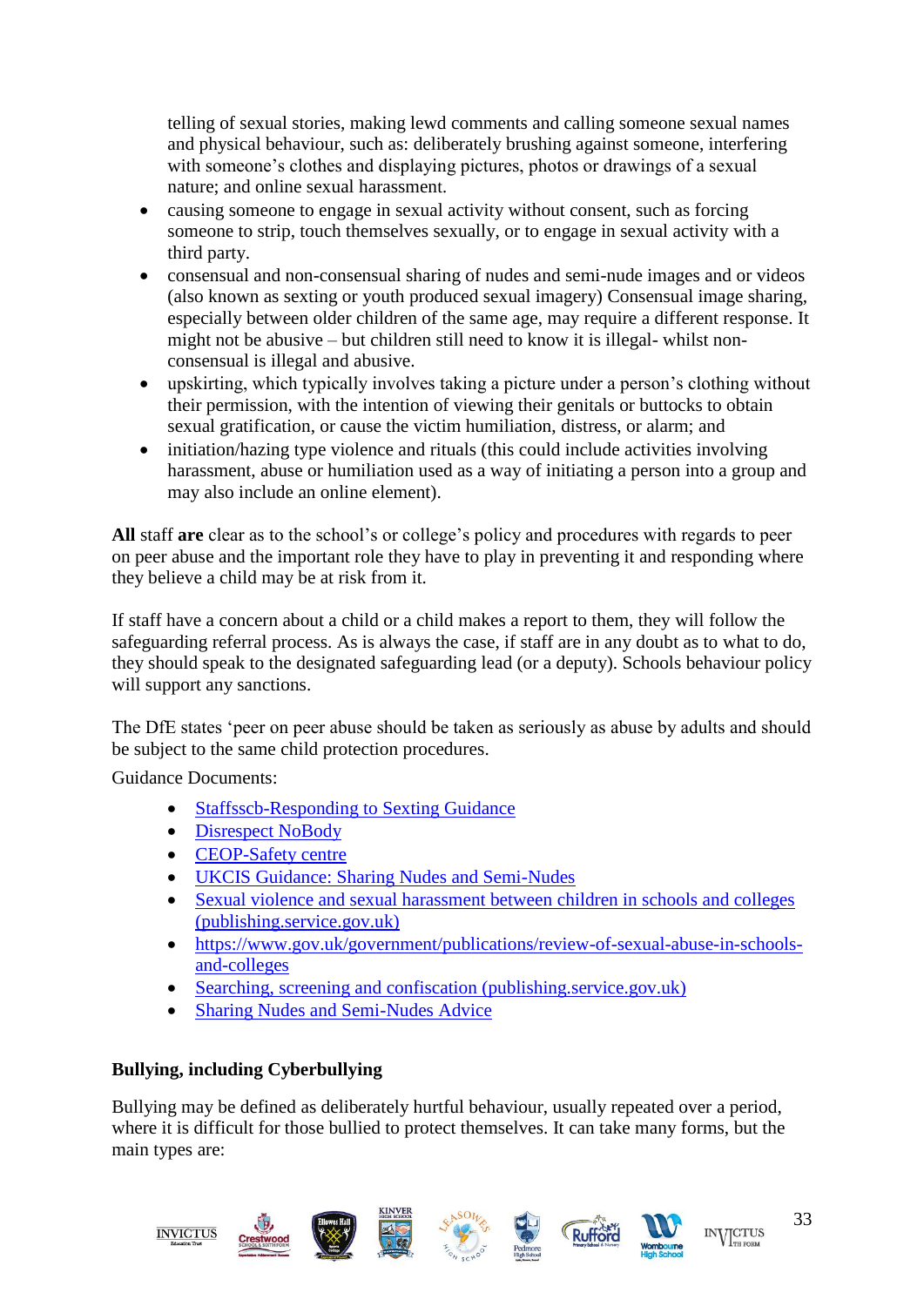telling of sexual stories, making lewd comments and calling someone sexual names and physical behaviour, such as: deliberately brushing against someone, interfering with someone's clothes and displaying pictures, photos or drawings of a sexual nature; and online sexual harassment.

- causing someone to engage in sexual activity without consent, such as forcing someone to strip, touch themselves sexually, or to engage in sexual activity with a third party.
- consensual and non-consensual sharing of nudes and semi-nude images and or videos (also known as sexting or youth produced sexual imagery) Consensual image sharing, especially between older children of the same age, may require a different response. It might not be abusive – but children still need to know it is illegal- whilst non-consensual is illegal and abusive.
- upskirting, which typically involves taking a picture under a person's clothing without their permission, with the intention of viewing their genitals or buttocks to obtain sexual gratification, or cause the victim humiliation, distress, or alarm; and
- initiation/hazing type violence and rituals (this could include activities involving harassment, abuse or humiliation used as a way of initiating a person into a group and may also include an online element).

**All** staff **are** clear as to the school's or college's policy and procedures with regards to peer on peer abuse and the important role they have to play in preventing it and responding where they believe a child may be at risk from it.

If staff have a concern about a child or a child makes a report to them, they will follow the safeguarding referral process. As is always the case, if staff are in any doubt as to what to do, they should speak to the designated safeguarding lead (or a deputy). Schools behaviour policy will support any sanctions.

The DfE states 'peer on peer abuse should be taken as seriously as abuse by adults and should be subject to the same child protection procedures.

Guidance Documents:

- Staffsscb-Responding to Sexting Guidance
- Disrespect NoBody
- CEOP-Safety centre
- UKCIS Guidance: Sharing Nudes and Semi-Nudes
- Sexual violence and sexual harassment between children in schools and colleges (publishing.service.gov.uk)
- https://www.gov.uk/government/publications/review-of-sexual-abuse-in-schools-and-colleges
- Searching, screening and confiscation (publishing.service.gov.uk)
- Sharing Nudes and Semi-Nudes Advice

**Bullying, including Cyberbullying**

Bullying may be defined as deliberately hurtful behaviour, usually repeated over a period, where it is difficult for those bullied to protect themselves. It can take many forms, but the main types are: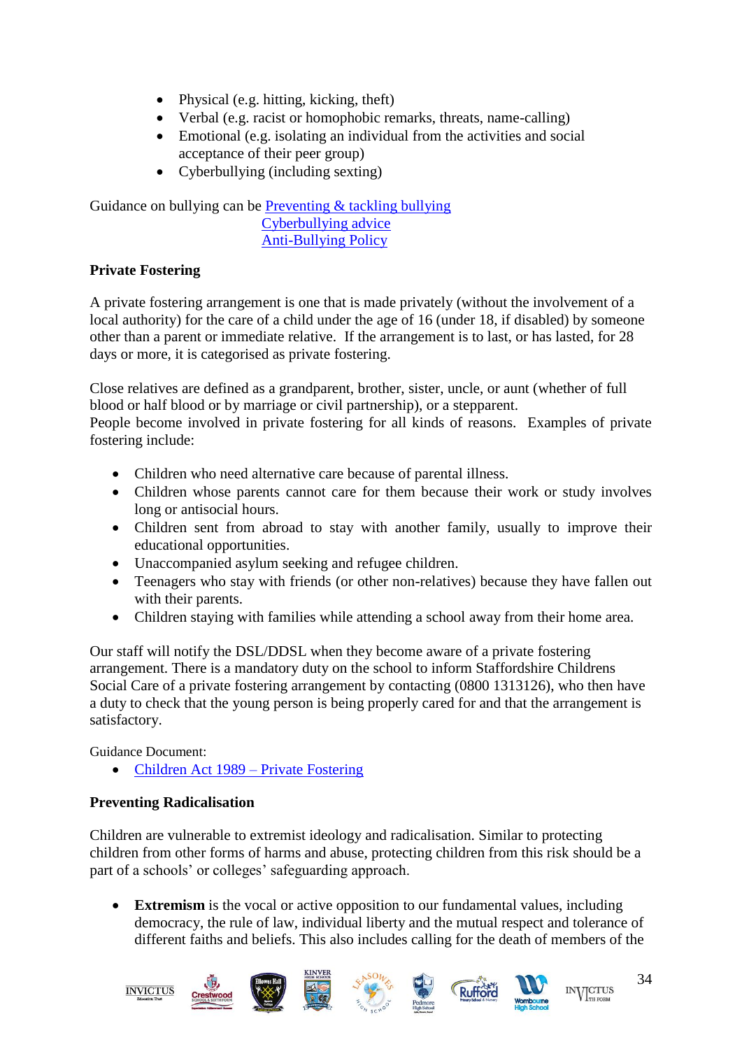- Physical (e.g. hitting, kicking, theft)
- Verbal (e.g. racist or homophobic remarks, threats, name-calling)
- Emotional (e.g. isolating an individual from the activities and social acceptance of their peer group)
- Cyberbullying (including sexting)

Guidance on bullying can be [Preventing & tackling bullying](#)
[Cyberbullying advice](#)
[Anti-Bullying Policy](#)

**Private Fostering**

A private fostering arrangement is one that is made privately (without the involvement of a local authority) for the care of a child under the age of 16 (under 18, if disabled) by someone other than a parent or immediate relative. If the arrangement is to last, or has lasted, for 28 days or more, it is categorised as private fostering.

Close relatives are defined as a grandparent, brother, sister, uncle, or aunt (whether of full blood or half blood or by marriage or civil partnership), or a stepparent.
People become involved in private fostering for all kinds of reasons. Examples of private fostering include:

- Children who need alternative care because of parental illness.
- Children whose parents cannot care for them because their work or study involves long or antisocial hours.
- Children sent from abroad to stay with another family, usually to improve their educational opportunities.
- Unaccompanied asylum seeking and refugee children.
- Teenagers who stay with friends (or other non-relatives) because they have fallen out with their parents.
- Children staying with families while attending a school away from their home area.

Our staff will notify the DSL/DDSL when they become aware of a private fostering arrangement. There is a mandatory duty on the school to inform Staffordshire Childrens Social Care of a private fostering arrangement by contacting (0800 1313126), who then have a duty to check that the young person is being properly cared for and that the arrangement is satisfactory.

Guidance Document:

- [Children Act 1989 – Private Fostering](#)

**Preventing Radicalisation**

Children are vulnerable to extremist ideology and radicalisation. Similar to protecting children from other forms of harms and abuse, protecting children from this risk should be a part of a schools' or colleges' safeguarding approach.

- **Extremism** is the vocal or active opposition to our fundamental values, including democracy, the rule of law, individual liberty and the mutual respect and tolerance of different faiths and beliefs. This also includes calling for the death of members of the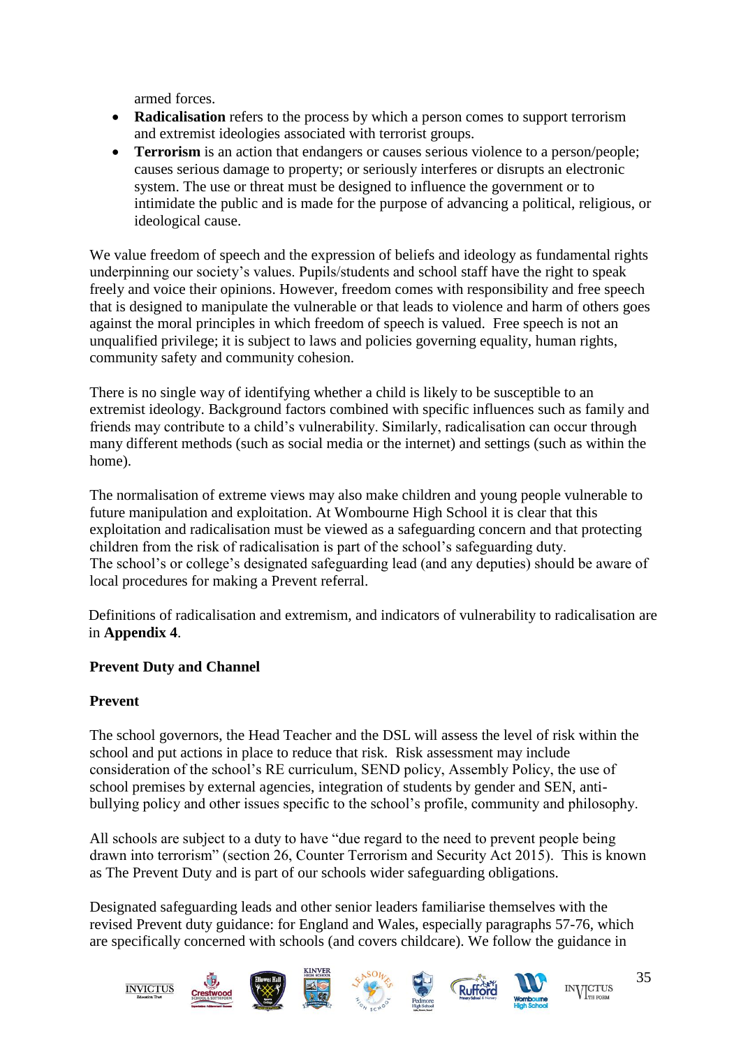armed forces.

- **Radicalisation** refers to the process by which a person comes to support terrorism and extremist ideologies associated with terrorist groups.
- **Terrorism** is an action that endangers or causes serious violence to a person/people; causes serious damage to property; or seriously interferes or disrupts an electronic system. The use or threat must be designed to influence the government or to intimidate the public and is made for the purpose of advancing a political, religious, or ideological cause.

We value freedom of speech and the expression of beliefs and ideology as fundamental rights underpinning our society's values. Pupils/students and school staff have the right to speak freely and voice their opinions. However, freedom comes with responsibility and free speech that is designed to manipulate the vulnerable or that leads to violence and harm of others goes against the moral principles in which freedom of speech is valued. Free speech is not an unqualified privilege; it is subject to laws and policies governing equality, human rights, community safety and community cohesion.

There is no single way of identifying whether a child is likely to be susceptible to an extremist ideology. Background factors combined with specific influences such as family and friends may contribute to a child's vulnerability. Similarly, radicalisation can occur through many different methods (such as social media or the internet) and settings (such as within the home).

The normalisation of extreme views may also make children and young people vulnerable to future manipulation and exploitation. At Wombourne High School it is clear that this exploitation and radicalisation must be viewed as a safeguarding concern and that protecting children from the risk of radicalisation is part of the school's safeguarding duty.
The school's or college's designated safeguarding lead (and any deputies) should be aware of local procedures for making a Prevent referral.

Definitions of radicalisation and extremism, and indicators of vulnerability to radicalisation are in **Appendix 4**.

**Prevent Duty and Channel**

**Prevent**

The school governors, the Head Teacher and the DSL will assess the level of risk within the school and put actions in place to reduce that risk. Risk assessment may include consideration of the school's RE curriculum, SEND policy, Assembly Policy, the use of school premises by external agencies, integration of students by gender and SEN, anti-bullying policy and other issues specific to the school's profile, community and philosophy.

All schools are subject to a duty to have "due regard to the need to prevent people being drawn into terrorism" (section 26, Counter Terrorism and Security Act 2015). This is known as The Prevent Duty and is part of our schools wider safeguarding obligations.

Designated safeguarding leads and other senior leaders familiarise themselves with the revised Prevent duty guidance: for England and Wales, especially paragraphs 57-76, which are specifically concerned with schools (and covers childcare). We follow the guidance in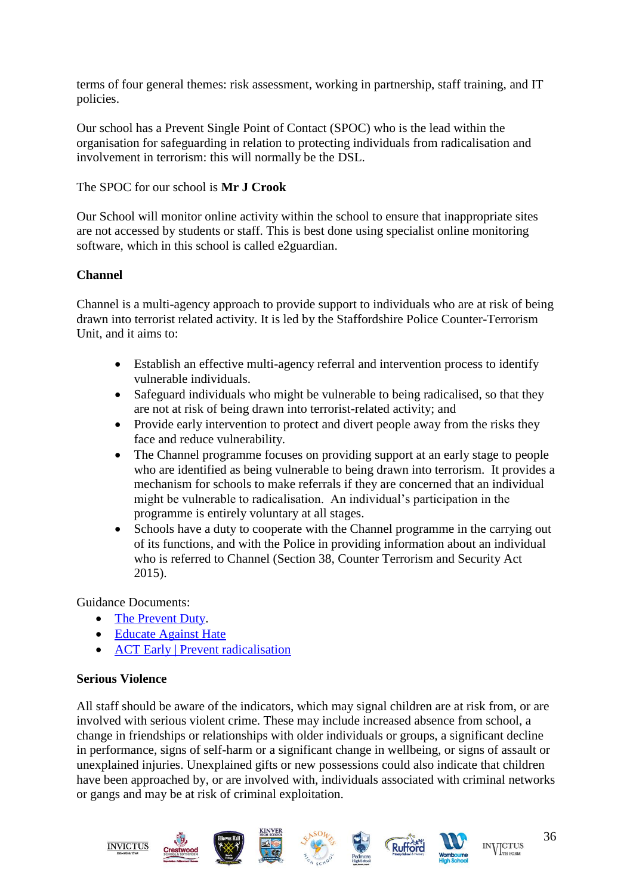terms of four general themes: risk assessment, working in partnership, staff training, and IT policies.

Our school has a Prevent Single Point of Contact (SPOC) who is the lead within the organisation for safeguarding in relation to protecting individuals from radicalisation and involvement in terrorism: this will normally be the DSL.

The SPOC for our school is **Mr J Crook**

Our School will monitor online activity within the school to ensure that inappropriate sites are not accessed by students or staff. This is best done using specialist online monitoring software, which in this school is called e2guardian.

**Channel**

Channel is a multi-agency approach to provide support to individuals who are at risk of being drawn into terrorist related activity. It is led by the Staffordshire Police Counter-Terrorism Unit, and it aims to:

- Establish an effective multi-agency referral and intervention process to identify vulnerable individuals.
- Safeguard individuals who might be vulnerable to being radicalised, so that they are not at risk of being drawn into terrorist-related activity; and
- Provide early intervention to protect and divert people away from the risks they face and reduce vulnerability.
- The Channel programme focuses on providing support at an early stage to people who are identified as being vulnerable to being drawn into terrorism. It provides a mechanism for schools to make referrals if they are concerned that an individual might be vulnerable to radicalisation. An individual's participation in the programme is entirely voluntary at all stages.
- Schools have a duty to cooperate with the Channel programme in the carrying out of its functions, and with the Police in providing information about an individual who is referred to Channel (Section 38, Counter Terrorism and Security Act 2015).

Guidance Documents:

- The Prevent Duty.
- Educate Against Hate
- ACT Early | Prevent radicalisation

**Serious Violence**

All staff should be aware of the indicators, which may signal children are at risk from, or are involved with serious violent crime. These may include increased absence from school, a change in friendships or relationships with older individuals or groups, a significant decline in performance, signs of self-harm or a significant change in wellbeing, or signs of assault or unexplained injuries. Unexplained gifts or new possessions could also indicate that children have been approached by, or are involved with, individuals associated with criminal networks or gangs and may be at risk of criminal exploitation.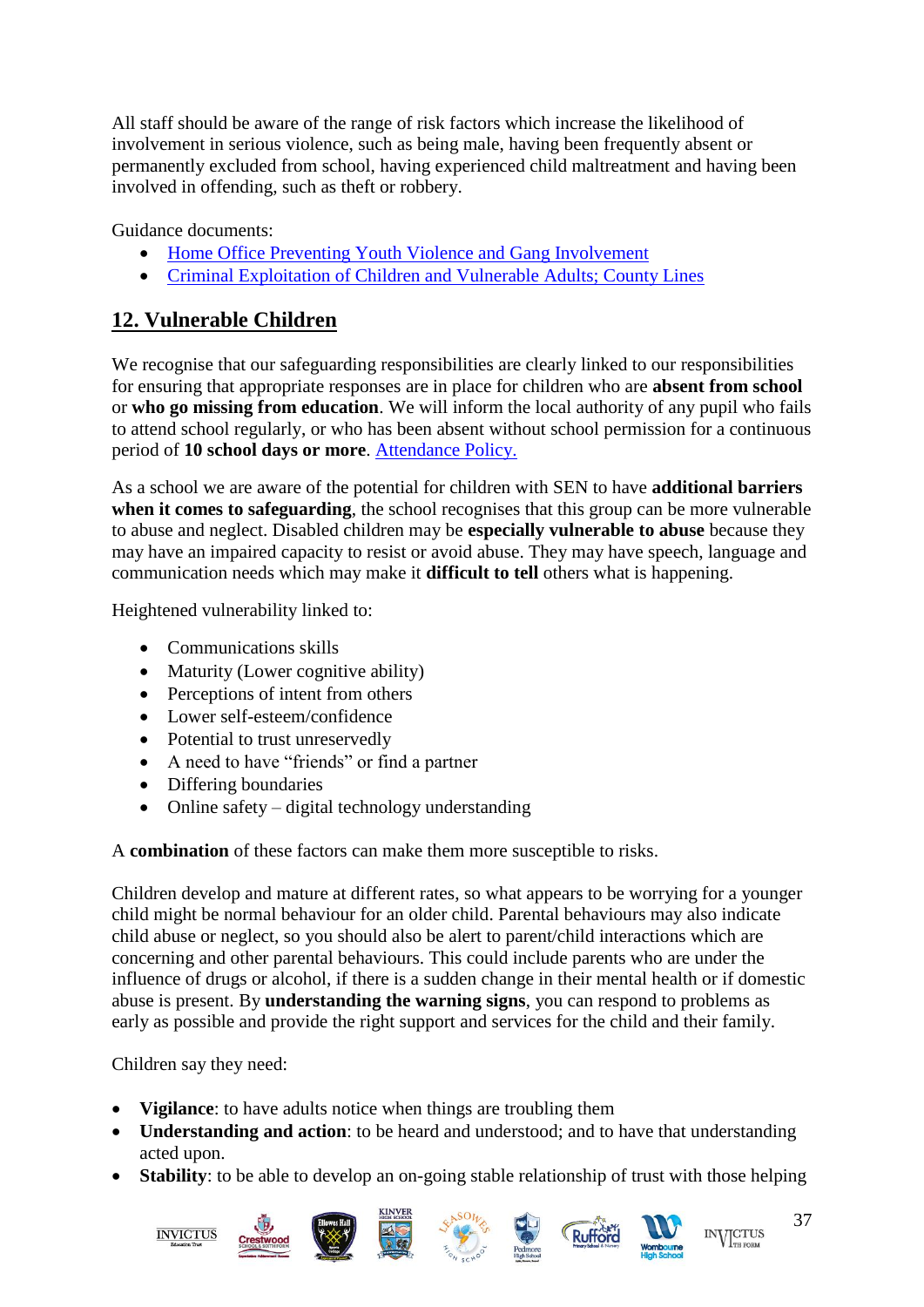All staff should be aware of the range of risk factors which increase the likelihood of involvement in serious violence, such as being male, having been frequently absent or permanently excluded from school, having experienced child maltreatment and having been involved in offending, such as theft or robbery.

Guidance documents:

- Home Office Preventing Youth Violence and Gang Involvement
- Criminal Exploitation of Children and Vulnerable Adults; County Lines

## 12. Vulnerable Children

We recognise that our safeguarding responsibilities are clearly linked to our responsibilities for ensuring that appropriate responses are in place for children who are **absent from school** or **who go missing from education**. We will inform the local authority of any pupil who fails to attend school regularly, or who has been absent without school permission for a continuous period of **10 school days or more**. Attendance Policy.

As a school we are aware of the potential for children with SEN to have **additional barriers when it comes to safeguarding**, the school recognises that this group can be more vulnerable to abuse and neglect. Disabled children may be **especially vulnerable to abuse** because they may have an impaired capacity to resist or avoid abuse. They may have speech, language and communication needs which may make it **difficult to tell** others what is happening.

Heightened vulnerability linked to:

- Communications skills
- Maturity (Lower cognitive ability)
- Perceptions of intent from others
- Lower self-esteem/confidence
- Potential to trust unreservedly
- A need to have "friends" or find a partner
- Differing boundaries
- Online safety – digital technology understanding

A **combination** of these factors can make them more susceptible to risks.

Children develop and mature at different rates, so what appears to be worrying for a younger child might be normal behaviour for an older child. Parental behaviours may also indicate child abuse or neglect, so you should also be alert to parent/child interactions which are concerning and other parental behaviours. This could include parents who are under the influence of drugs or alcohol, if there is a sudden change in their mental health or if domestic abuse is present. By **understanding the warning signs**, you can respond to problems as early as possible and provide the right support and services for the child and their family.

Children say they need:

- **Vigilance**: to have adults notice when things are troubling them
- **Understanding and action**: to be heard and understood; and to have that understanding acted upon.
- **Stability**: to be able to develop an on-going stable relationship of trust with those helping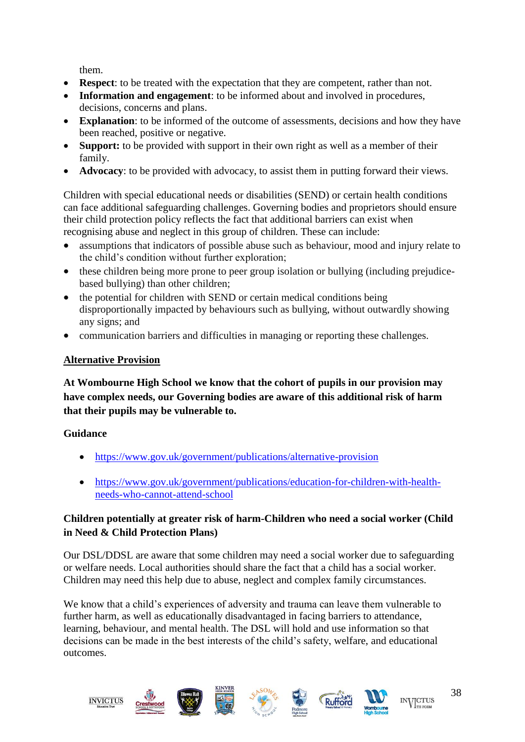them.

- **Respect**: to be treated with the expectation that they are competent, rather than not.
- **Information and engagement**: to be informed about and involved in procedures, decisions, concerns and plans.
- **Explanation**: to be informed of the outcome of assessments, decisions and how they have been reached, positive or negative.
- **Support:** to be provided with support in their own right as well as a member of their family.
- **Advocacy**: to be provided with advocacy, to assist them in putting forward their views.

Children with special educational needs or disabilities (SEND) or certain health conditions can face additional safeguarding challenges. Governing bodies and proprietors should ensure their child protection policy reflects the fact that additional barriers can exist when recognising abuse and neglect in this group of children. These can include:

- assumptions that indicators of possible abuse such as behaviour, mood and injury relate to the child's condition without further exploration;
- these children being more prone to peer group isolation or bullying (including prejudice-based bullying) than other children;
- the potential for children with SEND or certain medical conditions being disproportionally impacted by behaviours such as bullying, without outwardly showing any signs; and
- communication barriers and difficulties in managing or reporting these challenges.

## Alternative Provision

**At Wombourne High School we know that the cohort of pupils in our provision may have complex needs, our Governing bodies are aware of this additional risk of harm that their pupils may be vulnerable to.**

### Guidance

- https://www.gov.uk/government/publications/alternative-provision
- https://www.gov.uk/government/publications/education-for-children-with-health-needs-who-cannot-attend-school

### Children potentially at greater risk of harm-Children who need a social worker (Child in Need & Child Protection Plans)

Our DSL/DDSL are aware that some children may need a social worker due to safeguarding or welfare needs. Local authorities should share the fact that a child has a social worker. Children may need this help due to abuse, neglect and complex family circumstances.

We know that a child's experiences of adversity and trauma can leave them vulnerable to further harm, as well as educationally disadvantaged in facing barriers to attendance, learning, behaviour, and mental health. The DSL will hold and use information so that decisions can be made in the best interests of the child's safety, welfare, and educational outcomes.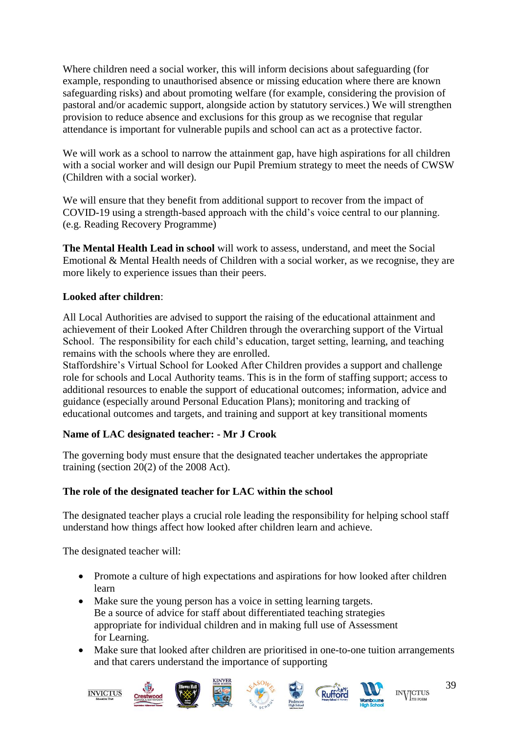Where children need a social worker, this will inform decisions about safeguarding (for example, responding to unauthorised absence or missing education where there are known safeguarding risks) and about promoting welfare (for example, considering the provision of pastoral and/or academic support, alongside action by statutory services.) We will strengthen provision to reduce absence and exclusions for this group as we recognise that regular attendance is important for vulnerable pupils and school can act as a protective factor.

We will work as a school to narrow the attainment gap, have high aspirations for all children with a social worker and will design our Pupil Premium strategy to meet the needs of CWSW (Children with a social worker).

We will ensure that they benefit from additional support to recover from the impact of COVID-19 using a strength-based approach with the child's voice central to our planning. (e.g. Reading Recovery Programme)

**The Mental Health Lead in school** will work to assess, understand, and meet the Social Emotional & Mental Health needs of Children with a social worker, as we recognise, they are more likely to experience issues than their peers.

**Looked after children**:

All Local Authorities are advised to support the raising of the educational attainment and achievement of their Looked After Children through the overarching support of the Virtual School. The responsibility for each child's education, target setting, learning, and teaching remains with the schools where they are enrolled.
Staffordshire's Virtual School for Looked After Children provides a support and challenge role for schools and Local Authority teams. This is in the form of staffing support; access to additional resources to enable the support of educational outcomes; information, advice and guidance (especially around Personal Education Plans); monitoring and tracking of educational outcomes and targets, and training and support at key transitional moments

**Name of LAC designated teacher: - Mr J Crook**

The governing body must ensure that the designated teacher undertakes the appropriate training (section 20(2) of the 2008 Act).

**The role of the designated teacher for LAC within the school**

The designated teacher plays a crucial role leading the responsibility for helping school staff understand how things affect how looked after children learn and achieve.

The designated teacher will:

- Promote a culture of high expectations and aspirations for how looked after children learn
- Make sure the young person has a voice in setting learning targets.
  Be a source of advice for staff about differentiated teaching strategies appropriate for individual children and in making full use of Assessment for Learning.
- Make sure that looked after children are prioritised in one-to-one tuition arrangements and that carers understand the importance of supporting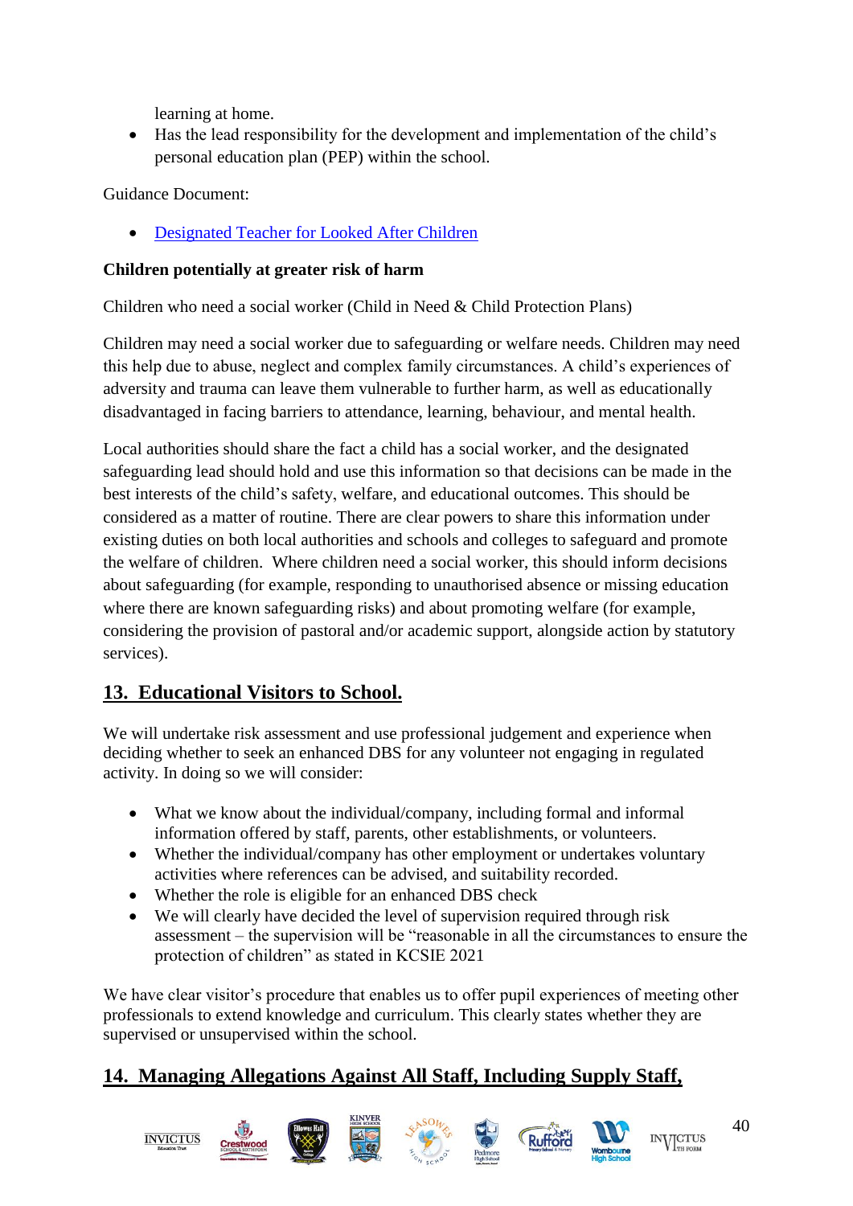learning at home.
- Has the lead responsibility for the development and implementation of the child's personal education plan (PEP) within the school.

Guidance Document:

- [Designated Teacher for Looked After Children]()

**Children potentially at greater risk of harm**

Children who need a social worker (Child in Need & Child Protection Plans)

Children may need a social worker due to safeguarding or welfare needs. Children may need this help due to abuse, neglect and complex family circumstances. A child's experiences of adversity and trauma can leave them vulnerable to further harm, as well as educationally disadvantaged in facing barriers to attendance, learning, behaviour, and mental health.

Local authorities should share the fact a child has a social worker, and the designated safeguarding lead should hold and use this information so that decisions can be made in the best interests of the child's safety, welfare, and educational outcomes. This should be considered as a matter of routine. There are clear powers to share this information under existing duties on both local authorities and schools and colleges to safeguard and promote the welfare of children. Where children need a social worker, this should inform decisions about safeguarding (for example, responding to unauthorised absence or missing education where there are known safeguarding risks) and about promoting welfare (for example, considering the provision of pastoral and/or academic support, alongside action by statutory services).

## 13. Educational Visitors to School.

We will undertake risk assessment and use professional judgement and experience when deciding whether to seek an enhanced DBS for any volunteer not engaging in regulated activity. In doing so we will consider:

- What we know about the individual/company, including formal and informal information offered by staff, parents, other establishments, or volunteers.
- Whether the individual/company has other employment or undertakes voluntary activities where references can be advised, and suitability recorded.
- Whether the role is eligible for an enhanced DBS check
- We will clearly have decided the level of supervision required through risk assessment – the supervision will be "reasonable in all the circumstances to ensure the protection of children" as stated in KCSIE 2021

We have clear visitor's procedure that enables us to offer pupil experiences of meeting other professionals to extend knowledge and curriculum. This clearly states whether they are supervised or unsupervised within the school.

## 14. Managing Allegations Against All Staff, Including Supply Staff,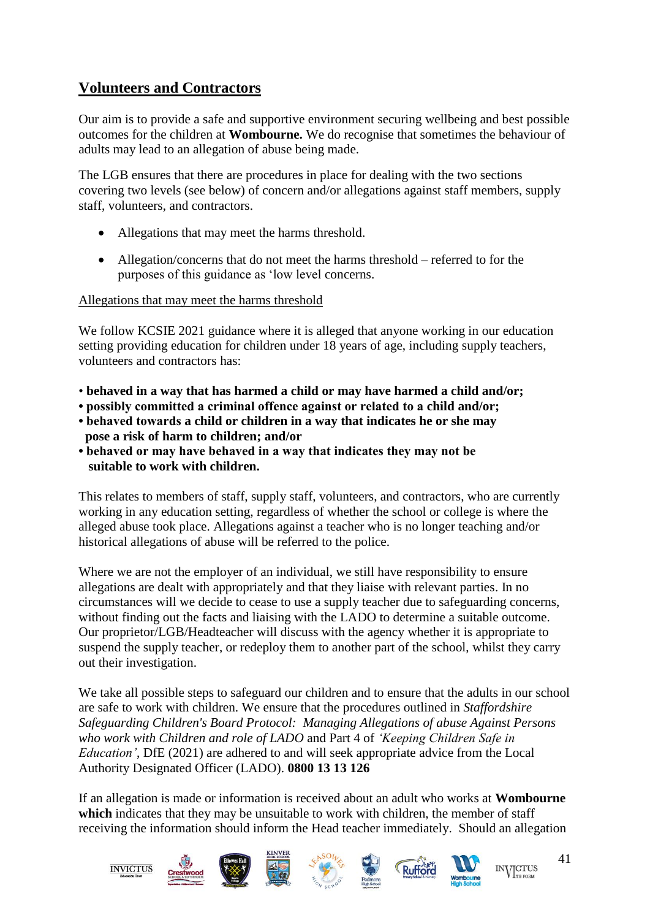## **Volunteers and Contractors**

Our aim is to provide a safe and supportive environment securing wellbeing and best possible outcomes for the children at **Wombourne.** We do recognise that sometimes the behaviour of adults may lead to an allegation of abuse being made.

The LGB ensures that there are procedures in place for dealing with the two sections covering two levels (see below) of concern and/or allegations against staff members, supply staff, volunteers, and contractors.

- Allegations that may meet the harms threshold.
- Allegation/concerns that do not meet the harms threshold – referred to for the purposes of this guidance as 'low level concerns.

Allegations that may meet the harms threshold

We follow KCSIE 2021 guidance where it is alleged that anyone working in our education setting providing education for children under 18 years of age, including supply teachers, volunteers and contractors has:

- **behaved in a way that has harmed a child or may have harmed a child and/or;**
- **possibly committed a criminal offence against or related to a child and/or;**
- **behaved towards a child or children in a way that indicates he or she may pose a risk of harm to children; and/or**
- **behaved or may have behaved in a way that indicates they may not be suitable to work with children.**

This relates to members of staff, supply staff, volunteers, and contractors, who are currently working in any education setting, regardless of whether the school or college is where the alleged abuse took place. Allegations against a teacher who is no longer teaching and/or historical allegations of abuse will be referred to the police.

Where we are not the employer of an individual, we still have responsibility to ensure allegations are dealt with appropriately and that they liaise with relevant parties. In no circumstances will we decide to cease to use a supply teacher due to safeguarding concerns, without finding out the facts and liaising with the LADO to determine a suitable outcome. Our proprietor/LGB/Headteacher will discuss with the agency whether it is appropriate to suspend the supply teacher, or redeploy them to another part of the school, whilst they carry out their investigation.

We take all possible steps to safeguard our children and to ensure that the adults in our school are safe to work with children. We ensure that the procedures outlined in *Staffordshire Safeguarding Children's Board Protocol: Managing Allegations of abuse Against Persons who work with Children and role of LADO* and Part 4 of *'Keeping Children Safe in Education'*, DfE (2021) are adhered to and will seek appropriate advice from the Local Authority Designated Officer (LADO). **0800 13 13 126**

If an allegation is made or information is received about an adult who works at **Wombourne which** indicates that they may be unsuitable to work with children, the member of staff receiving the information should inform the Head teacher immediately. Should an allegation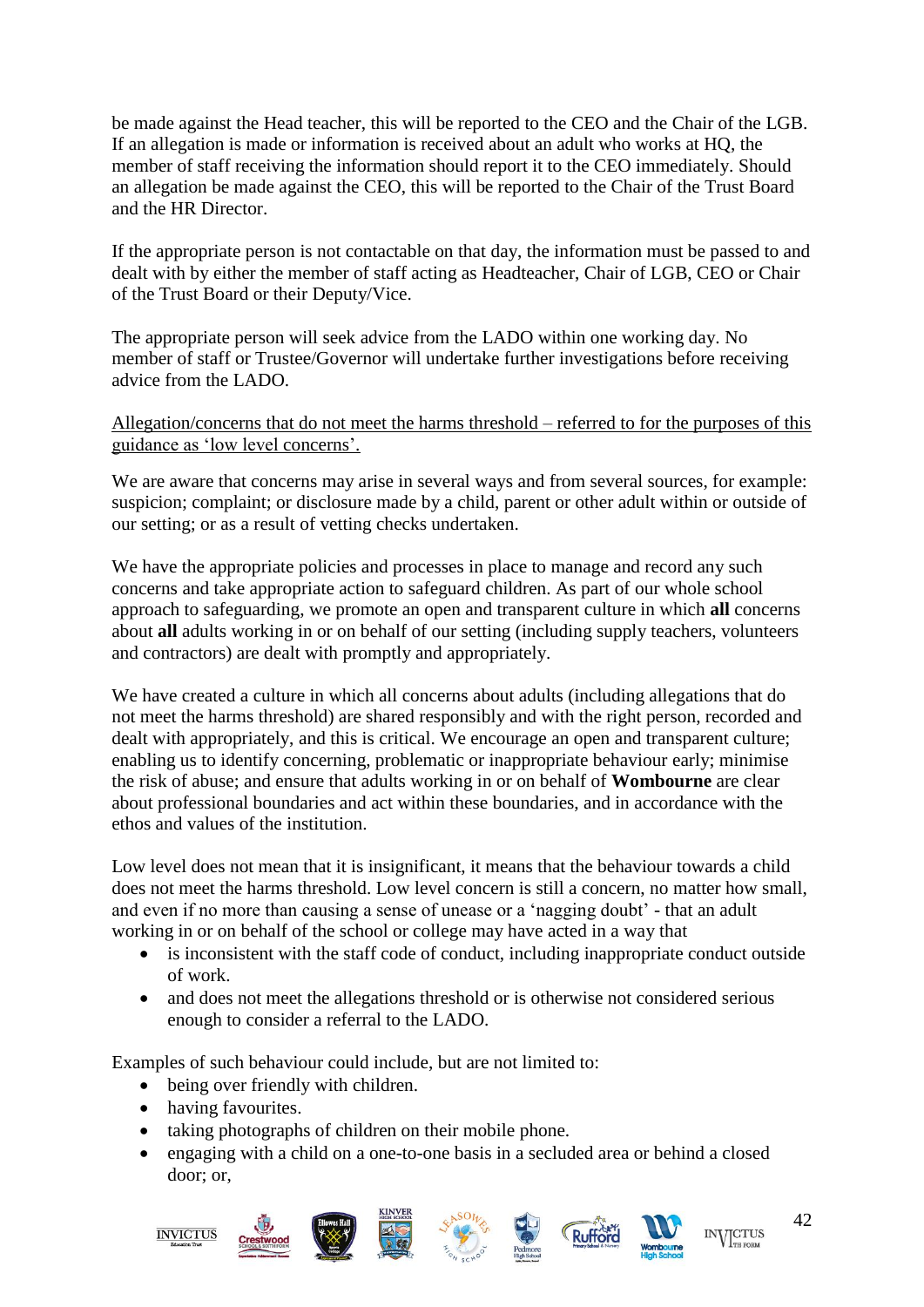be made against the Head teacher, this will be reported to the CEO and the Chair of the LGB. If an allegation is made or information is received about an adult who works at HQ, the member of staff receiving the information should report it to the CEO immediately. Should an allegation be made against the CEO, this will be reported to the Chair of the Trust Board and the HR Director.

If the appropriate person is not contactable on that day, the information must be passed to and dealt with by either the member of staff acting as Headteacher, Chair of LGB, CEO or Chair of the Trust Board or their Deputy/Vice.

The appropriate person will seek advice from the LADO within one working day. No member of staff or Trustee/Governor will undertake further investigations before receiving advice from the LADO.

<u>Allegation/concerns that do not meet the harms threshold – referred to for the purposes of this guidance as 'low level concerns'.</u>

We are aware that concerns may arise in several ways and from several sources, for example: suspicion; complaint; or disclosure made by a child, parent or other adult within or outside of our setting; or as a result of vetting checks undertaken.

We have the appropriate policies and processes in place to manage and record any such concerns and take appropriate action to safeguard children. As part of our whole school approach to safeguarding, we promote an open and transparent culture in which **all** concerns about **all** adults working in or on behalf of our setting (including supply teachers, volunteers and contractors) are dealt with promptly and appropriately.

We have created a culture in which all concerns about adults (including allegations that do not meet the harms threshold) are shared responsibly and with the right person, recorded and dealt with appropriately, and this is critical. We encourage an open and transparent culture; enabling us to identify concerning, problematic or inappropriate behaviour early; minimise the risk of abuse; and ensure that adults working in or on behalf of **Wombourne** are clear about professional boundaries and act within these boundaries, and in accordance with the ethos and values of the institution.

Low level does not mean that it is insignificant, it means that the behaviour towards a child does not meet the harms threshold. Low level concern is still a concern, no matter how small, and even if no more than causing a sense of unease or a 'nagging doubt' - that an adult working in or on behalf of the school or college may have acted in a way that

- is inconsistent with the staff code of conduct, including inappropriate conduct outside of work.
- and does not meet the allegations threshold or is otherwise not considered serious enough to consider a referral to the LADO.

Examples of such behaviour could include, but are not limited to:

- being over friendly with children.
- having favourites.
- taking photographs of children on their mobile phone.
- engaging with a child on a one-to-one basis in a secluded area or behind a closed door; or,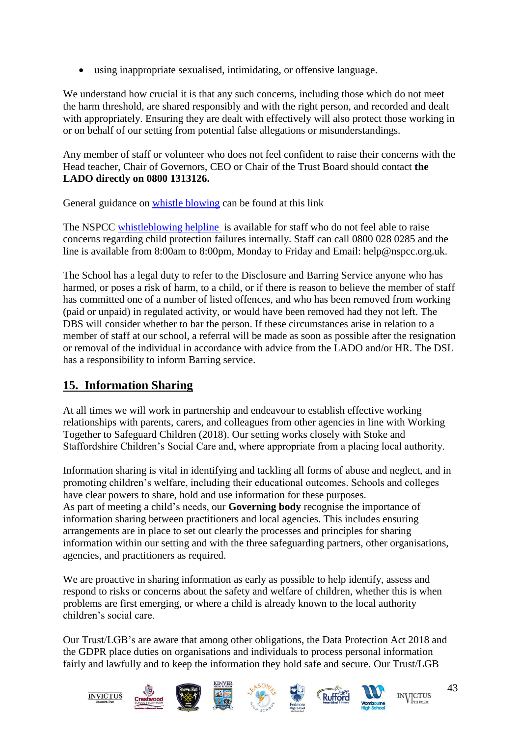- using inappropriate sexualised, intimidating, or offensive language.

We understand how crucial it is that any such concerns, including those which do not meet the harm threshold, are shared responsibly and with the right person, and recorded and dealt with appropriately. Ensuring they are dealt with effectively will also protect those working in or on behalf of our setting from potential false allegations or misunderstandings.

Any member of staff or volunteer who does not feel confident to raise their concerns with the Head teacher, Chair of Governors, CEO or Chair of the Trust Board should contact **the LADO directly on 0800 1313126.**

General guidance on whistle blowing can be found at this link

The NSPCC whistleblowing helpline is available for staff who do not feel able to raise concerns regarding child protection failures internally. Staff can call 0800 028 0285 and the line is available from 8:00am to 8:00pm, Monday to Friday and Email: help@nspcc.org.uk.

The School has a legal duty to refer to the Disclosure and Barring Service anyone who has harmed, or poses a risk of harm, to a child, or if there is reason to believe the member of staff has committed one of a number of listed offences, and who has been removed from working (paid or unpaid) in regulated activity, or would have been removed had they not left. The DBS will consider whether to bar the person. If these circumstances arise in relation to a member of staff at our school, a referral will be made as soon as possible after the resignation or removal of the individual in accordance with advice from the LADO and/or HR. The DSL has a responsibility to inform Barring service.

## 15. Information Sharing

At all times we will work in partnership and endeavour to establish effective working relationships with parents, carers, and colleagues from other agencies in line with Working Together to Safeguard Children (2018). Our setting works closely with Stoke and Staffordshire Children's Social Care and, where appropriate from a placing local authority.

Information sharing is vital in identifying and tackling all forms of abuse and neglect, and in promoting children's welfare, including their educational outcomes. Schools and colleges have clear powers to share, hold and use information for these purposes.
As part of meeting a child's needs, our **Governing body** recognise the importance of information sharing between practitioners and local agencies. This includes ensuring arrangements are in place to set out clearly the processes and principles for sharing information within our setting and with the three safeguarding partners, other organisations, agencies, and practitioners as required.

We are proactive in sharing information as early as possible to help identify, assess and respond to risks or concerns about the safety and welfare of children, whether this is when problems are first emerging, or where a child is already known to the local authority children's social care.

Our Trust/LGB's are aware that among other obligations, the Data Protection Act 2018 and the GDPR place duties on organisations and individuals to process personal information fairly and lawfully and to keep the information they hold safe and secure. Our Trust/LGB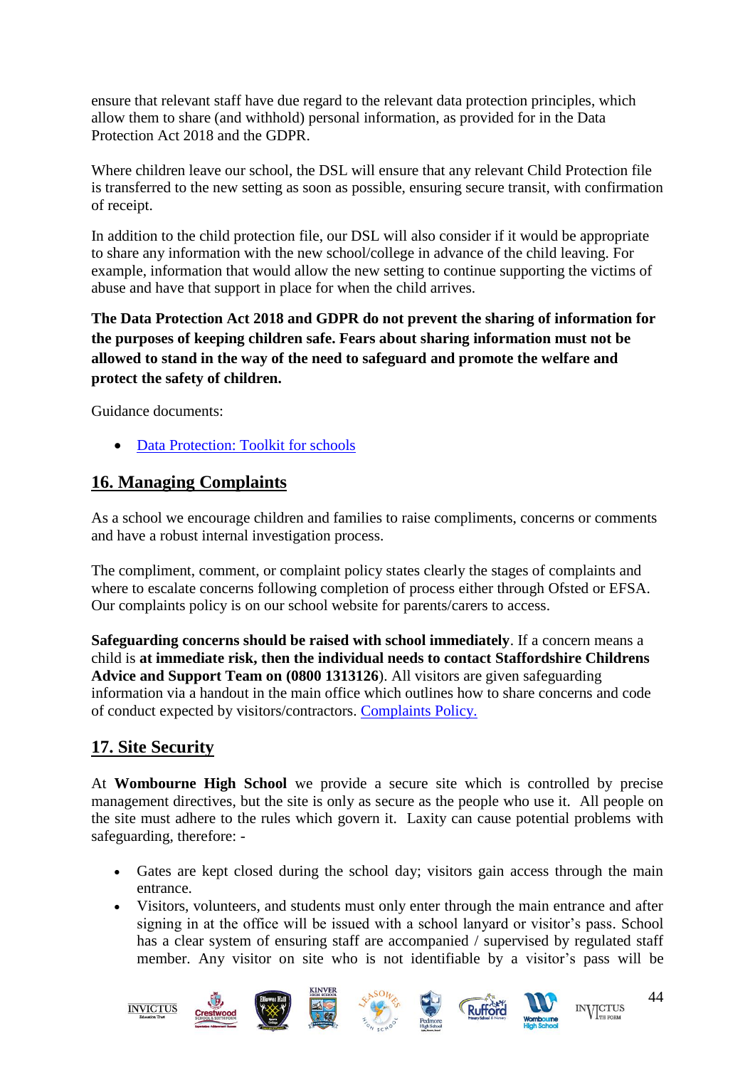ensure that relevant staff have due regard to the relevant data protection principles, which allow them to share (and withhold) personal information, as provided for in the Data Protection Act 2018 and the GDPR.

Where children leave our school, the DSL will ensure that any relevant Child Protection file is transferred to the new setting as soon as possible, ensuring secure transit, with confirmation of receipt.

In addition to the child protection file, our DSL will also consider if it would be appropriate to share any information with the new school/college in advance of the child leaving. For example, information that would allow the new setting to continue supporting the victims of abuse and have that support in place for when the child arrives.

**The Data Protection Act 2018 and GDPR do not prevent the sharing of information for the purposes of keeping children safe. Fears about sharing information must not be allowed to stand in the way of the need to safeguard and promote the welfare and protect the safety of children.**

Guidance documents:

- [Data Protection: Toolkit for schools]

## 16. Managing Complaints

As a school we encourage children and families to raise compliments, concerns or comments and have a robust internal investigation process.

The compliment, comment, or complaint policy states clearly the stages of complaints and where to escalate concerns following completion of process either through Ofsted or EFSA. Our complaints policy is on our school website for parents/carers to access.

**Safeguarding concerns should be raised with school immediately**. If a concern means a child is **at immediate risk, then the individual needs to contact Staffordshire Childrens Advice and Support Team on (0800 1313126**). All visitors are given safeguarding information via a handout in the main office which outlines how to share concerns and code of conduct expected by visitors/contractors. [Complaints Policy.]

## 17. Site Security

At **Wombourne High School** we provide a secure site which is controlled by precise management directives, but the site is only as secure as the people who use it. All people on the site must adhere to the rules which govern it. Laxity can cause potential problems with safeguarding, therefore: -

- Gates are kept closed during the school day; visitors gain access through the main entrance.
- Visitors, volunteers, and students must only enter through the main entrance and after signing in at the office will be issued with a school lanyard or visitor's pass. School has a clear system of ensuring staff are accompanied / supervised by regulated staff member. Any visitor on site who is not identifiable by a visitor's pass will be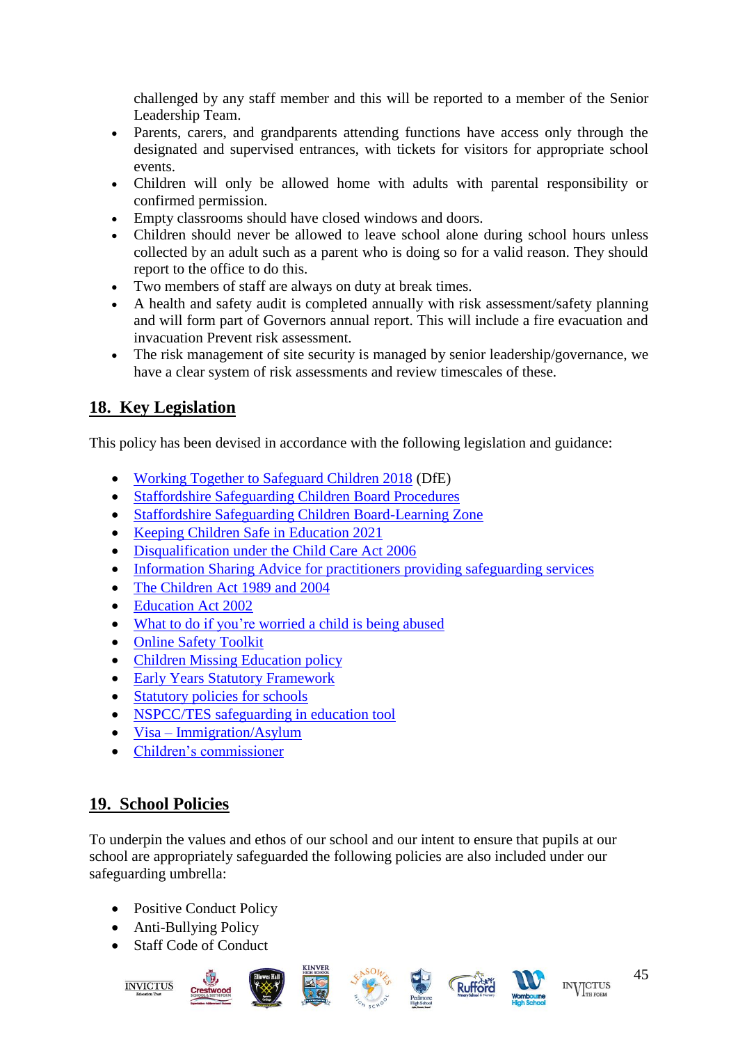challenged by any staff member and this will be reported to a member of the Senior Leadership Team.

- Parents, carers, and grandparents attending functions have access only through the designated and supervised entrances, with tickets for visitors for appropriate school events.
- Children will only be allowed home with adults with parental responsibility or confirmed permission.
- Empty classrooms should have closed windows and doors.
- Children should never be allowed to leave school alone during school hours unless collected by an adult such as a parent who is doing so for a valid reason. They should report to the office to do this.
- Two members of staff are always on duty at break times.
- A health and safety audit is completed annually with risk assessment/safety planning and will form part of Governors annual report. This will include a fire evacuation and invacuation Prevent risk assessment.
- The risk management of site security is managed by senior leadership/governance, we have a clear system of risk assessments and review timescales of these.

## 18. Key Legislation

This policy has been devised in accordance with the following legislation and guidance:

- Working Together to Safeguard Children 2018 (DfE)
- Staffordshire Safeguarding Children Board Procedures
- Staffordshire Safeguarding Children Board-Learning Zone
- Keeping Children Safe in Education 2021
- Disqualification under the Child Care Act 2006
- Information Sharing Advice for practitioners providing safeguarding services
- The Children Act 1989 and 2004
- Education Act 2002
- What to do if you're worried a child is being abused
- Online Safety Toolkit
- Children Missing Education policy
- Early Years Statutory Framework
- Statutory policies for schools
- NSPCC/TES safeguarding in education tool
- Visa – Immigration/Asylum
- Children's commissioner

## 19. School Policies

To underpin the values and ethos of our school and our intent to ensure that pupils at our school are appropriately safeguarded the following policies are also included under our safeguarding umbrella:

- Positive Conduct Policy
- Anti-Bullying Policy
- Staff Code of Conduct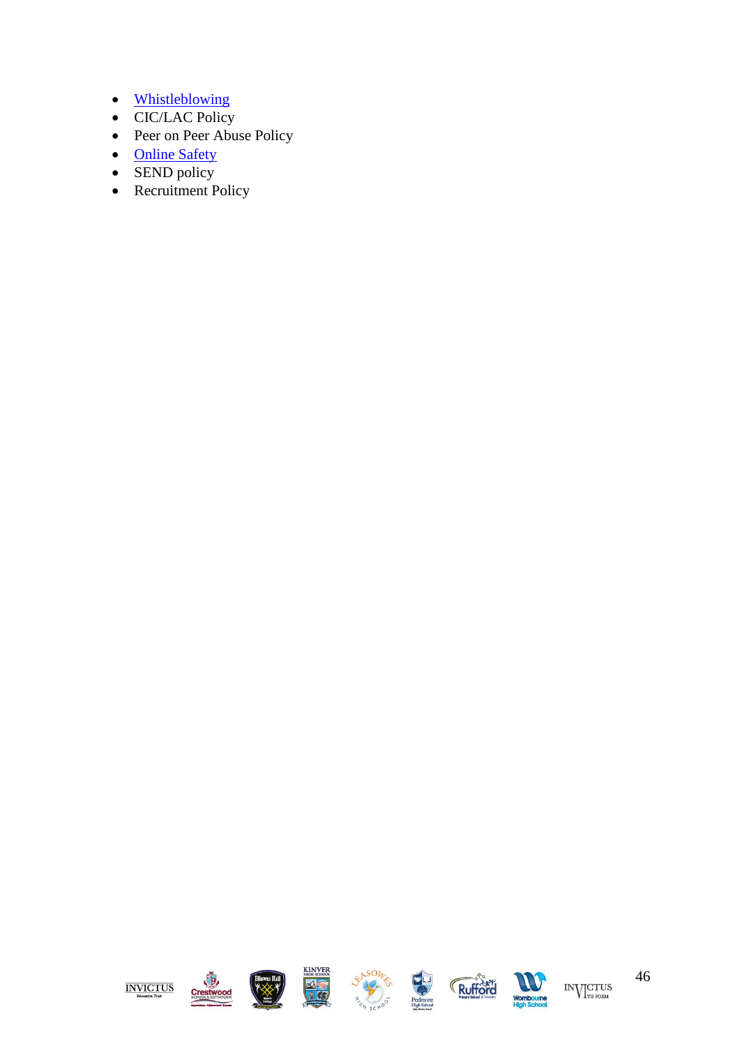- Whistleblowing
- CIC/LAC Policy
- Peer on Peer Abuse Policy
- Online Safety
- SEND policy
- Recruitment Policy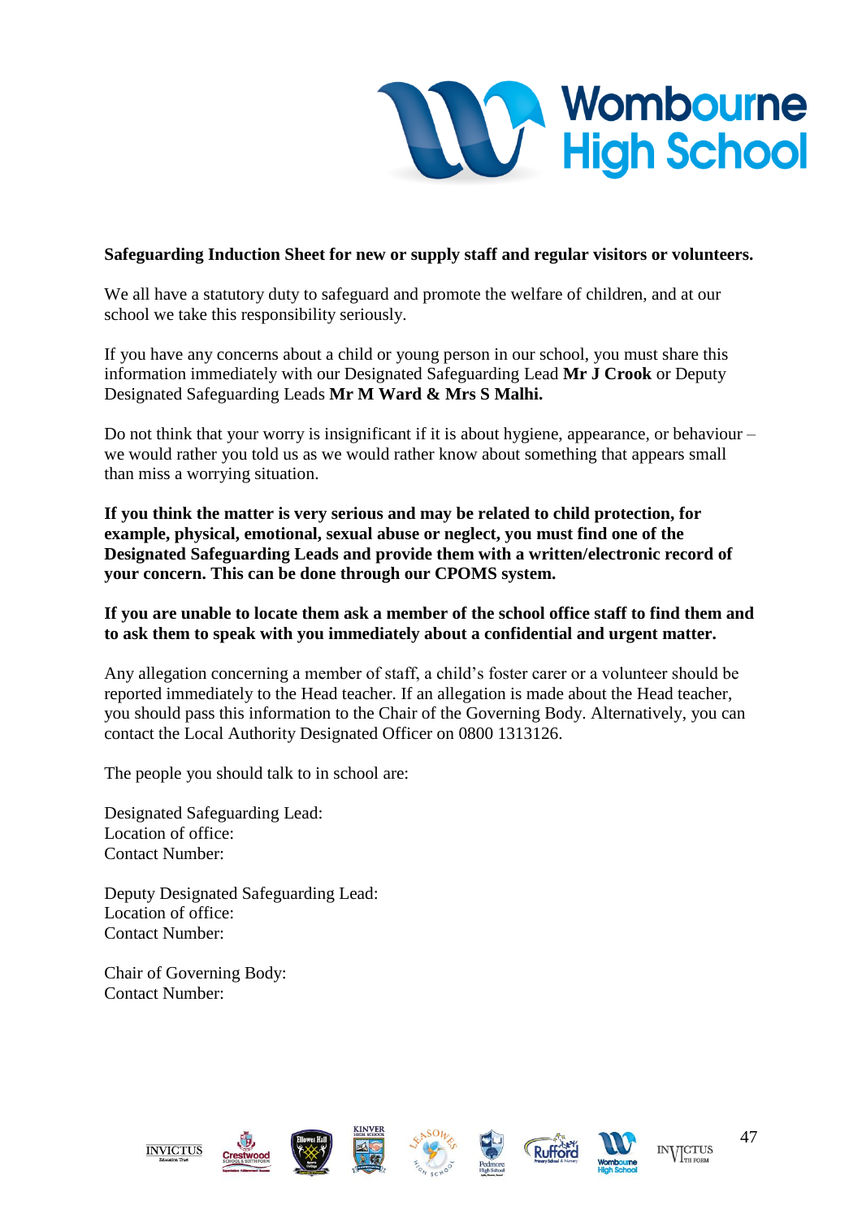**Safeguarding Induction Sheet for new or supply staff and regular visitors or volunteers.**

We all have a statutory duty to safeguard and promote the welfare of children, and at our school we take this responsibility seriously.

If you have any concerns about a child or young person in our school, you must share this information immediately with our Designated Safeguarding Lead **Mr J Crook** or Deputy Designated Safeguarding Leads **Mr M Ward & Mrs S Malhi.**

Do not think that your worry is insignificant if it is about hygiene, appearance, or behaviour – we would rather you told us as we would rather know about something that appears small than miss a worrying situation.

**If you think the matter is very serious and may be related to child protection, for example, physical, emotional, sexual abuse or neglect, you must find one of the Designated Safeguarding Leads and provide them with a written/electronic record of your concern. This can be done through our CPOMS system.**

**If you are unable to locate them ask a member of the school office staff to find them and to ask them to speak with you immediately about a confidential and urgent matter.**

Any allegation concerning a member of staff, a child's foster carer or a volunteer should be reported immediately to the Head teacher. If an allegation is made about the Head teacher, you should pass this information to the Chair of the Governing Body. Alternatively, you can contact the Local Authority Designated Officer on 0800 1313126.

The people you should talk to in school are:

Designated Safeguarding Lead:
Location of office:
Contact Number:

Deputy Designated Safeguarding Lead:
Location of office:
Contact Number:

Chair of Governing Body:
Contact Number: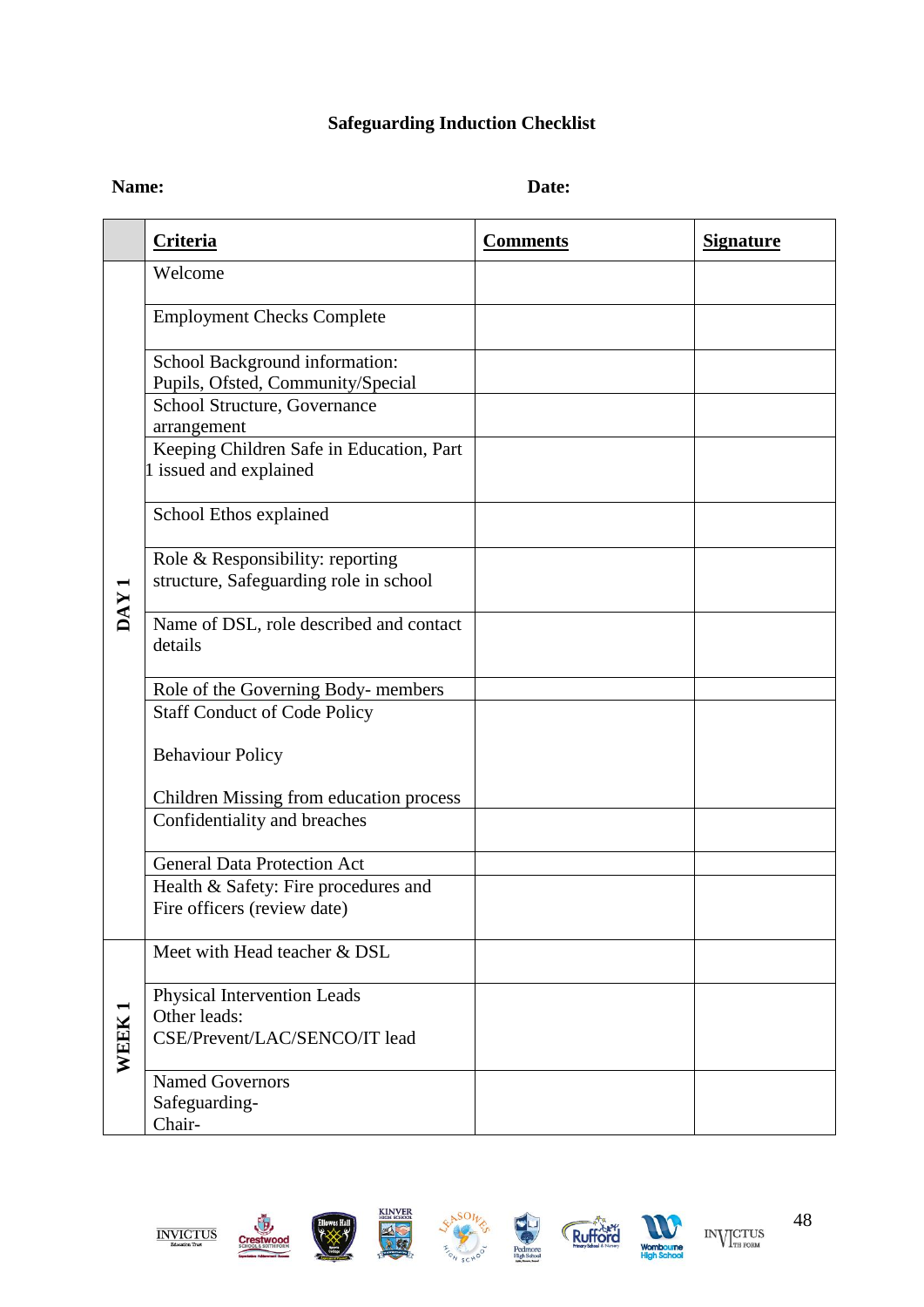**Safeguarding Induction Checklist**

**Name:** **Date:**

| | **Criteria** | **Comments** | **Signature** |
|---|---|---|---|
| **DAY 1** | Welcome | | |
| | Employment Checks Complete | | |
| | School Background information: Pupils, Ofsted, Community/Special | | |
| | School Structure, Governance arrangement | | |
| | Keeping Children Safe in Education, Part 1 issued and explained | | |
| | School Ethos explained | | |
| | Role & Responsibility: reporting structure, Safeguarding role in school | | |
| | Name of DSL, role described and contact details | | |
| | Role of the Governing Body- members | | |
| | Staff Conduct of Code Policy<br><br>Behaviour Policy<br><br>Children Missing from education process | | |
| | Confidentiality and breaches | | |
| | General Data Protection Act | | |
| | Health & Safety: Fire procedures and Fire officers (review date) | | |
| **WEEK 1** | Meet with Head teacher & DSL | | |
| | Physical Intervention Leads<br>Other leads:<br>CSE/Prevent/LAC/SENCO/IT lead | | |
| | Named Governors<br>Safeguarding-<br>Chair- | | |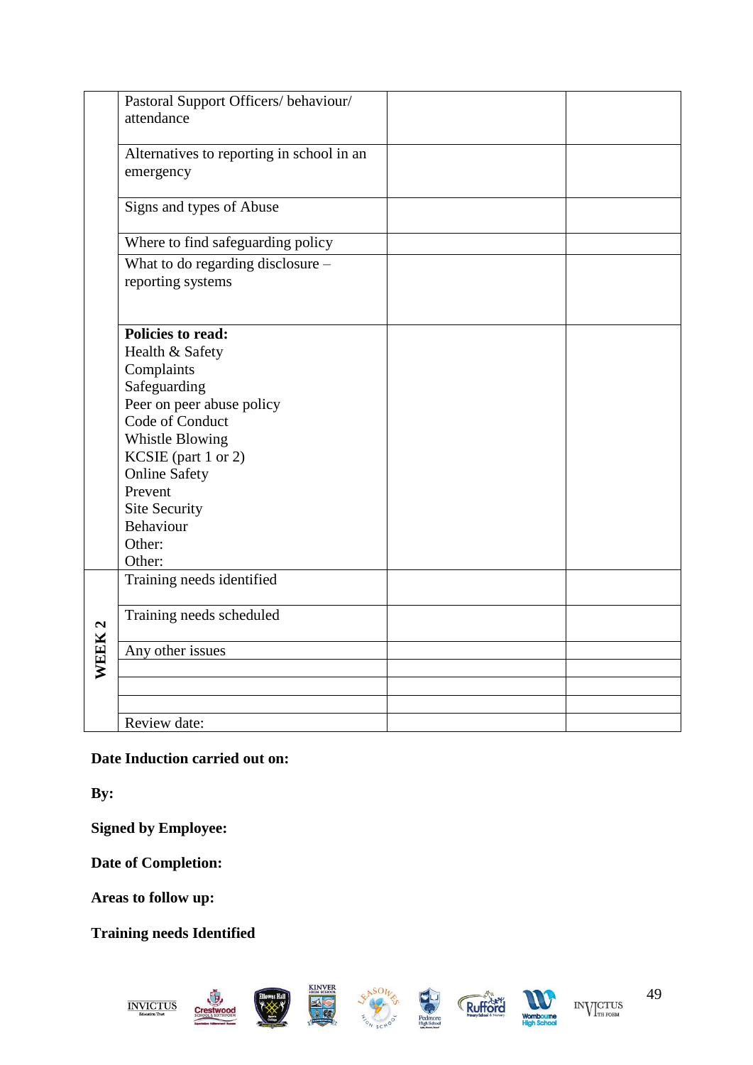| | | | |
|---|---|---|---|
| | Pastoral Support Officers/ behaviour/ attendance | | |
| | Alternatives to reporting in school in an emergency | | |
| | Signs and types of Abuse | | |
| | Where to find safeguarding policy | | |
| | What to do regarding disclosure – reporting systems | | |
| | **Policies to read:**<br>Health & Safety<br>Complaints<br>Safeguarding<br>Peer on peer abuse policy<br>Code of Conduct<br>Whistle Blowing<br>KCSIE (part 1 or 2)<br>Online Safety<br>Prevent<br>Site Security<br>Behaviour<br>Other:<br>Other: | | |
| **WEEK 2** | Training needs identified | | |
| | Training needs scheduled | | |
| | Any other issues | | |
| | | | |
| | | | |
| | | | |
| | Review date: | | |

**Date Induction carried out on:**

**By:**

**Signed by Employee:**

**Date of Completion:**

**Areas to follow up:**

**Training needs Identified**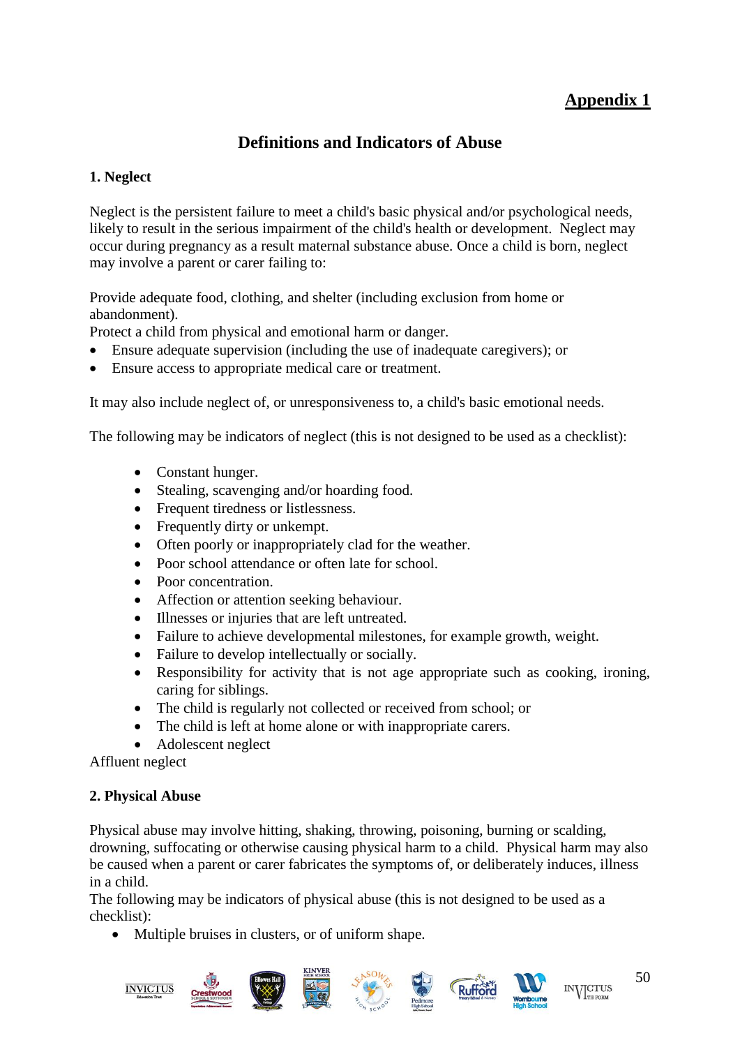## Appendix 1

# Definitions and Indicators of Abuse

### 1. Neglect

Neglect is the persistent failure to meet a child's basic physical and/or psychological needs, likely to result in the serious impairment of the child's health or development. Neglect may occur during pregnancy as a result maternal substance abuse. Once a child is born, neglect may involve a parent or carer failing to:

Provide adequate food, clothing, and shelter (including exclusion from home or abandonment).
Protect a child from physical and emotional harm or danger.

- Ensure adequate supervision (including the use of inadequate caregivers); or
- Ensure access to appropriate medical care or treatment.

It may also include neglect of, or unresponsiveness to, a child's basic emotional needs.

The following may be indicators of neglect (this is not designed to be used as a checklist):

- Constant hunger.
- Stealing, scavenging and/or hoarding food.
- Frequent tiredness or listlessness.
- Frequently dirty or unkempt.
- Often poorly or inappropriately clad for the weather.
- Poor school attendance or often late for school.
- Poor concentration.
- Affection or attention seeking behaviour.
- Illnesses or injuries that are left untreated.
- Failure to achieve developmental milestones, for example growth, weight.
- Failure to develop intellectually or socially.
- Responsibility for activity that is not age appropriate such as cooking, ironing, caring for siblings.
- The child is regularly not collected or received from school; or
- The child is left at home alone or with inappropriate carers.
- Adolescent neglect

Affluent neglect

### 2. Physical Abuse

Physical abuse may involve hitting, shaking, throwing, poisoning, burning or scalding, drowning, suffocating or otherwise causing physical harm to a child. Physical harm may also be caused when a parent or carer fabricates the symptoms of, or deliberately induces, illness in a child.
The following may be indicators of physical abuse (this is not designed to be used as a checklist):

- Multiple bruises in clusters, or of uniform shape.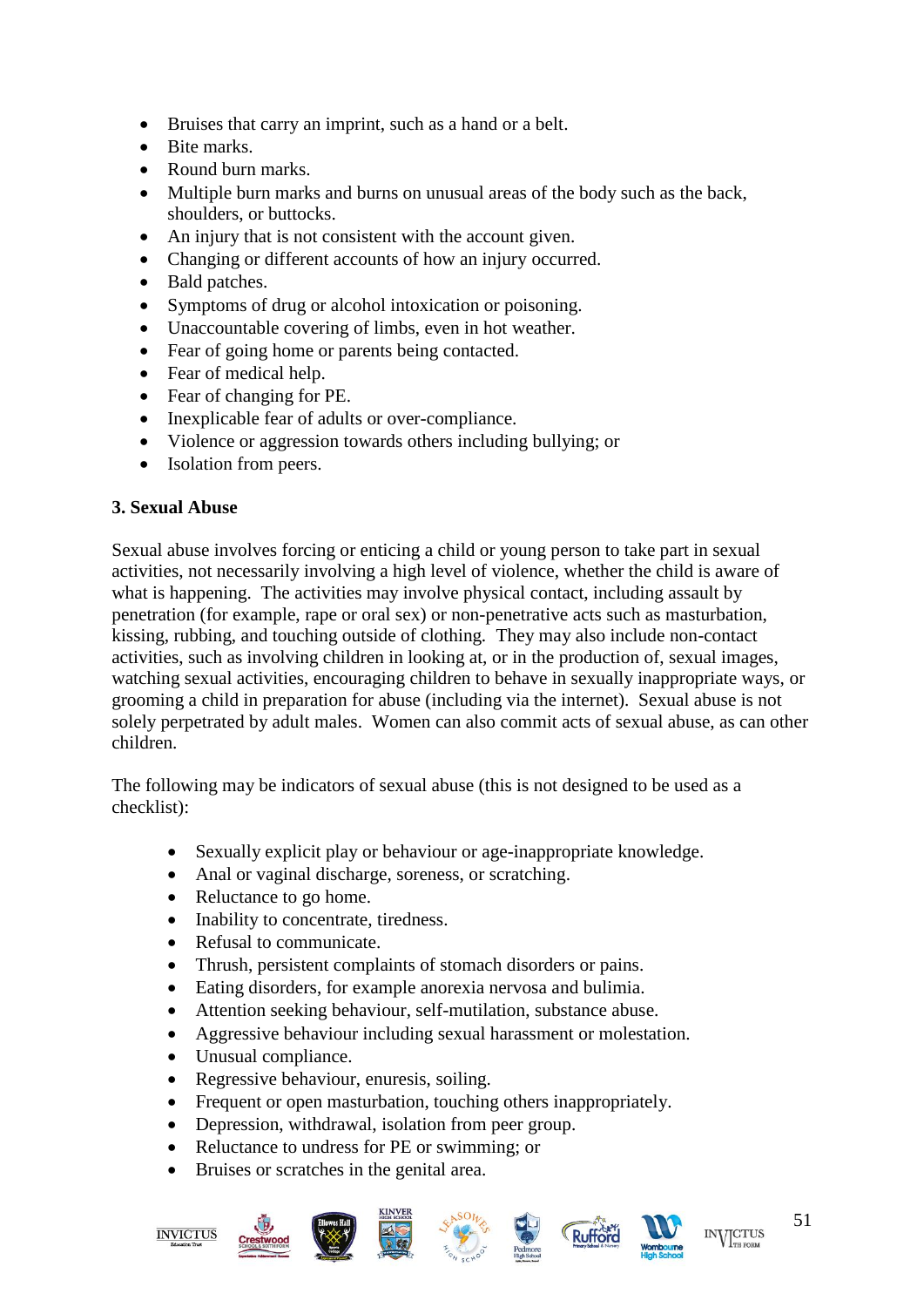- Bruises that carry an imprint, such as a hand or a belt.
- Bite marks.
- Round burn marks.
- Multiple burn marks and burns on unusual areas of the body such as the back, shoulders, or buttocks.
- An injury that is not consistent with the account given.
- Changing or different accounts of how an injury occurred.
- Bald patches.
- Symptoms of drug or alcohol intoxication or poisoning.
- Unaccountable covering of limbs, even in hot weather.
- Fear of going home or parents being contacted.
- Fear of medical help.
- Fear of changing for PE.
- Inexplicable fear of adults or over-compliance.
- Violence or aggression towards others including bullying; or
- Isolation from peers.

**3. Sexual Abuse**

Sexual abuse involves forcing or enticing a child or young person to take part in sexual activities, not necessarily involving a high level of violence, whether the child is aware of what is happening. The activities may involve physical contact, including assault by penetration (for example, rape or oral sex) or non-penetrative acts such as masturbation, kissing, rubbing, and touching outside of clothing. They may also include non-contact activities, such as involving children in looking at, or in the production of, sexual images, watching sexual activities, encouraging children to behave in sexually inappropriate ways, or grooming a child in preparation for abuse (including via the internet). Sexual abuse is not solely perpetrated by adult males. Women can also commit acts of sexual abuse, as can other children.

The following may be indicators of sexual abuse (this is not designed to be used as a checklist):

- Sexually explicit play or behaviour or age-inappropriate knowledge.
- Anal or vaginal discharge, soreness, or scratching.
- Reluctance to go home.
- Inability to concentrate, tiredness.
- Refusal to communicate.
- Thrush, persistent complaints of stomach disorders or pains.
- Eating disorders, for example anorexia nervosa and bulimia.
- Attention seeking behaviour, self-mutilation, substance abuse.
- Aggressive behaviour including sexual harassment or molestation.
- Unusual compliance.
- Regressive behaviour, enuresis, soiling.
- Frequent or open masturbation, touching others inappropriately.
- Depression, withdrawal, isolation from peer group.
- Reluctance to undress for PE or swimming; or
- Bruises or scratches in the genital area.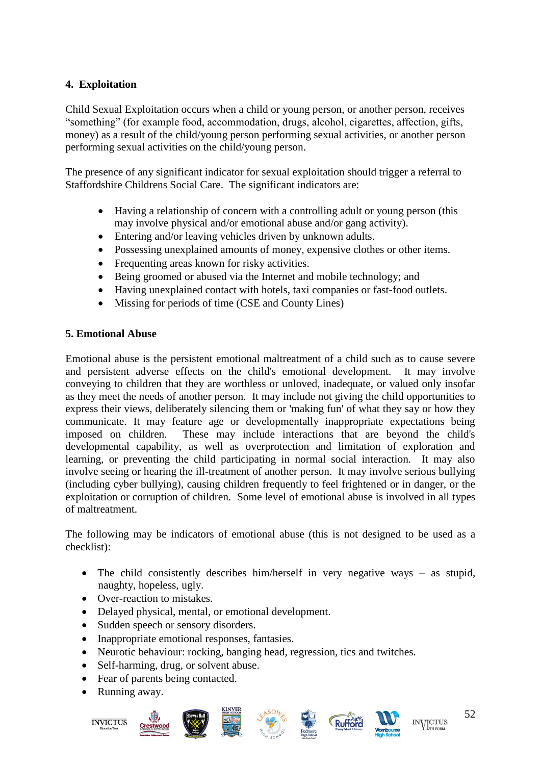**4. Exploitation**

Child Sexual Exploitation occurs when a child or young person, or another person, receives "something" (for example food, accommodation, drugs, alcohol, cigarettes, affection, gifts, money) as a result of the child/young person performing sexual activities, or another person performing sexual activities on the child/young person.

The presence of any significant indicator for sexual exploitation should trigger a referral to Staffordshire Childrens Social Care. The significant indicators are:

- Having a relationship of concern with a controlling adult or young person (this may involve physical and/or emotional abuse and/or gang activity).
- Entering and/or leaving vehicles driven by unknown adults.
- Possessing unexplained amounts of money, expensive clothes or other items.
- Frequenting areas known for risky activities.
- Being groomed or abused via the Internet and mobile technology; and
- Having unexplained contact with hotels, taxi companies or fast-food outlets.
- Missing for periods of time (CSE and County Lines)

**5. Emotional Abuse**

Emotional abuse is the persistent emotional maltreatment of a child such as to cause severe and persistent adverse effects on the child's emotional development. It may involve conveying to children that they are worthless or unloved, inadequate, or valued only insofar as they meet the needs of another person. It may include not giving the child opportunities to express their views, deliberately silencing them or 'making fun' of what they say or how they communicate. It may feature age or developmentally inappropriate expectations being imposed on children. These may include interactions that are beyond the child's developmental capability, as well as overprotection and limitation of exploration and learning, or preventing the child participating in normal social interaction. It may also involve seeing or hearing the ill-treatment of another person. It may involve serious bullying (including cyber bullying), causing children frequently to feel frightened or in danger, or the exploitation or corruption of children. Some level of emotional abuse is involved in all types of maltreatment.

The following may be indicators of emotional abuse (this is not designed to be used as a checklist):

- The child consistently describes him/herself in very negative ways – as stupid, naughty, hopeless, ugly.
- Over-reaction to mistakes.
- Delayed physical, mental, or emotional development.
- Sudden speech or sensory disorders.
- Inappropriate emotional responses, fantasies.
- Neurotic behaviour: rocking, banging head, regression, tics and twitches.
- Self-harming, drug, or solvent abuse.
- Fear of parents being contacted.
- Running away.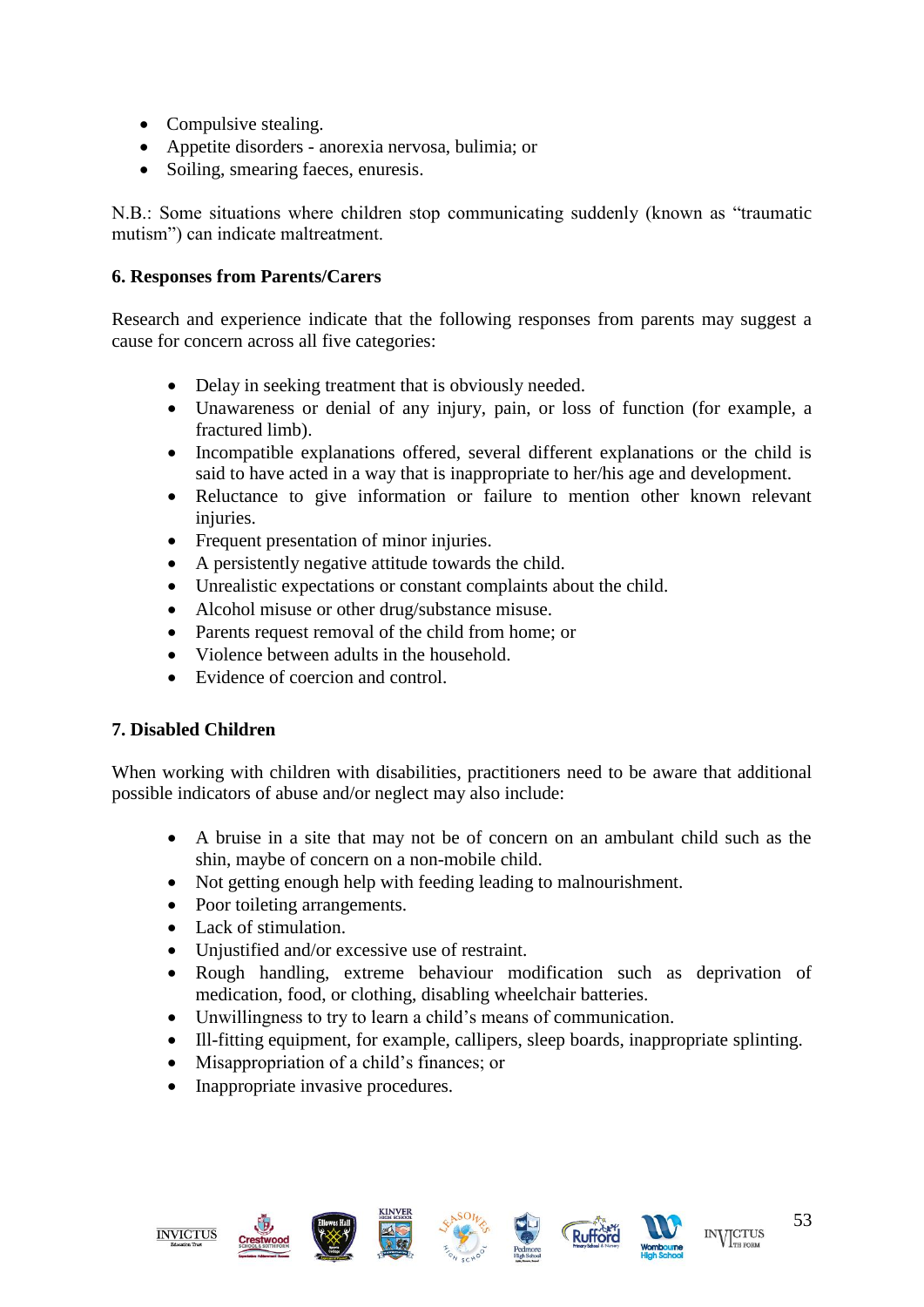- Compulsive stealing.
- Appetite disorders - anorexia nervosa, bulimia; or
- Soiling, smearing faeces, enuresis.

N.B.: Some situations where children stop communicating suddenly (known as "traumatic mutism") can indicate maltreatment.

**6. Responses from Parents/Carers**

Research and experience indicate that the following responses from parents may suggest a cause for concern across all five categories:

- Delay in seeking treatment that is obviously needed.
- Unawareness or denial of any injury, pain, or loss of function (for example, a fractured limb).
- Incompatible explanations offered, several different explanations or the child is said to have acted in a way that is inappropriate to her/his age and development.
- Reluctance to give information or failure to mention other known relevant injuries.
- Frequent presentation of minor injuries.
- A persistently negative attitude towards the child.
- Unrealistic expectations or constant complaints about the child.
- Alcohol misuse or other drug/substance misuse.
- Parents request removal of the child from home; or
- Violence between adults in the household.
- Evidence of coercion and control.

**7. Disabled Children**

When working with children with disabilities, practitioners need to be aware that additional possible indicators of abuse and/or neglect may also include:

- A bruise in a site that may not be of concern on an ambulant child such as the shin, maybe of concern on a non-mobile child.
- Not getting enough help with feeding leading to malnourishment.
- Poor toileting arrangements.
- Lack of stimulation.
- Unjustified and/or excessive use of restraint.
- Rough handling, extreme behaviour modification such as deprivation of medication, food, or clothing, disabling wheelchair batteries.
- Unwillingness to try to learn a child's means of communication.
- Ill-fitting equipment, for example, callipers, sleep boards, inappropriate splinting.
- Misappropriation of a child's finances; or
- Inappropriate invasive procedures.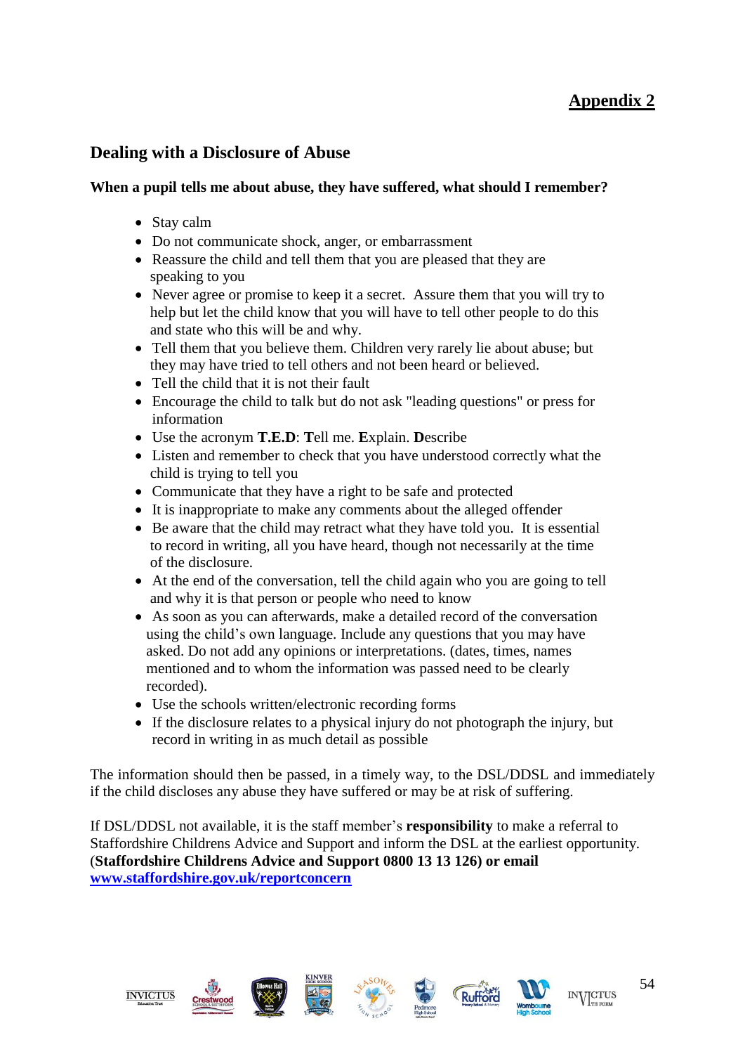**Appendix 2**

## Dealing with a Disclosure of Abuse

**When a pupil tells me about abuse, they have suffered, what should I remember?**

- Stay calm
- Do not communicate shock, anger, or embarrassment
- Reassure the child and tell them that you are pleased that they are speaking to you
- Never agree or promise to keep it a secret. Assure them that you will try to help but let the child know that you will have to tell other people to do this and state who this will be and why.
- Tell them that you believe them. Children very rarely lie about abuse; but they may have tried to tell others and not been heard or believed.
- Tell the child that it is not their fault
- Encourage the child to talk but do not ask "leading questions" or press for information
- Use the acronym **T.E.D**: **T**ell me. **E**xplain. **D**escribe
- Listen and remember to check that you have understood correctly what the child is trying to tell you
- Communicate that they have a right to be safe and protected
- It is inappropriate to make any comments about the alleged offender
- Be aware that the child may retract what they have told you. It is essential to record in writing, all you have heard, though not necessarily at the time of the disclosure.
- At the end of the conversation, tell the child again who you are going to tell and why it is that person or people who need to know
- As soon as you can afterwards, make a detailed record of the conversation using the child's own language. Include any questions that you may have asked. Do not add any opinions or interpretations. (dates, times, names mentioned and to whom the information was passed need to be clearly recorded).
- Use the schools written/electronic recording forms
- If the disclosure relates to a physical injury do not photograph the injury, but record in writing in as much detail as possible

The information should then be passed, in a timely way, to the DSL/DDSL and immediately if the child discloses any abuse they have suffered or may be at risk of suffering.

If DSL/DDSL not available, it is the staff member's **responsibility** to make a referral to Staffordshire Childrens Advice and Support and inform the DSL at the earliest opportunity. (**Staffordshire Childrens Advice and Support 0800 13 13 126) or email [www.staffordshire.gov.uk/reportconcern](www.staffordshire.gov.uk/reportconcern)**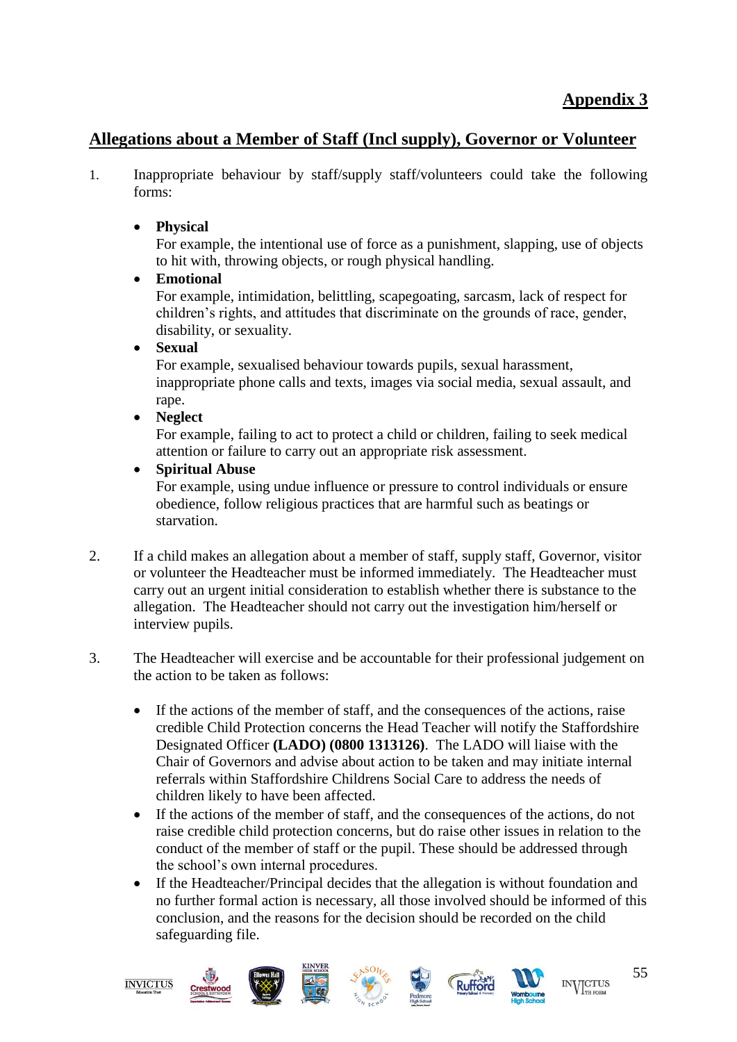## Appendix 3

## Allegations about a Member of Staff (Incl supply), Governor or Volunteer

1. Inappropriate behaviour by staff/supply staff/volunteers could take the following forms:

   - **Physical**
     For example, the intentional use of force as a punishment, slapping, use of objects to hit with, throwing objects, or rough physical handling.
   - **Emotional**
     For example, intimidation, belittling, scapegoating, sarcasm, lack of respect for children's rights, and attitudes that discriminate on the grounds of race, gender, disability, or sexuality.
   - **Sexual**
     For example, sexualised behaviour towards pupils, sexual harassment, inappropriate phone calls and texts, images via social media, sexual assault, and rape.
   - **Neglect**
     For example, failing to act to protect a child or children, failing to seek medical attention or failure to carry out an appropriate risk assessment.
   - **Spiritual Abuse**
     For example, using undue influence or pressure to control individuals or ensure obedience, follow religious practices that are harmful such as beatings or starvation.

2. If a child makes an allegation about a member of staff, supply staff, Governor, visitor or volunteer the Headteacher must be informed immediately. The Headteacher must carry out an urgent initial consideration to establish whether there is substance to the allegation. The Headteacher should not carry out the investigation him/herself or interview pupils.

3. The Headteacher will exercise and be accountable for their professional judgement on the action to be taken as follows:

   - If the actions of the member of staff, and the consequences of the actions, raise credible Child Protection concerns the Head Teacher will notify the Staffordshire Designated Officer **(LADO) (0800 1313126)**. The LADO will liaise with the Chair of Governors and advise about action to be taken and may initiate internal referrals within Staffordshire Childrens Social Care to address the needs of children likely to have been affected.
   - If the actions of the member of staff, and the consequences of the actions, do not raise credible child protection concerns, but do raise other issues in relation to the conduct of the member of staff or the pupil. These should be addressed through the school's own internal procedures.
   - If the Headteacher/Principal decides that the allegation is without foundation and no further formal action is necessary, all those involved should be informed of this conclusion, and the reasons for the decision should be recorded on the child safeguarding file.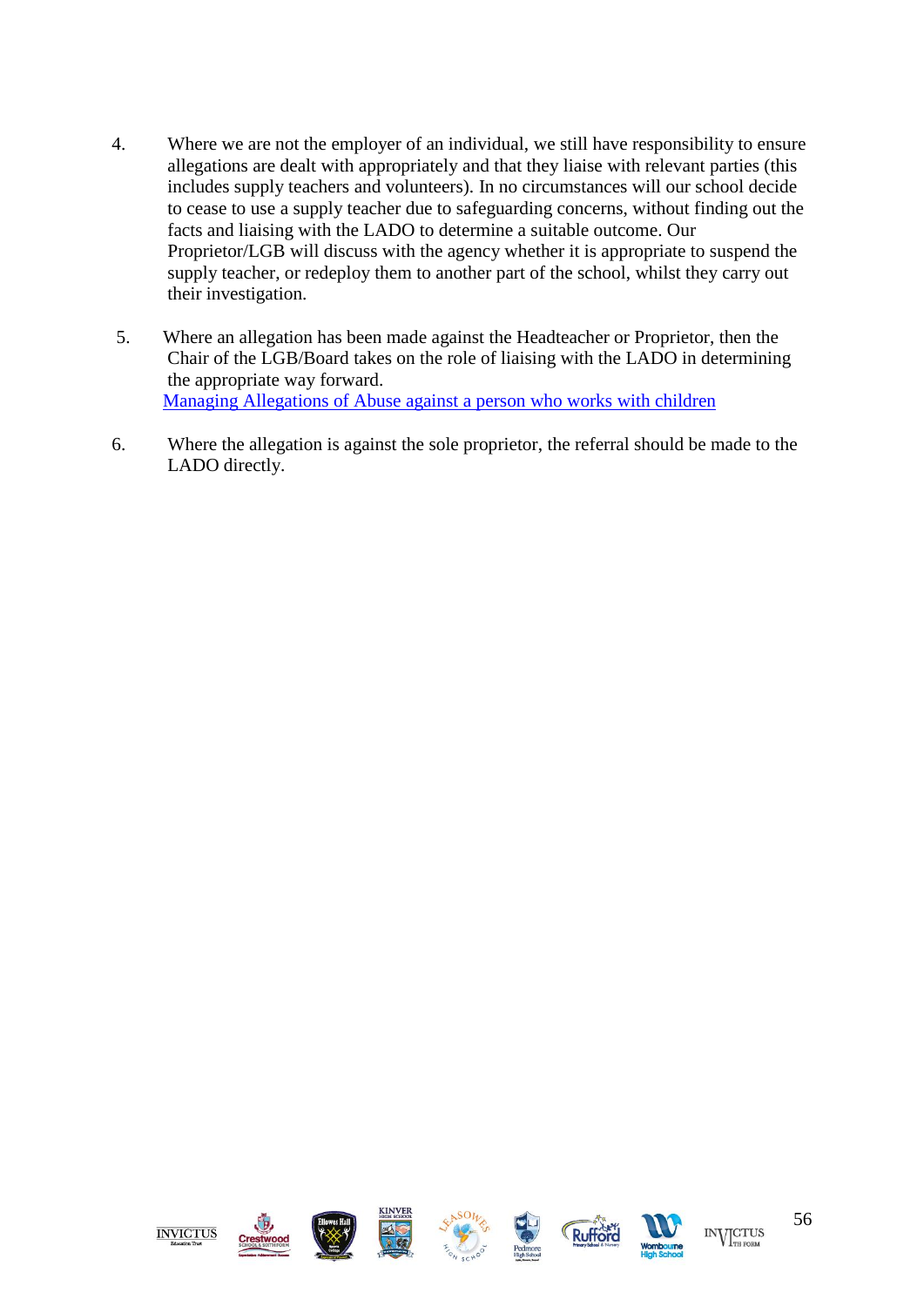4. Where we are not the employer of an individual, we still have responsibility to ensure allegations are dealt with appropriately and that they liaise with relevant parties (this includes supply teachers and volunteers). In no circumstances will our school decide to cease to use a supply teacher due to safeguarding concerns, without finding out the facts and liaising with the LADO to determine a suitable outcome. Our Proprietor/LGB will discuss with the agency whether it is appropriate to suspend the supply teacher, or redeploy them to another part of the school, whilst they carry out their investigation.

5. Where an allegation has been made against the Headteacher or Proprietor, then the Chair of the LGB/Board takes on the role of liaising with the LADO in determining the appropriate way forward.
   [Managing Allegations of Abuse against a person who works with children]

6. Where the allegation is against the sole proprietor, the referral should be made to the LADO directly.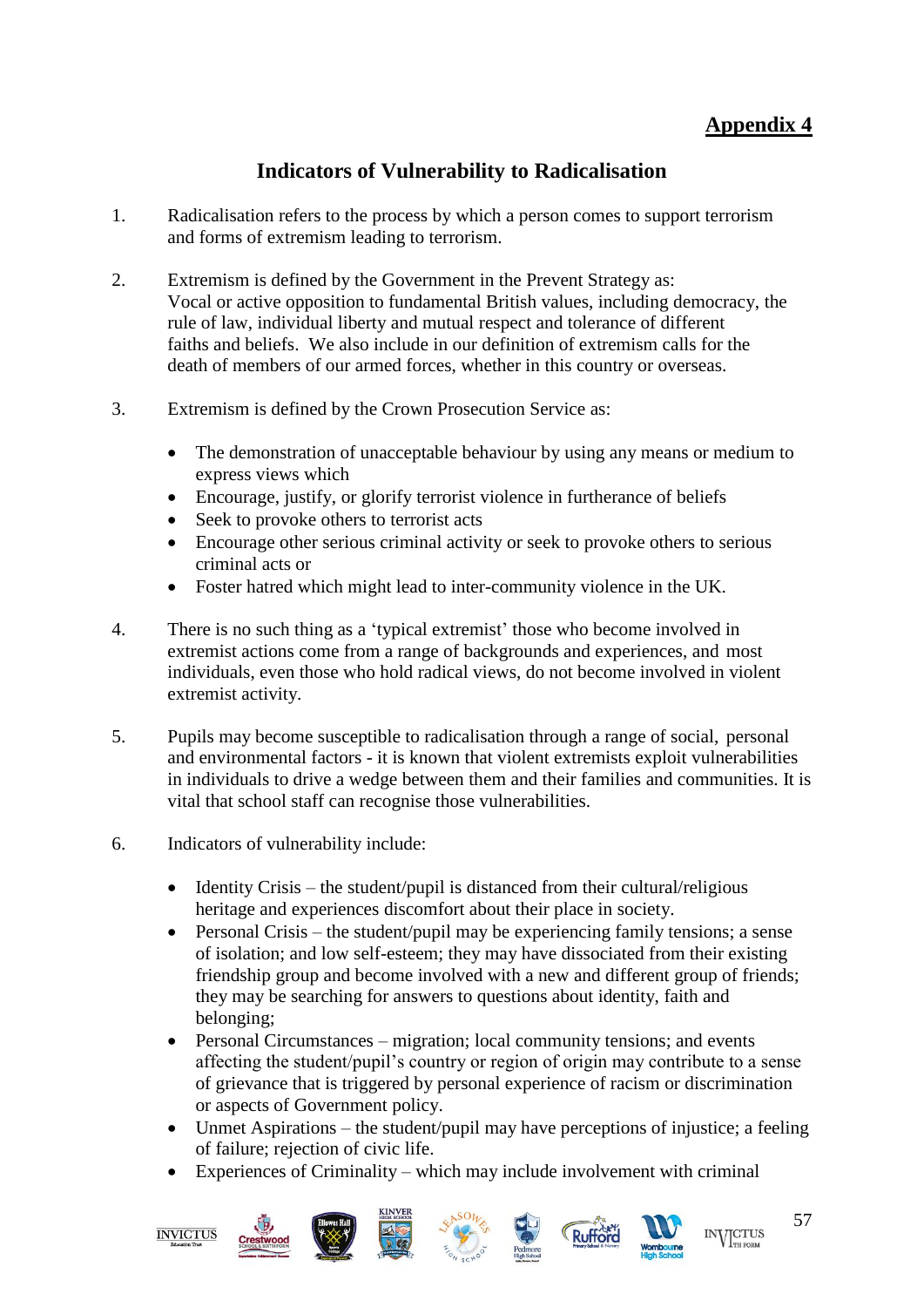**Appendix 4**

## Indicators of Vulnerability to Radicalisation

1. Radicalisation refers to the process by which a person comes to support terrorism and forms of extremism leading to terrorism.

2. Extremism is defined by the Government in the Prevent Strategy as: Vocal or active opposition to fundamental British values, including democracy, the rule of law, individual liberty and mutual respect and tolerance of different faiths and beliefs. We also include in our definition of extremism calls for the death of members of our armed forces, whether in this country or overseas.

3. Extremism is defined by the Crown Prosecution Service as:

   - The demonstration of unacceptable behaviour by using any means or medium to express views which
   - Encourage, justify, or glorify terrorist violence in furtherance of beliefs
   - Seek to provoke others to terrorist acts
   - Encourage other serious criminal activity or seek to provoke others to serious criminal acts or
   - Foster hatred which might lead to inter-community violence in the UK.

4. There is no such thing as a 'typical extremist' those who become involved in extremist actions come from a range of backgrounds and experiences, and most individuals, even those who hold radical views, do not become involved in violent extremist activity.

5. Pupils may become susceptible to radicalisation through a range of social, personal and environmental factors - it is known that violent extremists exploit vulnerabilities in individuals to drive a wedge between them and their families and communities. It is vital that school staff can recognise those vulnerabilities.

6. Indicators of vulnerability include:

   - Identity Crisis – the student/pupil is distanced from their cultural/religious heritage and experiences discomfort about their place in society.
   - Personal Crisis – the student/pupil may be experiencing family tensions; a sense of isolation; and low self-esteem; they may have dissociated from their existing friendship group and become involved with a new and different group of friends; they may be searching for answers to questions about identity, faith and belonging;
   - Personal Circumstances – migration; local community tensions; and events affecting the student/pupil's country or region of origin may contribute to a sense of grievance that is triggered by personal experience of racism or discrimination or aspects of Government policy.
   - Unmet Aspirations – the student/pupil may have perceptions of injustice; a feeling of failure; rejection of civic life.
   - Experiences of Criminality – which may include involvement with criminal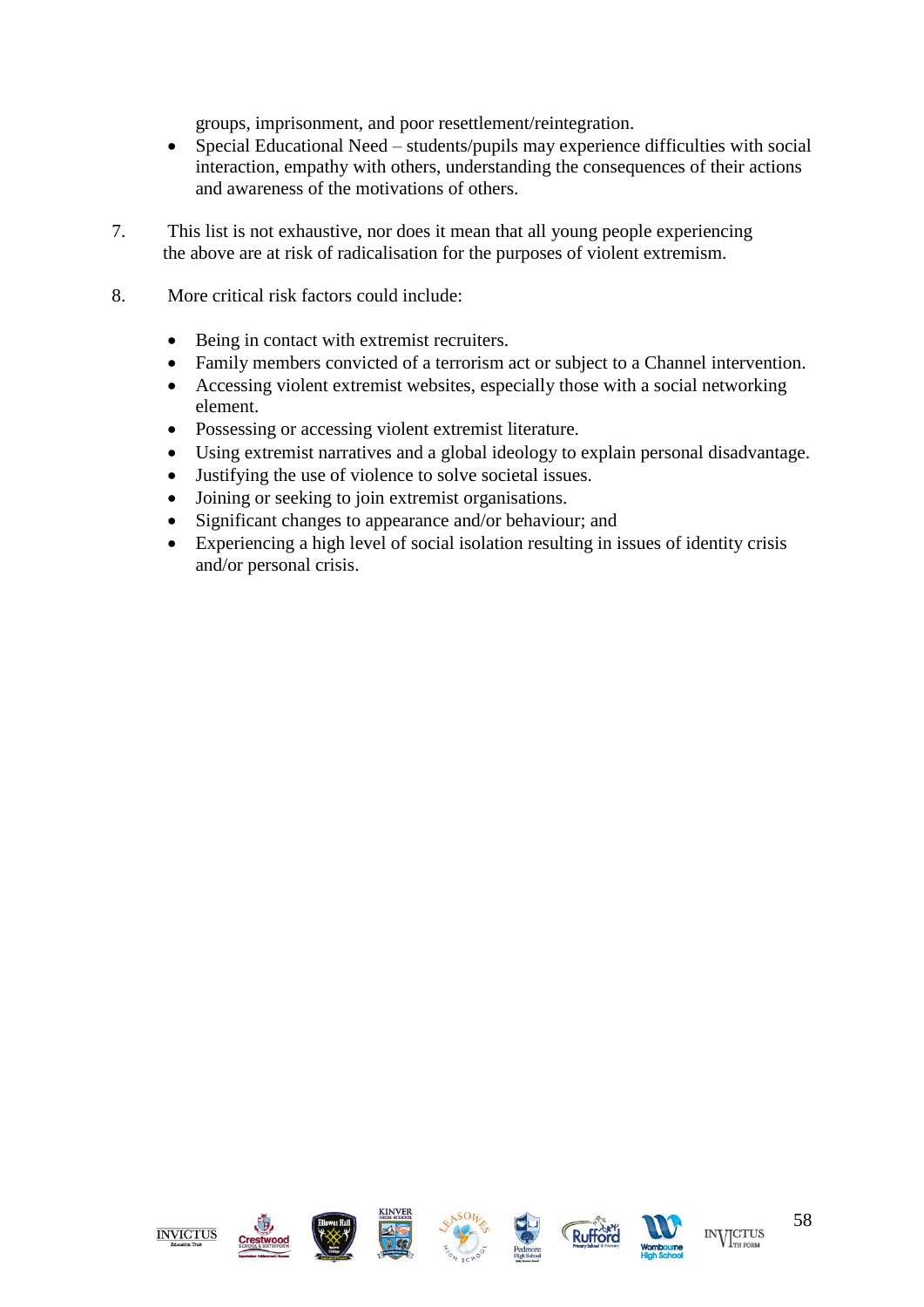groups, imprisonment, and poor resettlement/reintegration.

- Special Educational Need – students/pupils may experience difficulties with social interaction, empathy with others, understanding the consequences of their actions and awareness of the motivations of others.

7. This list is not exhaustive, nor does it mean that all young people experiencing the above are at risk of radicalisation for the purposes of violent extremism.

8. More critical risk factors could include:

- Being in contact with extremist recruiters.
- Family members convicted of a terrorism act or subject to a Channel intervention.
- Accessing violent extremist websites, especially those with a social networking element.
- Possessing or accessing violent extremist literature.
- Using extremist narratives and a global ideology to explain personal disadvantage.
- Justifying the use of violence to solve societal issues.
- Joining or seeking to join extremist organisations.
- Significant changes to appearance and/or behaviour; and
- Experiencing a high level of social isolation resulting in issues of identity crisis and/or personal crisis.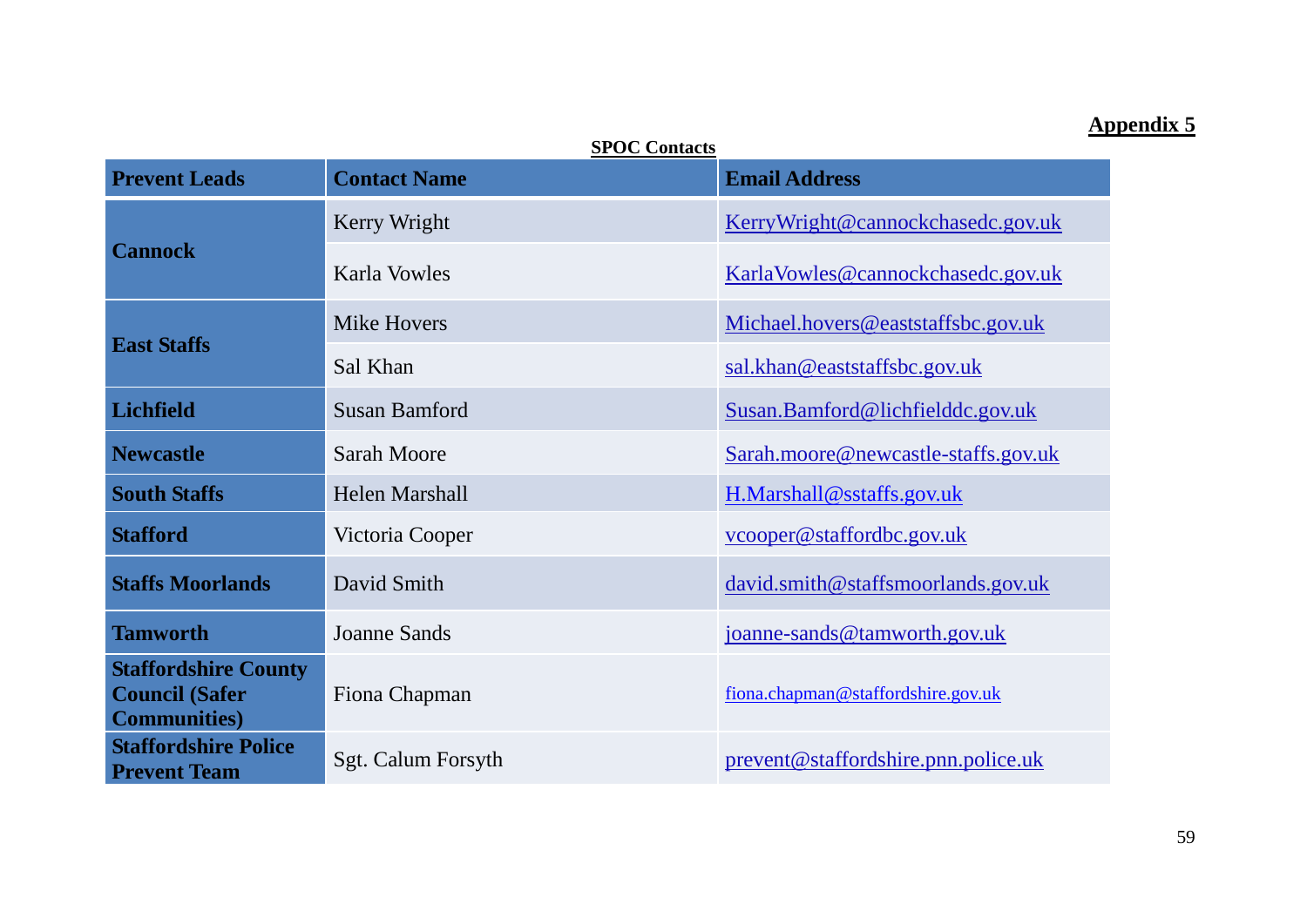**Appendix 5**

**SPOC Contacts**

| Prevent Leads | Contact Name | Email Address |
|---|---|---|
| **Cannock** | Kerry Wright | KerryWright@cannockchasedc.gov.uk |
| | Karla Vowles | KarlaVowles@cannockchasedc.gov.uk |
| **East Staffs** | Mike Hovers | Michael.hovers@eaststaffsbc.gov.uk |
| | Sal Khan | sal.khan@eaststaffsbc.gov.uk |
| **Lichfield** | Susan Bamford | Susan.Bamford@lichfielddc.gov.uk |
| **Newcastle** | Sarah Moore | Sarah.moore@newcastle-staffs.gov.uk |
| **South Staffs** | Helen Marshall | H.Marshall@sstaffs.gov.uk |
| **Stafford** | Victoria Cooper | vcooper@staffordbc.gov.uk |
| **Staffs Moorlands** | David Smith | david.smith@staffsmoorlands.gov.uk |
| **Tamworth** | Joanne Sands | joanne-sands@tamworth.gov.uk |
| **Staffordshire County Council (Safer Communities)** | Fiona Chapman | fiona.chapman@staffordshire.gov.uk |
| **Staffordshire Police Prevent Team** | Sgt. Calum Forsyth | prevent@staffordshire.pnn.police.uk |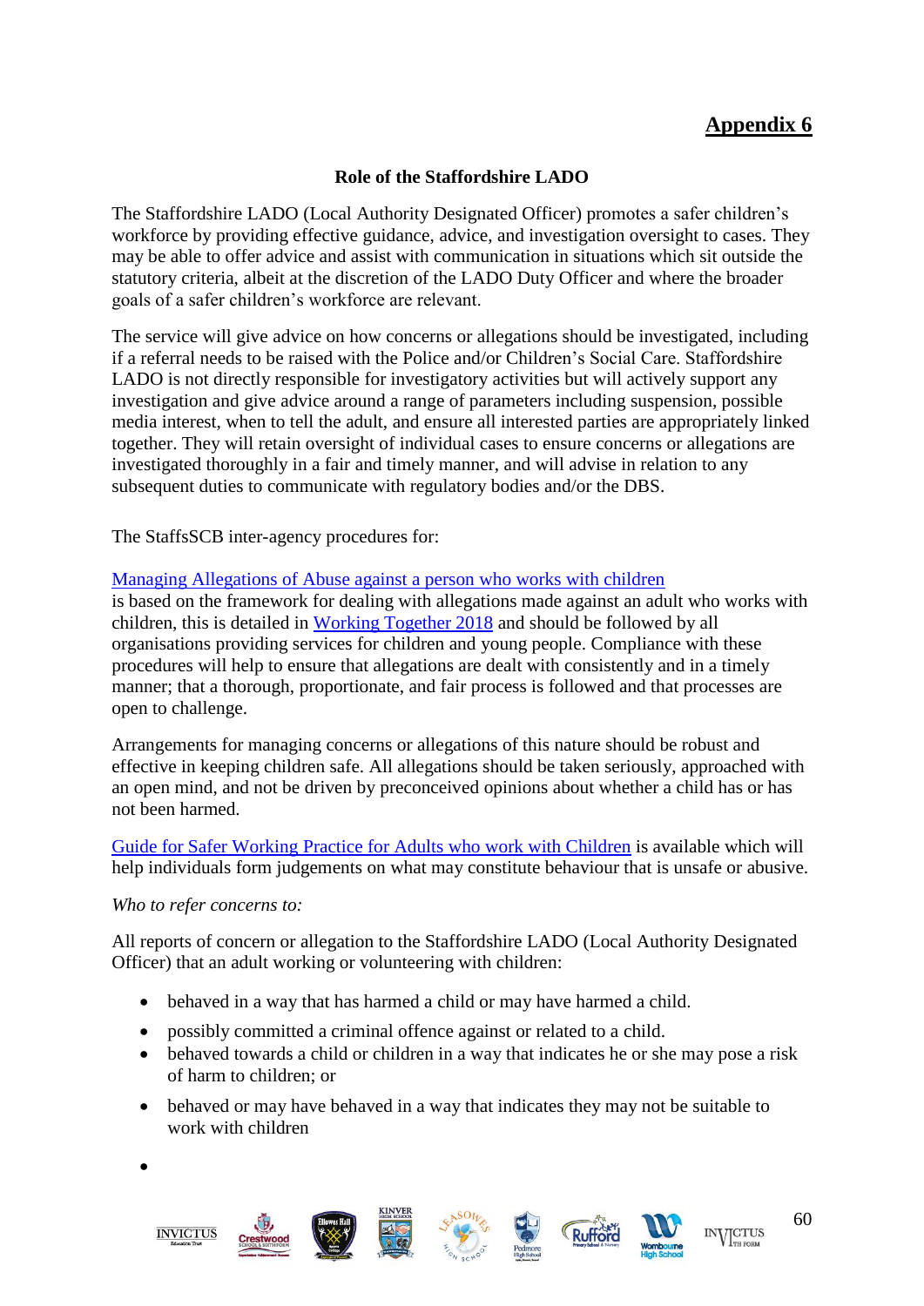## Appendix 6

### Role of the Staffordshire LADO

The Staffordshire LADO (Local Authority Designated Officer) promotes a safer children's workforce by providing effective guidance, advice, and investigation oversight to cases. They may be able to offer advice and assist with communication in situations which sit outside the statutory criteria, albeit at the discretion of the LADO Duty Officer and where the broader goals of a safer children's workforce are relevant.

The service will give advice on how concerns or allegations should be investigated, including if a referral needs to be raised with the Police and/or Children's Social Care. Staffordshire LADO is not directly responsible for investigatory activities but will actively support any investigation and give advice around a range of parameters including suspension, possible media interest, when to tell the adult, and ensure all interested parties are appropriately linked together. They will retain oversight of individual cases to ensure concerns or allegations are investigated thoroughly in a fair and timely manner, and will advise in relation to any subsequent duties to communicate with regulatory bodies and/or the DBS.

The StaffsSCB inter-agency procedures for:

Managing Allegations of Abuse against a person who works with children
is based on the framework for dealing with allegations made against an adult who works with children, this is detailed in Working Together 2018 and should be followed by all organisations providing services for children and young people. Compliance with these procedures will help to ensure that allegations are dealt with consistently and in a timely manner; that a thorough, proportionate, and fair process is followed and that processes are open to challenge.

Arrangements for managing concerns or allegations of this nature should be robust and effective in keeping children safe. All allegations should be taken seriously, approached with an open mind, and not be driven by preconceived opinions about whether a child has or has not been harmed.

Guide for Safer Working Practice for Adults who work with Children is available which will help individuals form judgements on what may constitute behaviour that is unsafe or abusive.

*Who to refer concerns to:*

All reports of concern or allegation to the Staffordshire LADO (Local Authority Designated Officer) that an adult working or volunteering with children:

- behaved in a way that has harmed a child or may have harmed a child.
- possibly committed a criminal offence against or related to a child.
- behaved towards a child or children in a way that indicates he or she may pose a risk of harm to children; or
- behaved or may have behaved in a way that indicates they may not be suitable to work with children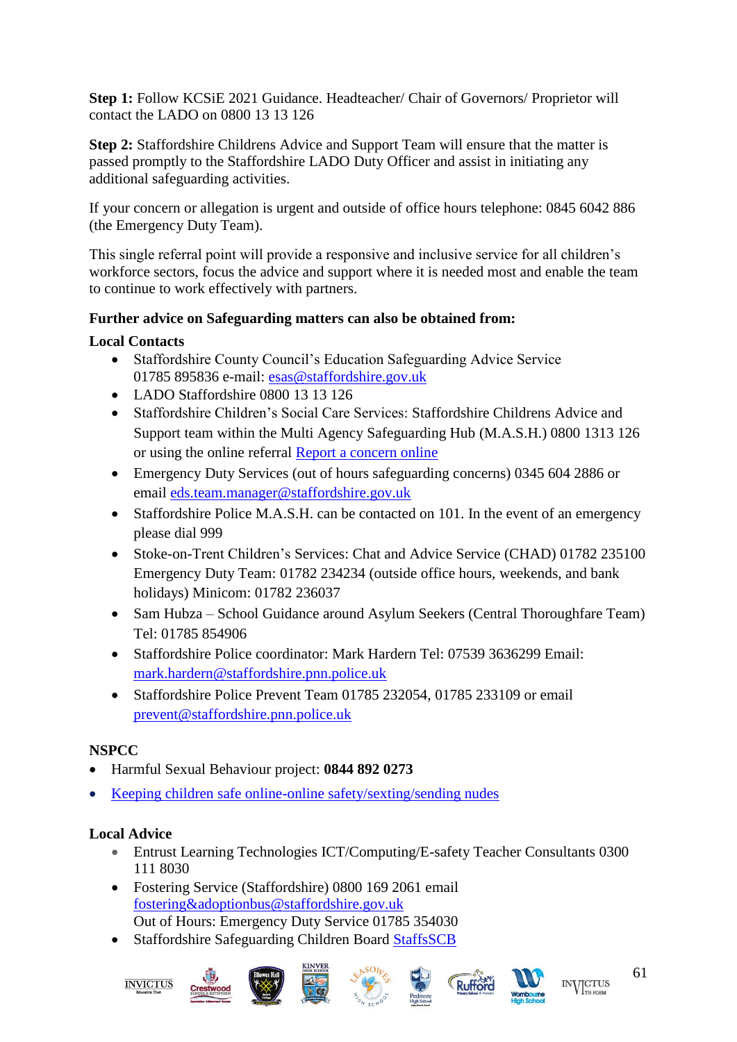**Step 1:** Follow KCSiE 2021 Guidance. Headteacher/ Chair of Governors/ Proprietor will contact the LADO on 0800 13 13 126

**Step 2:** Staffordshire Childrens Advice and Support Team will ensure that the matter is passed promptly to the Staffordshire LADO Duty Officer and assist in initiating any additional safeguarding activities.

If your concern or allegation is urgent and outside of office hours telephone: 0845 6042 886 (the Emergency Duty Team).

This single referral point will provide a responsive and inclusive service for all children's workforce sectors, focus the advice and support where it is needed most and enable the team to continue to work effectively with partners.

**Further advice on Safeguarding matters can also be obtained from:**

**Local Contacts**

- Staffordshire County Council's Education Safeguarding Advice Service 01785 895836 e-mail: esas@staffordshire.gov.uk
- LADO Staffordshire 0800 13 13 126
- Staffordshire Children's Social Care Services: Staffordshire Childrens Advice and Support team within the Multi Agency Safeguarding Hub (M.A.S.H.) 0800 1313 126 or using the online referral Report a concern online
- Emergency Duty Services (out of hours safeguarding concerns) 0345 604 2886 or email eds.team.manager@staffordshire.gov.uk
- Staffordshire Police M.A.S.H. can be contacted on 101. In the event of an emergency please dial 999
- Stoke-on-Trent Children's Services: Chat and Advice Service (CHAD) 01782 235100 Emergency Duty Team: 01782 234234 (outside office hours, weekends, and bank holidays) Minicom: 01782 236037
- Sam Hubza – School Guidance around Asylum Seekers (Central Thoroughfare Team) Tel: 01785 854906
- Staffordshire Police coordinator: Mark Hardern Tel: 07539 3636299 Email: mark.hardern@staffordshire.pnn.police.uk
- Staffordshire Police Prevent Team 01785 232054, 01785 233109 or email prevent@staffordshire.pnn.police.uk

**NSPCC**

- Harmful Sexual Behaviour project: **0844 892 0273**
- Keeping children safe online-online safety/sexting/sending nudes

**Local Advice**

- Entrust Learning Technologies ICT/Computing/E-safety Teacher Consultants 0300 111 8030
- Fostering Service (Staffordshire) 0800 169 2061 email fostering&adoptionbus@staffordshire.gov.uk
  Out of Hours: Emergency Duty Service 01785 354030
- Staffordshire Safeguarding Children Board StaffsSCB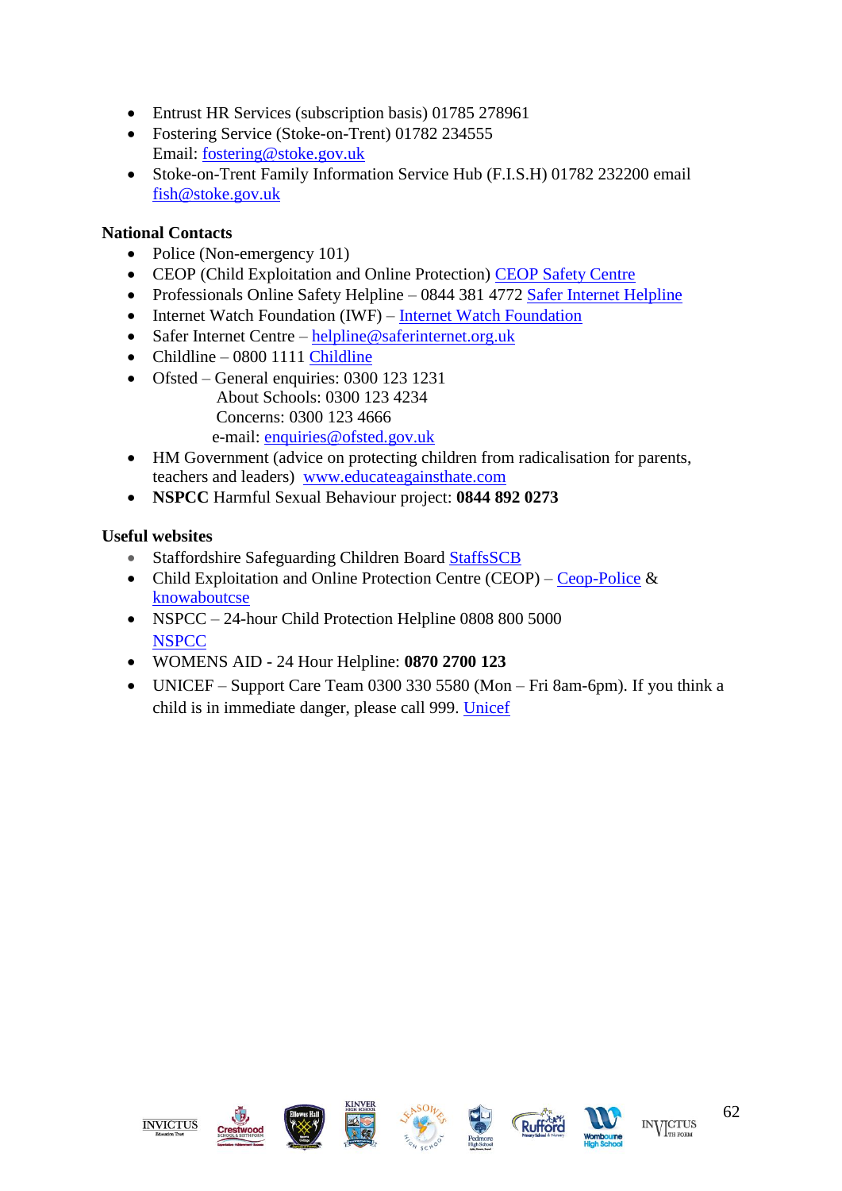- Entrust HR Services (subscription basis) 01785 278961
- Fostering Service (Stoke-on-Trent) 01782 234555
  Email: fostering@stoke.gov.uk
- Stoke-on-Trent Family Information Service Hub (F.I.S.H) 01782 232200 email fish@stoke.gov.uk

**National Contacts**

- Police (Non-emergency 101)
- CEOP (Child Exploitation and Online Protection) CEOP Safety Centre
- Professionals Online Safety Helpline – 0844 381 4772 Safer Internet Helpline
- Internet Watch Foundation (IWF) – Internet Watch Foundation
- Safer Internet Centre – helpline@saferinternet.org.uk
- Childline – 0800 1111 Childline
- Ofsted – General enquiries: 0300 123 1231
  About Schools: 0300 123 4234
  Concerns: 0300 123 4666
  e-mail: enquiries@ofsted.gov.uk
- HM Government (advice on protecting children from radicalisation for parents, teachers and leaders) www.educateagainsthate.com
- **NSPCC** Harmful Sexual Behaviour project: **0844 892 0273**

**Useful websites**

- Staffordshire Safeguarding Children Board StaffsSCB
- Child Exploitation and Online Protection Centre (CEOP) – Ceop-Police & knowaboutcse
- NSPCC – 24-hour Child Protection Helpline 0808 800 5000
  NSPCC
- WOMENS AID - 24 Hour Helpline: **0870 2700 123**
- UNICEF – Support Care Team 0300 330 5580 (Mon – Fri 8am-6pm). If you think a child is in immediate danger, please call 999. Unicef